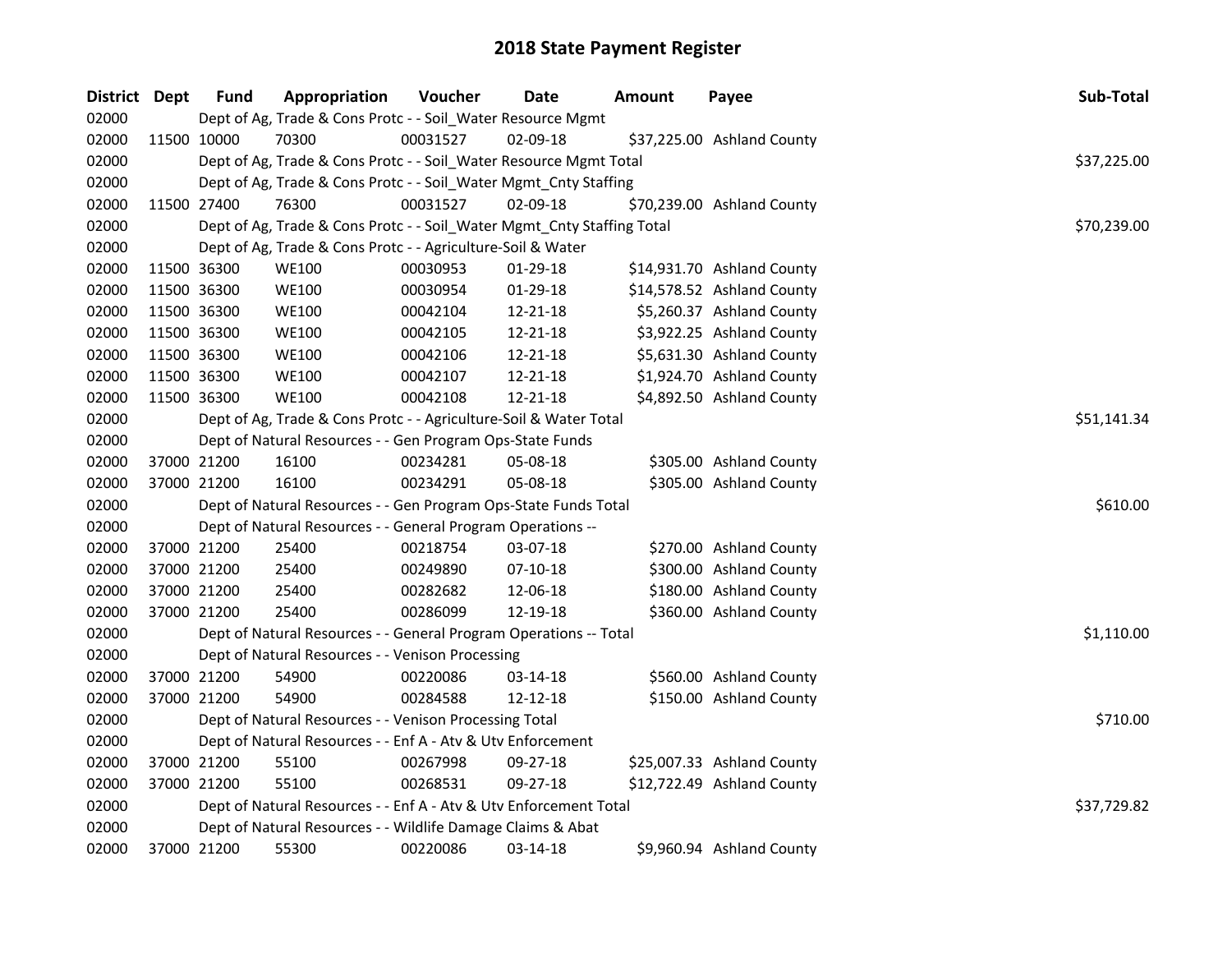# 2018 State Payment Register

| District | Dept | Fund | Appropriation | Voucher | Date | Amount | Payee | Sub-Total |
|---|---|---|---|---|---|---|---|---|
| 02000 | | Dept of Ag, Trade & Cons Protc - - Soil_Water Resource Mgmt | | | | | | |
| 02000 | 11500 | 10000 | 70300 | 00031527 | 02-09-18 | $37,225.00 | Ashland County | |
| 02000 | | Dept of Ag, Trade & Cons Protc - - Soil_Water Resource Mgmt Total | | | | | | $37,225.00 |
| 02000 | | Dept of Ag, Trade & Cons Protc - - Soil_Water Mgmt_Cnty Staffing | | | | | | |
| 02000 | 11500 | 27400 | 76300 | 00031527 | 02-09-18 | $70,239.00 | Ashland County | |
| 02000 | | Dept of Ag, Trade & Cons Protc - - Soil_Water Mgmt_Cnty Staffing Total | | | | | | $70,239.00 |
| 02000 | | Dept of Ag, Trade & Cons Protc - - Agriculture-Soil & Water | | | | | | |
| 02000 | 11500 | 36300 | WE100 | 00030953 | 01-29-18 | $14,931.70 | Ashland County | |
| 02000 | 11500 | 36300 | WE100 | 00030954 | 01-29-18 | $14,578.52 | Ashland County | |
| 02000 | 11500 | 36300 | WE100 | 00042104 | 12-21-18 | $5,260.37 | Ashland County | |
| 02000 | 11500 | 36300 | WE100 | 00042105 | 12-21-18 | $3,922.25 | Ashland County | |
| 02000 | 11500 | 36300 | WE100 | 00042106 | 12-21-18 | $5,631.30 | Ashland County | |
| 02000 | 11500 | 36300 | WE100 | 00042107 | 12-21-18 | $1,924.70 | Ashland County | |
| 02000 | 11500 | 36300 | WE100 | 00042108 | 12-21-18 | $4,892.50 | Ashland County | |
| 02000 | | Dept of Ag, Trade & Cons Protc - - Agriculture-Soil & Water Total | | | | | | $51,141.34 |
| 02000 | | Dept of Natural Resources - - Gen Program Ops-State Funds | | | | | | |
| 02000 | 37000 | 21200 | 16100 | 00234281 | 05-08-18 | $305.00 | Ashland County | |
| 02000 | 37000 | 21200 | 16100 | 00234291 | 05-08-18 | $305.00 | Ashland County | |
| 02000 | | Dept of Natural Resources - - Gen Program Ops-State Funds Total | | | | | | $610.00 |
| 02000 | | Dept of Natural Resources - - General Program Operations -- | | | | | | |
| 02000 | 37000 | 21200 | 25400 | 00218754 | 03-07-18 | $270.00 | Ashland County | |
| 02000 | 37000 | 21200 | 25400 | 00249890 | 07-10-18 | $300.00 | Ashland County | |
| 02000 | 37000 | 21200 | 25400 | 00282682 | 12-06-18 | $180.00 | Ashland County | |
| 02000 | 37000 | 21200 | 25400 | 00286099 | 12-19-18 | $360.00 | Ashland County | |
| 02000 | | Dept of Natural Resources - - General Program Operations -- Total | | | | | | $1,110.00 |
| 02000 | | Dept of Natural Resources - - Venison Processing | | | | | | |
| 02000 | 37000 | 21200 | 54900 | 00220086 | 03-14-18 | $560.00 | Ashland County | |
| 02000 | 37000 | 21200 | 54900 | 00284588 | 12-12-18 | $150.00 | Ashland County | |
| 02000 | | Dept of Natural Resources - - Venison Processing Total | | | | | | $710.00 |
| 02000 | | Dept of Natural Resources - - Enf A - Atv & Utv Enforcement | | | | | | |
| 02000 | 37000 | 21200 | 55100 | 00267998 | 09-27-18 | $25,007.33 | Ashland County | |
| 02000 | 37000 | 21200 | 55100 | 00268531 | 09-27-18 | $12,722.49 | Ashland County | |
| 02000 | | Dept of Natural Resources - - Enf A - Atv & Utv Enforcement Total | | | | | | $37,729.82 |
| 02000 | | Dept of Natural Resources - - Wildlife Damage Claims & Abat | | | | | | |
| 02000 | 37000 | 21200 | 55300 | 00220086 | 03-14-18 | $9,960.94 | Ashland County | |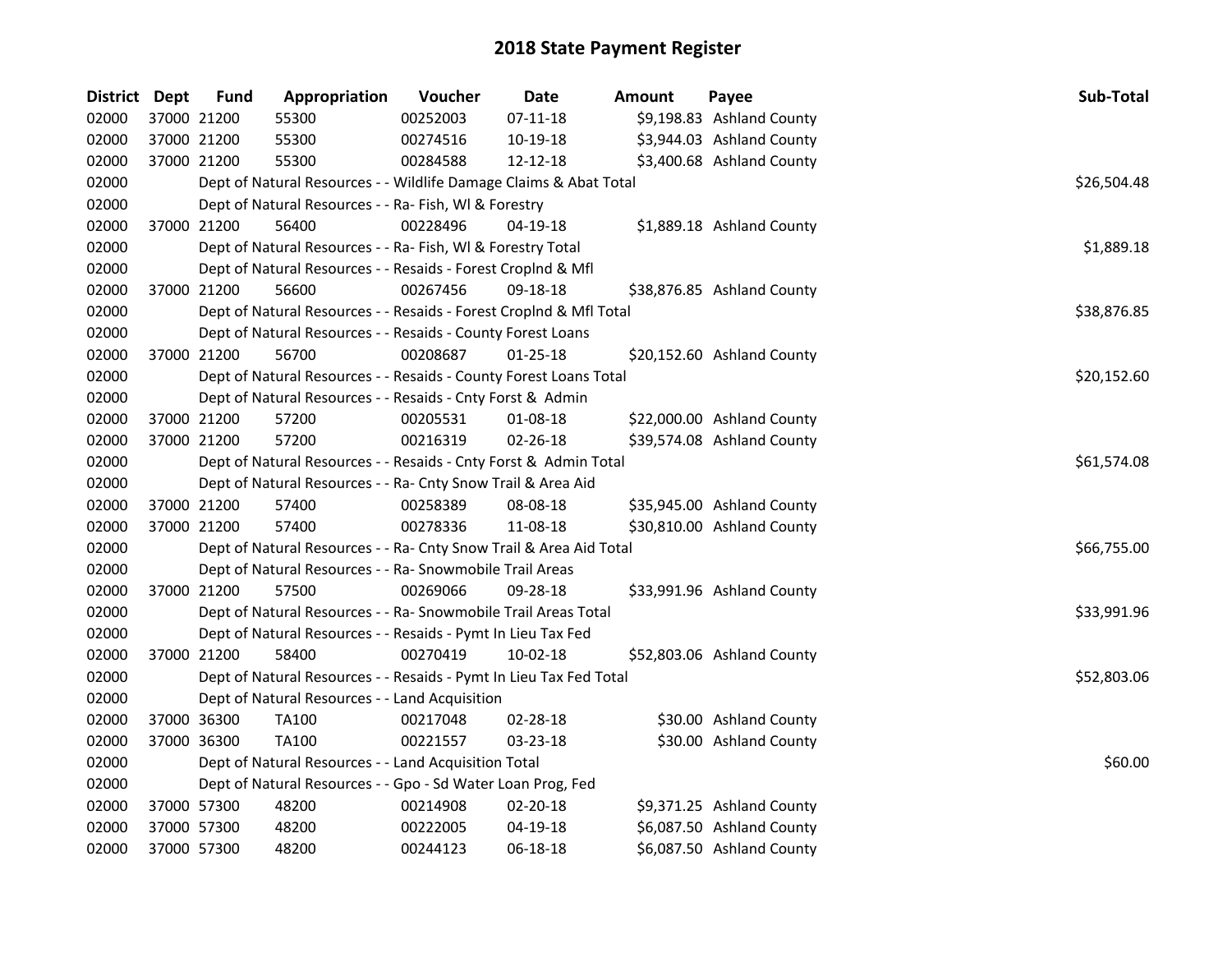# 2018 State Payment Register

| District | Dept | Fund | Appropriation | Voucher | Date | Amount | Payee | Sub-Total |
|---|---|---|---|---|---|---|---|---|
| 02000 | 37000 | 21200 | 55300 | 00252003 | 07-11-18 | $9,198.83 | Ashland County | |
| 02000 | 37000 | 21200 | 55300 | 00274516 | 10-19-18 | $3,944.03 | Ashland County | |
| 02000 | 37000 | 21200 | 55300 | 00284588 | 12-12-18 | $3,400.68 | Ashland County | |
| 02000 | | Dept of Natural Resources - - Wildlife Damage Claims & Abat Total | | | | | | $26,504.48 |
| 02000 | | Dept of Natural Resources - - Ra- Fish, Wl & Forestry | | | | | | |
| 02000 | 37000 | 21200 | 56400 | 00228496 | 04-19-18 | $1,889.18 | Ashland County | |
| 02000 | | Dept of Natural Resources - - Ra- Fish, Wl & Forestry Total | | | | | | $1,889.18 |
| 02000 | | Dept of Natural Resources - - Resaids - Forest Croplnd & Mfl | | | | | | |
| 02000 | 37000 | 21200 | 56600 | 00267456 | 09-18-18 | $38,876.85 | Ashland County | |
| 02000 | | Dept of Natural Resources - - Resaids - Forest Croplnd & Mfl Total | | | | | | $38,876.85 |
| 02000 | | Dept of Natural Resources - - Resaids - County Forest Loans | | | | | | |
| 02000 | 37000 | 21200 | 56700 | 00208687 | 01-25-18 | $20,152.60 | Ashland County | |
| 02000 | | Dept of Natural Resources - - Resaids - County Forest Loans Total | | | | | | $20,152.60 |
| 02000 | | Dept of Natural Resources - - Resaids - Cnty Forst & Admin | | | | | | |
| 02000 | 37000 | 21200 | 57200 | 00205531 | 01-08-18 | $22,000.00 | Ashland County | |
| 02000 | 37000 | 21200 | 57200 | 00216319 | 02-26-18 | $39,574.08 | Ashland County | |
| 02000 | | Dept of Natural Resources - - Resaids - Cnty Forst & Admin Total | | | | | | $61,574.08 |
| 02000 | | Dept of Natural Resources - - Ra- Cnty Snow Trail & Area Aid | | | | | | |
| 02000 | 37000 | 21200 | 57400 | 00258389 | 08-08-18 | $35,945.00 | Ashland County | |
| 02000 | 37000 | 21200 | 57400 | 00278336 | 11-08-18 | $30,810.00 | Ashland County | |
| 02000 | | Dept of Natural Resources - - Ra- Cnty Snow Trail & Area Aid Total | | | | | | $66,755.00 |
| 02000 | | Dept of Natural Resources - - Ra- Snowmobile Trail Areas | | | | | | |
| 02000 | 37000 | 21200 | 57500 | 00269066 | 09-28-18 | $33,991.96 | Ashland County | |
| 02000 | | Dept of Natural Resources - - Ra- Snowmobile Trail Areas Total | | | | | | $33,991.96 |
| 02000 | | Dept of Natural Resources - - Resaids - Pymt In Lieu Tax Fed | | | | | | |
| 02000 | 37000 | 21200 | 58400 | 00270419 | 10-02-18 | $52,803.06 | Ashland County | |
| 02000 | | Dept of Natural Resources - - Resaids - Pymt In Lieu Tax Fed Total | | | | | | $52,803.06 |
| 02000 | | Dept of Natural Resources - - Land Acquisition | | | | | | |
| 02000 | 37000 | 36300 | TA100 | 00217048 | 02-28-18 | $30.00 | Ashland County | |
| 02000 | 37000 | 36300 | TA100 | 00221557 | 03-23-18 | $30.00 | Ashland County | |
| 02000 | | Dept of Natural Resources - - Land Acquisition Total | | | | | | $60.00 |
| 02000 | | Dept of Natural Resources - - Gpo - Sd Water Loan Prog, Fed | | | | | | |
| 02000 | 37000 | 57300 | 48200 | 00214908 | 02-20-18 | $9,371.25 | Ashland County | |
| 02000 | 37000 | 57300 | 48200 | 00222005 | 04-19-18 | $6,087.50 | Ashland County | |
| 02000 | 37000 | 57300 | 48200 | 00244123 | 06-18-18 | $6,087.50 | Ashland County | |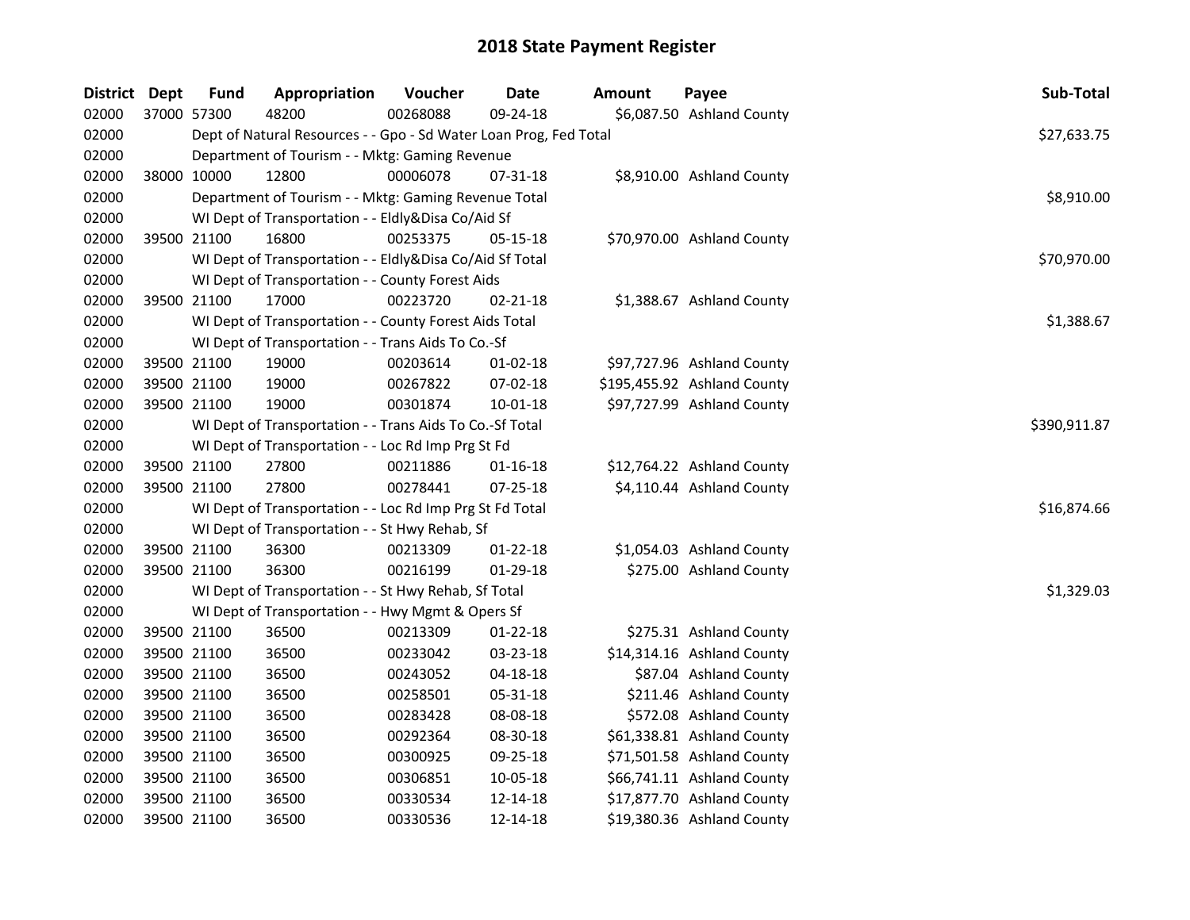# 2018 State Payment Register

| District | Dept | Fund | Appropriation | Voucher | Date | Amount | Payee | Sub-Total |
|---|---|---|---|---|---|---|---|---|
| 02000 | 37000 | 57300 | 48200 | 00268088 | 09-24-18 | $6,087.50 | Ashland County | |
| 02000 | | | Dept of Natural Resources - - Gpo - Sd Water Loan Prog, Fed Total | | | | | $27,633.75 |
| 02000 | | | Department of Tourism - - Mktg: Gaming Revenue | | | | | |
| 02000 | 38000 | 10000 | 12800 | 00006078 | 07-31-18 | $8,910.00 | Ashland County | |
| 02000 | | | Department of Tourism - - Mktg: Gaming Revenue Total | | | | | $8,910.00 |
| 02000 | | | WI Dept of Transportation - - Eldly&Disa Co/Aid Sf | | | | | |
| 02000 | 39500 | 21100 | 16800 | 00253375 | 05-15-18 | $70,970.00 | Ashland County | |
| 02000 | | | WI Dept of Transportation - - Eldly&Disa Co/Aid Sf Total | | | | | $70,970.00 |
| 02000 | | | WI Dept of Transportation - - County Forest Aids | | | | | |
| 02000 | 39500 | 21100 | 17000 | 00223720 | 02-21-18 | $1,388.67 | Ashland County | |
| 02000 | | | WI Dept of Transportation - - County Forest Aids Total | | | | | $1,388.67 |
| 02000 | | | WI Dept of Transportation - - Trans Aids To Co.-Sf | | | | | |
| 02000 | 39500 | 21100 | 19000 | 00203614 | 01-02-18 | $97,727.96 | Ashland County | |
| 02000 | 39500 | 21100 | 19000 | 00267822 | 07-02-18 | $195,455.92 | Ashland County | |
| 02000 | 39500 | 21100 | 19000 | 00301874 | 10-01-18 | $97,727.99 | Ashland County | |
| 02000 | | | WI Dept of Transportation - - Trans Aids To Co.-Sf Total | | | | | $390,911.87 |
| 02000 | | | WI Dept of Transportation - - Loc Rd Imp Prg St Fd | | | | | |
| 02000 | 39500 | 21100 | 27800 | 00211886 | 01-16-18 | $12,764.22 | Ashland County | |
| 02000 | 39500 | 21100 | 27800 | 00278441 | 07-25-18 | $4,110.44 | Ashland County | |
| 02000 | | | WI Dept of Transportation - - Loc Rd Imp Prg St Fd Total | | | | | $16,874.66 |
| 02000 | | | WI Dept of Transportation - - St Hwy Rehab, Sf | | | | | |
| 02000 | 39500 | 21100 | 36300 | 00213309 | 01-22-18 | $1,054.03 | Ashland County | |
| 02000 | 39500 | 21100 | 36300 | 00216199 | 01-29-18 | $275.00 | Ashland County | |
| 02000 | | | WI Dept of Transportation - - St Hwy Rehab, Sf Total | | | | | $1,329.03 |
| 02000 | | | WI Dept of Transportation - - Hwy Mgmt & Opers Sf | | | | | |
| 02000 | 39500 | 21100 | 36500 | 00213309 | 01-22-18 | $275.31 | Ashland County | |
| 02000 | 39500 | 21100 | 36500 | 00233042 | 03-23-18 | $14,314.16 | Ashland County | |
| 02000 | 39500 | 21100 | 36500 | 00243052 | 04-18-18 | $87.04 | Ashland County | |
| 02000 | 39500 | 21100 | 36500 | 00258501 | 05-31-18 | $211.46 | Ashland County | |
| 02000 | 39500 | 21100 | 36500 | 00283428 | 08-08-18 | $572.08 | Ashland County | |
| 02000 | 39500 | 21100 | 36500 | 00292364 | 08-30-18 | $61,338.81 | Ashland County | |
| 02000 | 39500 | 21100 | 36500 | 00300925 | 09-25-18 | $71,501.58 | Ashland County | |
| 02000 | 39500 | 21100 | 36500 | 00306851 | 10-05-18 | $66,741.11 | Ashland County | |
| 02000 | 39500 | 21100 | 36500 | 00330534 | 12-14-18 | $17,877.70 | Ashland County | |
| 02000 | 39500 | 21100 | 36500 | 00330536 | 12-14-18 | $19,380.36 | Ashland County | |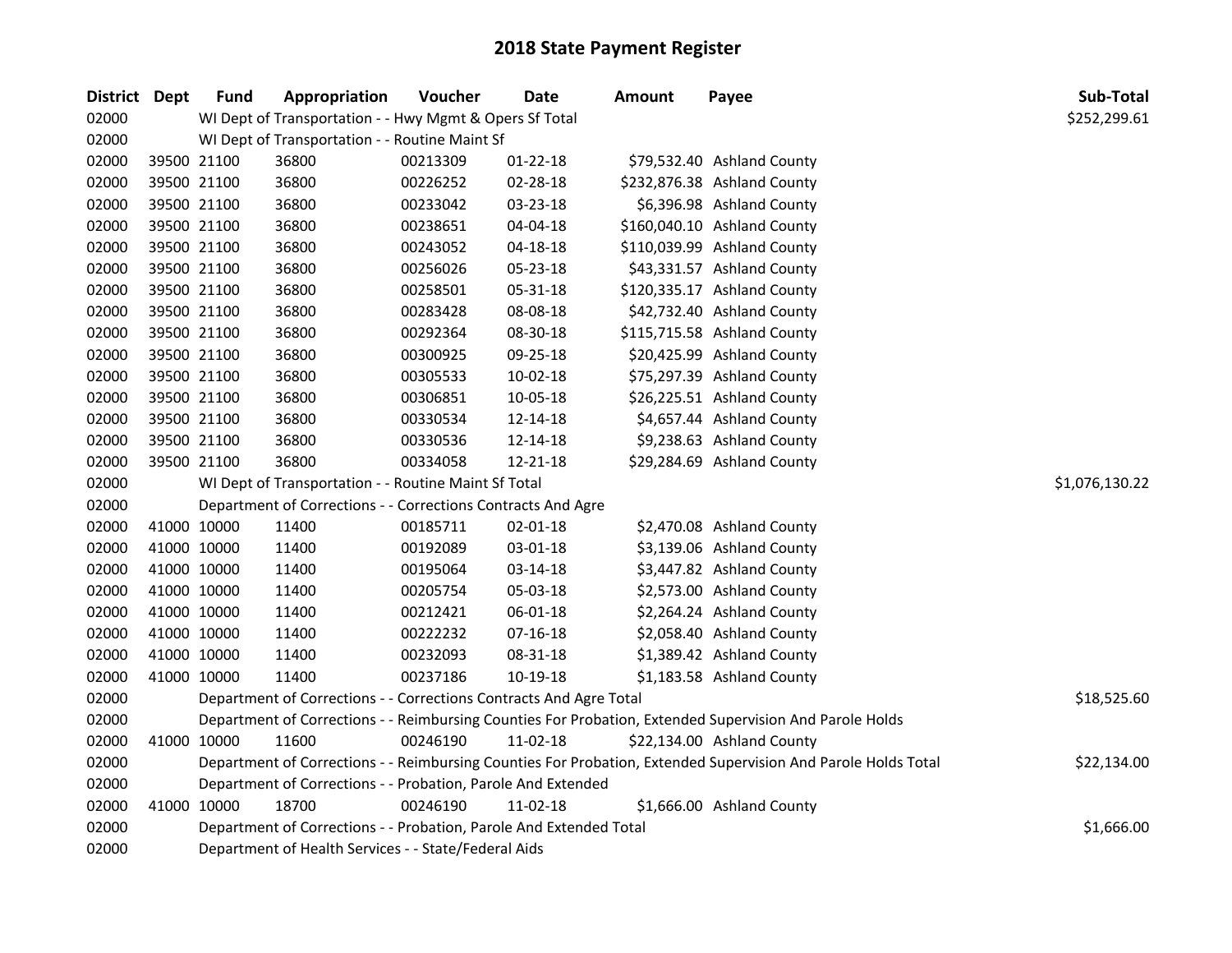# 2018 State Payment Register

| District | Dept | Fund | Appropriation | Voucher | Date | Amount | Payee | Sub-Total |
|---|---|---|---|---|---|---|---|---|
| 02000 | | WI Dept of Transportation - - Hwy Mgmt & Opers Sf Total | | | | | | $252,299.61 |
| 02000 | | WI Dept of Transportation - - Routine Maint Sf | | | | | | |
| 02000 | 39500 | 21100 | 36800 | 00213309 | 01-22-18 | $79,532.40 | Ashland County | |
| 02000 | 39500 | 21100 | 36800 | 00226252 | 02-28-18 | $232,876.38 | Ashland County | |
| 02000 | 39500 | 21100 | 36800 | 00233042 | 03-23-18 | $6,396.98 | Ashland County | |
| 02000 | 39500 | 21100 | 36800 | 00238651 | 04-04-18 | $160,040.10 | Ashland County | |
| 02000 | 39500 | 21100 | 36800 | 00243052 | 04-18-18 | $110,039.99 | Ashland County | |
| 02000 | 39500 | 21100 | 36800 | 00256026 | 05-23-18 | $43,331.57 | Ashland County | |
| 02000 | 39500 | 21100 | 36800 | 00258501 | 05-31-18 | $120,335.17 | Ashland County | |
| 02000 | 39500 | 21100 | 36800 | 00283428 | 08-08-18 | $42,732.40 | Ashland County | |
| 02000 | 39500 | 21100 | 36800 | 00292364 | 08-30-18 | $115,715.58 | Ashland County | |
| 02000 | 39500 | 21100 | 36800 | 00300925 | 09-25-18 | $20,425.99 | Ashland County | |
| 02000 | 39500 | 21100 | 36800 | 00305533 | 10-02-18 | $75,297.39 | Ashland County | |
| 02000 | 39500 | 21100 | 36800 | 00306851 | 10-05-18 | $26,225.51 | Ashland County | |
| 02000 | 39500 | 21100 | 36800 | 00330534 | 12-14-18 | $4,657.44 | Ashland County | |
| 02000 | 39500 | 21100 | 36800 | 00330536 | 12-14-18 | $9,238.63 | Ashland County | |
| 02000 | 39500 | 21100 | 36800 | 00334058 | 12-21-18 | $29,284.69 | Ashland County | |
| 02000 | | WI Dept of Transportation - - Routine Maint Sf Total | | | | | | $1,076,130.22 |
| 02000 | | Department of Corrections - - Corrections Contracts And Agre | | | | | | |
| 02000 | 41000 | 10000 | 11400 | 00185711 | 02-01-18 | $2,470.08 | Ashland County | |
| 02000 | 41000 | 10000 | 11400 | 00192089 | 03-01-18 | $3,139.06 | Ashland County | |
| 02000 | 41000 | 10000 | 11400 | 00195064 | 03-14-18 | $3,447.82 | Ashland County | |
| 02000 | 41000 | 10000 | 11400 | 00205754 | 05-03-18 | $2,573.00 | Ashland County | |
| 02000 | 41000 | 10000 | 11400 | 00212421 | 06-01-18 | $2,264.24 | Ashland County | |
| 02000 | 41000 | 10000 | 11400 | 00222232 | 07-16-18 | $2,058.40 | Ashland County | |
| 02000 | 41000 | 10000 | 11400 | 00232093 | 08-31-18 | $1,389.42 | Ashland County | |
| 02000 | 41000 | 10000 | 11400 | 00237186 | 10-19-18 | $1,183.58 | Ashland County | |
| 02000 | | Department of Corrections - - Corrections Contracts And Agre Total | | | | | | $18,525.60 |
| 02000 | | Department of Corrections - - Reimbursing Counties For Probation, Extended Supervision And Parole Holds | | | | | | |
| 02000 | 41000 | 10000 | 11600 | 00246190 | 11-02-18 | $22,134.00 | Ashland County | |
| 02000 | | Department of Corrections - - Reimbursing Counties For Probation, Extended Supervision And Parole Holds Total | | | | | | $22,134.00 |
| 02000 | | Department of Corrections - - Probation, Parole And Extended | | | | | | |
| 02000 | 41000 | 10000 | 18700 | 00246190 | 11-02-18 | $1,666.00 | Ashland County | |
| 02000 | | Department of Corrections - - Probation, Parole And Extended Total | | | | | | $1,666.00 |
| 02000 | | Department of Health Services - - State/Federal Aids | | | | | | |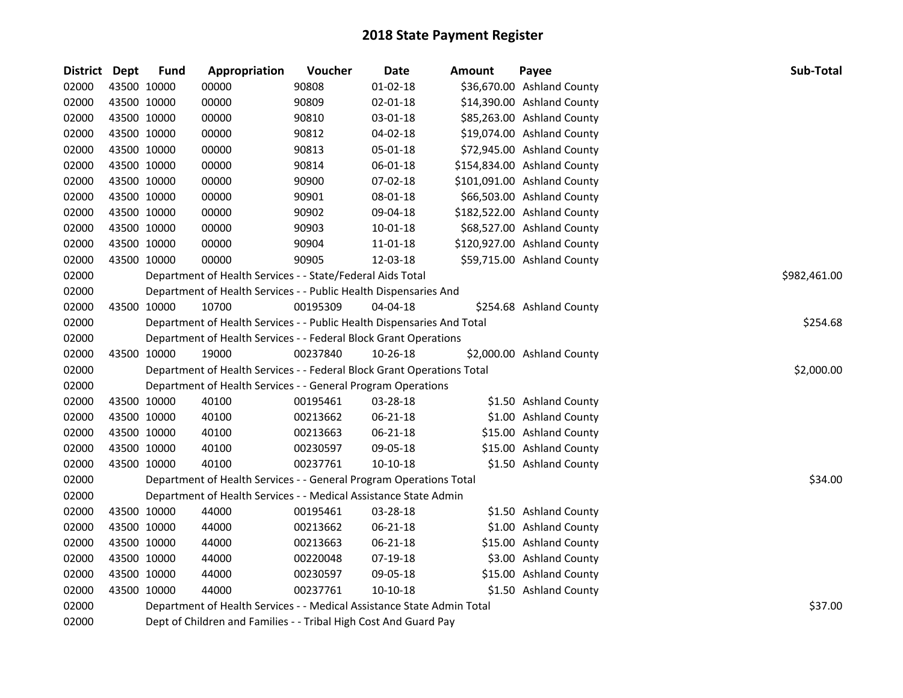# 2018 State Payment Register

| District | Dept | Fund | Appropriation | Voucher | Date | Amount | Payee | Sub-Total |
|---|---|---|---|---|---|---|---|---|
| 02000 | 43500 | 10000 | 00000 | 90808 | 01-02-18 | $36,670.00 | Ashland County | |
| 02000 | 43500 | 10000 | 00000 | 90809 | 02-01-18 | $14,390.00 | Ashland County | |
| 02000 | 43500 | 10000 | 00000 | 90810 | 03-01-18 | $85,263.00 | Ashland County | |
| 02000 | 43500 | 10000 | 00000 | 90812 | 04-02-18 | $19,074.00 | Ashland County | |
| 02000 | 43500 | 10000 | 00000 | 90813 | 05-01-18 | $72,945.00 | Ashland County | |
| 02000 | 43500 | 10000 | 00000 | 90814 | 06-01-18 | $154,834.00 | Ashland County | |
| 02000 | 43500 | 10000 | 00000 | 90900 | 07-02-18 | $101,091.00 | Ashland County | |
| 02000 | 43500 | 10000 | 00000 | 90901 | 08-01-18 | $66,503.00 | Ashland County | |
| 02000 | 43500 | 10000 | 00000 | 90902 | 09-04-18 | $182,522.00 | Ashland County | |
| 02000 | 43500 | 10000 | 00000 | 90903 | 10-01-18 | $68,527.00 | Ashland County | |
| 02000 | 43500 | 10000 | 00000 | 90904 | 11-01-18 | $120,927.00 | Ashland County | |
| 02000 | 43500 | 10000 | 00000 | 90905 | 12-03-18 | $59,715.00 | Ashland County | |
| 02000 | | Department of Health Services - - State/Federal Aids Total | | | | | | $982,461.00 |
| 02000 | | Department of Health Services - - Public Health Dispensaries And | | | | | | |
| 02000 | 43500 | 10000 | 10700 | 00195309 | 04-04-18 | $254.68 | Ashland County | |
| 02000 | | Department of Health Services - - Public Health Dispensaries And Total | | | | | | $254.68 |
| 02000 | | Department of Health Services - - Federal Block Grant Operations | | | | | | |
| 02000 | 43500 | 10000 | 19000 | 00237840 | 10-26-18 | $2,000.00 | Ashland County | |
| 02000 | | Department of Health Services - - Federal Block Grant Operations Total | | | | | | $2,000.00 |
| 02000 | | Department of Health Services - - General Program Operations | | | | | | |
| 02000 | 43500 | 10000 | 40100 | 00195461 | 03-28-18 | $1.50 | Ashland County | |
| 02000 | 43500 | 10000 | 40100 | 00213662 | 06-21-18 | $1.00 | Ashland County | |
| 02000 | 43500 | 10000 | 40100 | 00213663 | 06-21-18 | $15.00 | Ashland County | |
| 02000 | 43500 | 10000 | 40100 | 00230597 | 09-05-18 | $15.00 | Ashland County | |
| 02000 | 43500 | 10000 | 40100 | 00237761 | 10-10-18 | $1.50 | Ashland County | |
| 02000 | | Department of Health Services - - General Program Operations Total | | | | | | $34.00 |
| 02000 | | Department of Health Services - - Medical Assistance State Admin | | | | | | |
| 02000 | 43500 | 10000 | 44000 | 00195461 | 03-28-18 | $1.50 | Ashland County | |
| 02000 | 43500 | 10000 | 44000 | 00213662 | 06-21-18 | $1.00 | Ashland County | |
| 02000 | 43500 | 10000 | 44000 | 00213663 | 06-21-18 | $15.00 | Ashland County | |
| 02000 | 43500 | 10000 | 44000 | 00220048 | 07-19-18 | $3.00 | Ashland County | |
| 02000 | 43500 | 10000 | 44000 | 00230597 | 09-05-18 | $15.00 | Ashland County | |
| 02000 | 43500 | 10000 | 44000 | 00237761 | 10-10-18 | $1.50 | Ashland County | |
| 02000 | | Department of Health Services - - Medical Assistance State Admin Total | | | | | | $37.00 |
| 02000 | | Dept of Children and Families - - Tribal High Cost And Guard Pay | | | | | | |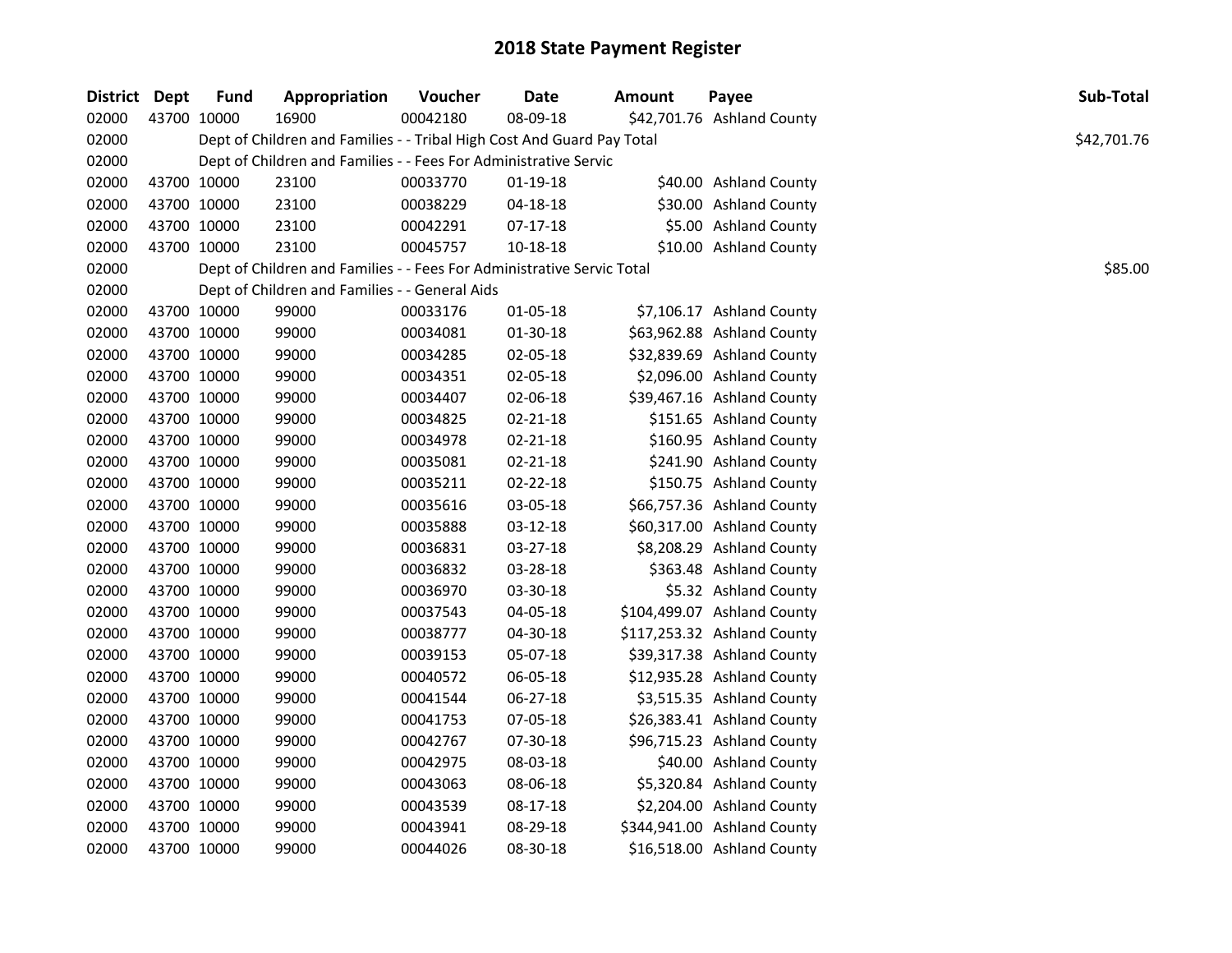# 2018 State Payment Register

| District | Dept | Fund | Appropriation | Voucher | Date | Amount | Payee | Sub-Total |
|---|---|---|---|---|---|---|---|---|
| 02000 | 43700 | 10000 | 16900 | 00042180 | 08-09-18 | $42,701.76 | Ashland County | |
| 02000 | | Dept of Children and Families - - Tribal High Cost And Guard Pay Total | | | | | | $42,701.76 |
| 02000 | | Dept of Children and Families - - Fees For Administrative Servic | | | | | | |
| 02000 | 43700 | 10000 | 23100 | 00033770 | 01-19-18 | $40.00 | Ashland County | |
| 02000 | 43700 | 10000 | 23100 | 00038229 | 04-18-18 | $30.00 | Ashland County | |
| 02000 | 43700 | 10000 | 23100 | 00042291 | 07-17-18 | $5.00 | Ashland County | |
| 02000 | 43700 | 10000 | 23100 | 00045757 | 10-18-18 | $10.00 | Ashland County | |
| 02000 | | Dept of Children and Families - - Fees For Administrative Servic Total | | | | | | $85.00 |
| 02000 | | Dept of Children and Families - - General Aids | | | | | | |
| 02000 | 43700 | 10000 | 99000 | 00033176 | 01-05-18 | $7,106.17 | Ashland County | |
| 02000 | 43700 | 10000 | 99000 | 00034081 | 01-30-18 | $63,962.88 | Ashland County | |
| 02000 | 43700 | 10000 | 99000 | 00034285 | 02-05-18 | $32,839.69 | Ashland County | |
| 02000 | 43700 | 10000 | 99000 | 00034351 | 02-05-18 | $2,096.00 | Ashland County | |
| 02000 | 43700 | 10000 | 99000 | 00034407 | 02-06-18 | $39,467.16 | Ashland County | |
| 02000 | 43700 | 10000 | 99000 | 00034825 | 02-21-18 | $151.65 | Ashland County | |
| 02000 | 43700 | 10000 | 99000 | 00034978 | 02-21-18 | $160.95 | Ashland County | |
| 02000 | 43700 | 10000 | 99000 | 00035081 | 02-21-18 | $241.90 | Ashland County | |
| 02000 | 43700 | 10000 | 99000 | 00035211 | 02-22-18 | $150.75 | Ashland County | |
| 02000 | 43700 | 10000 | 99000 | 00035616 | 03-05-18 | $66,757.36 | Ashland County | |
| 02000 | 43700 | 10000 | 99000 | 00035888 | 03-12-18 | $60,317.00 | Ashland County | |
| 02000 | 43700 | 10000 | 99000 | 00036831 | 03-27-18 | $8,208.29 | Ashland County | |
| 02000 | 43700 | 10000 | 99000 | 00036832 | 03-28-18 | $363.48 | Ashland County | |
| 02000 | 43700 | 10000 | 99000 | 00036970 | 03-30-18 | $5.32 | Ashland County | |
| 02000 | 43700 | 10000 | 99000 | 00037543 | 04-05-18 | $104,499.07 | Ashland County | |
| 02000 | 43700 | 10000 | 99000 | 00038777 | 04-30-18 | $117,253.32 | Ashland County | |
| 02000 | 43700 | 10000 | 99000 | 00039153 | 05-07-18 | $39,317.38 | Ashland County | |
| 02000 | 43700 | 10000 | 99000 | 00040572 | 06-05-18 | $12,935.28 | Ashland County | |
| 02000 | 43700 | 10000 | 99000 | 00041544 | 06-27-18 | $3,515.35 | Ashland County | |
| 02000 | 43700 | 10000 | 99000 | 00041753 | 07-05-18 | $26,383.41 | Ashland County | |
| 02000 | 43700 | 10000 | 99000 | 00042767 | 07-30-18 | $96,715.23 | Ashland County | |
| 02000 | 43700 | 10000 | 99000 | 00042975 | 08-03-18 | $40.00 | Ashland County | |
| 02000 | 43700 | 10000 | 99000 | 00043063 | 08-06-18 | $5,320.84 | Ashland County | |
| 02000 | 43700 | 10000 | 99000 | 00043539 | 08-17-18 | $2,204.00 | Ashland County | |
| 02000 | 43700 | 10000 | 99000 | 00043941 | 08-29-18 | $344,941.00 | Ashland County | |
| 02000 | 43700 | 10000 | 99000 | 00044026 | 08-30-18 | $16,518.00 | Ashland County | |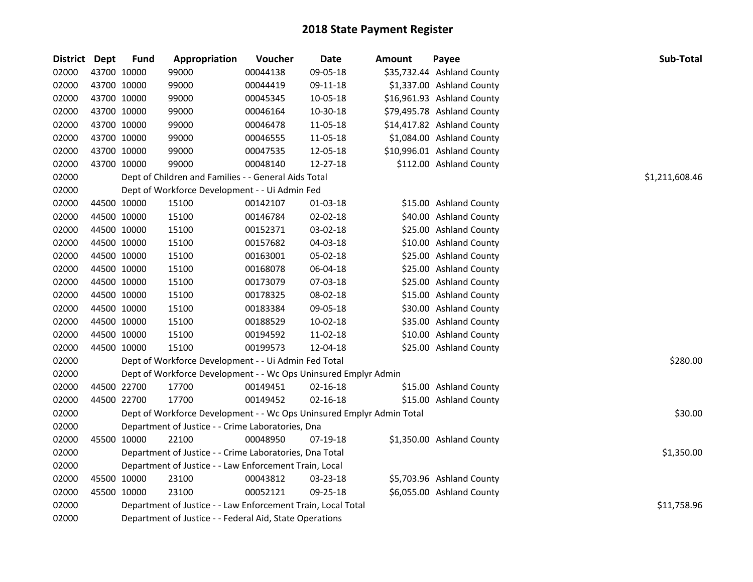## 2018 State Payment Register

| District | Dept | Fund | Appropriation | Voucher | Date | Amount | Payee | Sub-Total |
|---|---|---|---|---|---|---|---|---|
| 02000 | 43700 | 10000 | 99000 | 00044138 | 09-05-18 | $35,732.44 | Ashland County | |
| 02000 | 43700 | 10000 | 99000 | 00044419 | 09-11-18 | $1,337.00 | Ashland County | |
| 02000 | 43700 | 10000 | 99000 | 00045345 | 10-05-18 | $16,961.93 | Ashland County | |
| 02000 | 43700 | 10000 | 99000 | 00046164 | 10-30-18 | $79,495.78 | Ashland County | |
| 02000 | 43700 | 10000 | 99000 | 00046478 | 11-05-18 | $14,417.82 | Ashland County | |
| 02000 | 43700 | 10000 | 99000 | 00046555 | 11-05-18 | $1,084.00 | Ashland County | |
| 02000 | 43700 | 10000 | 99000 | 00047535 | 12-05-18 | $10,996.01 | Ashland County | |
| 02000 | 43700 | 10000 | 99000 | 00048140 | 12-27-18 | $112.00 | Ashland County | |
| 02000 | | Dept of Children and Families - - General Aids Total | | | | | | $1,211,608.46 |
| 02000 | | Dept of Workforce Development - - Ui Admin Fed | | | | | | |
| 02000 | 44500 | 10000 | 15100 | 00142107 | 01-03-18 | $15.00 | Ashland County | |
| 02000 | 44500 | 10000 | 15100 | 00146784 | 02-02-18 | $40.00 | Ashland County | |
| 02000 | 44500 | 10000 | 15100 | 00152371 | 03-02-18 | $25.00 | Ashland County | |
| 02000 | 44500 | 10000 | 15100 | 00157682 | 04-03-18 | $10.00 | Ashland County | |
| 02000 | 44500 | 10000 | 15100 | 00163001 | 05-02-18 | $25.00 | Ashland County | |
| 02000 | 44500 | 10000 | 15100 | 00168078 | 06-04-18 | $25.00 | Ashland County | |
| 02000 | 44500 | 10000 | 15100 | 00173079 | 07-03-18 | $25.00 | Ashland County | |
| 02000 | 44500 | 10000 | 15100 | 00178325 | 08-02-18 | $15.00 | Ashland County | |
| 02000 | 44500 | 10000 | 15100 | 00183384 | 09-05-18 | $30.00 | Ashland County | |
| 02000 | 44500 | 10000 | 15100 | 00188529 | 10-02-18 | $35.00 | Ashland County | |
| 02000 | 44500 | 10000 | 15100 | 00194592 | 11-02-18 | $10.00 | Ashland County | |
| 02000 | 44500 | 10000 | 15100 | 00199573 | 12-04-18 | $25.00 | Ashland County | |
| 02000 | | Dept of Workforce Development - - Ui Admin Fed Total | | | | | | $280.00 |
| 02000 | | Dept of Workforce Development - - Wc Ops Uninsured Emplyr Admin | | | | | | |
| 02000 | 44500 | 22700 | 17700 | 00149451 | 02-16-18 | $15.00 | Ashland County | |
| 02000 | 44500 | 22700 | 17700 | 00149452 | 02-16-18 | $15.00 | Ashland County | |
| 02000 | | Dept of Workforce Development - - Wc Ops Uninsured Emplyr Admin Total | | | | | | $30.00 |
| 02000 | | Department of Justice - - Crime Laboratories, Dna | | | | | | |
| 02000 | 45500 | 10000 | 22100 | 00048950 | 07-19-18 | $1,350.00 | Ashland County | |
| 02000 | | Department of Justice - - Crime Laboratories, Dna Total | | | | | | $1,350.00 |
| 02000 | | Department of Justice - - Law Enforcement Train, Local | | | | | | |
| 02000 | 45500 | 10000 | 23100 | 00043812 | 03-23-18 | $5,703.96 | Ashland County | |
| 02000 | 45500 | 10000 | 23100 | 00052121 | 09-25-18 | $6,055.00 | Ashland County | |
| 02000 | | Department of Justice - - Law Enforcement Train, Local Total | | | | | | $11,758.96 |
| 02000 | | Department of Justice - - Federal Aid, State Operations | | | | | | |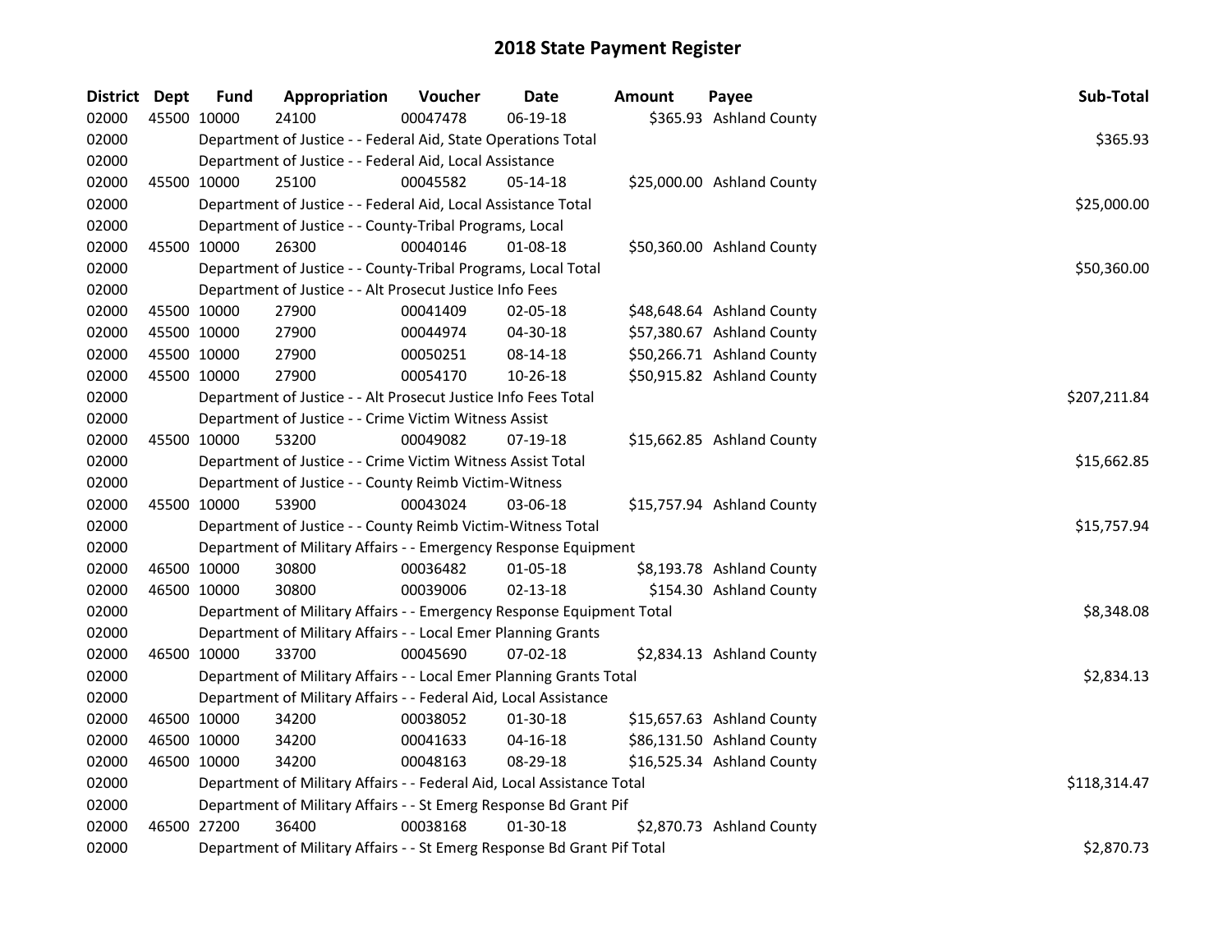# 2018 State Payment Register

| District | Dept | Fund | Appropriation | Voucher | Date | Amount | Payee | Sub-Total |
|---|---|---|---|---|---|---|---|---|
| 02000 | 45500 | 10000 | 24100 | 00047478 | 06-19-18 | $365.93 | Ashland County | |
| 02000 | | Department of Justice - - Federal Aid, State Operations Total | | | | | | $365.93 |
| 02000 | | Department of Justice - - Federal Aid, Local Assistance | | | | | | |
| 02000 | 45500 | 10000 | 25100 | 00045582 | 05-14-18 | $25,000.00 | Ashland County | |
| 02000 | | Department of Justice - - Federal Aid, Local Assistance Total | | | | | | $25,000.00 |
| 02000 | | Department of Justice - - County-Tribal Programs, Local | | | | | | |
| 02000 | 45500 | 10000 | 26300 | 00040146 | 01-08-18 | $50,360.00 | Ashland County | |
| 02000 | | Department of Justice - - County-Tribal Programs, Local Total | | | | | | $50,360.00 |
| 02000 | | Department of Justice - - Alt Prosecut Justice Info Fees | | | | | | |
| 02000 | 45500 | 10000 | 27900 | 00041409 | 02-05-18 | $48,648.64 | Ashland County | |
| 02000 | 45500 | 10000 | 27900 | 00044974 | 04-30-18 | $57,380.67 | Ashland County | |
| 02000 | 45500 | 10000 | 27900 | 00050251 | 08-14-18 | $50,266.71 | Ashland County | |
| 02000 | 45500 | 10000 | 27900 | 00054170 | 10-26-18 | $50,915.82 | Ashland County | |
| 02000 | | Department of Justice - - Alt Prosecut Justice Info Fees Total | | | | | | $207,211.84 |
| 02000 | | Department of Justice - - Crime Victim Witness Assist | | | | | | |
| 02000 | 45500 | 10000 | 53200 | 00049082 | 07-19-18 | $15,662.85 | Ashland County | |
| 02000 | | Department of Justice - - Crime Victim Witness Assist Total | | | | | | $15,662.85 |
| 02000 | | Department of Justice - - County Reimb Victim-Witness | | | | | | |
| 02000 | 45500 | 10000 | 53900 | 00043024 | 03-06-18 | $15,757.94 | Ashland County | |
| 02000 | | Department of Justice - - County Reimb Victim-Witness Total | | | | | | $15,757.94 |
| 02000 | | Department of Military Affairs - - Emergency Response Equipment | | | | | | |
| 02000 | 46500 | 10000 | 30800 | 00036482 | 01-05-18 | $8,193.78 | Ashland County | |
| 02000 | 46500 | 10000 | 30800 | 00039006 | 02-13-18 | $154.30 | Ashland County | |
| 02000 | | Department of Military Affairs - - Emergency Response Equipment Total | | | | | | $8,348.08 |
| 02000 | | Department of Military Affairs - - Local Emer Planning Grants | | | | | | |
| 02000 | 46500 | 10000 | 33700 | 00045690 | 07-02-18 | $2,834.13 | Ashland County | |
| 02000 | | Department of Military Affairs - - Local Emer Planning Grants Total | | | | | | $2,834.13 |
| 02000 | | Department of Military Affairs - - Federal Aid, Local Assistance | | | | | | |
| 02000 | 46500 | 10000 | 34200 | 00038052 | 01-30-18 | $15,657.63 | Ashland County | |
| 02000 | 46500 | 10000 | 34200 | 00041633 | 04-16-18 | $86,131.50 | Ashland County | |
| 02000 | 46500 | 10000 | 34200 | 00048163 | 08-29-18 | $16,525.34 | Ashland County | |
| 02000 | | Department of Military Affairs - - Federal Aid, Local Assistance Total | | | | | | $118,314.47 |
| 02000 | | Department of Military Affairs - - St Emerg Response Bd Grant Pif | | | | | | |
| 02000 | 46500 | 27200 | 36400 | 00038168 | 01-30-18 | $2,870.73 | Ashland County | |
| 02000 | | Department of Military Affairs - - St Emerg Response Bd Grant Pif Total | | | | | | $2,870.73 |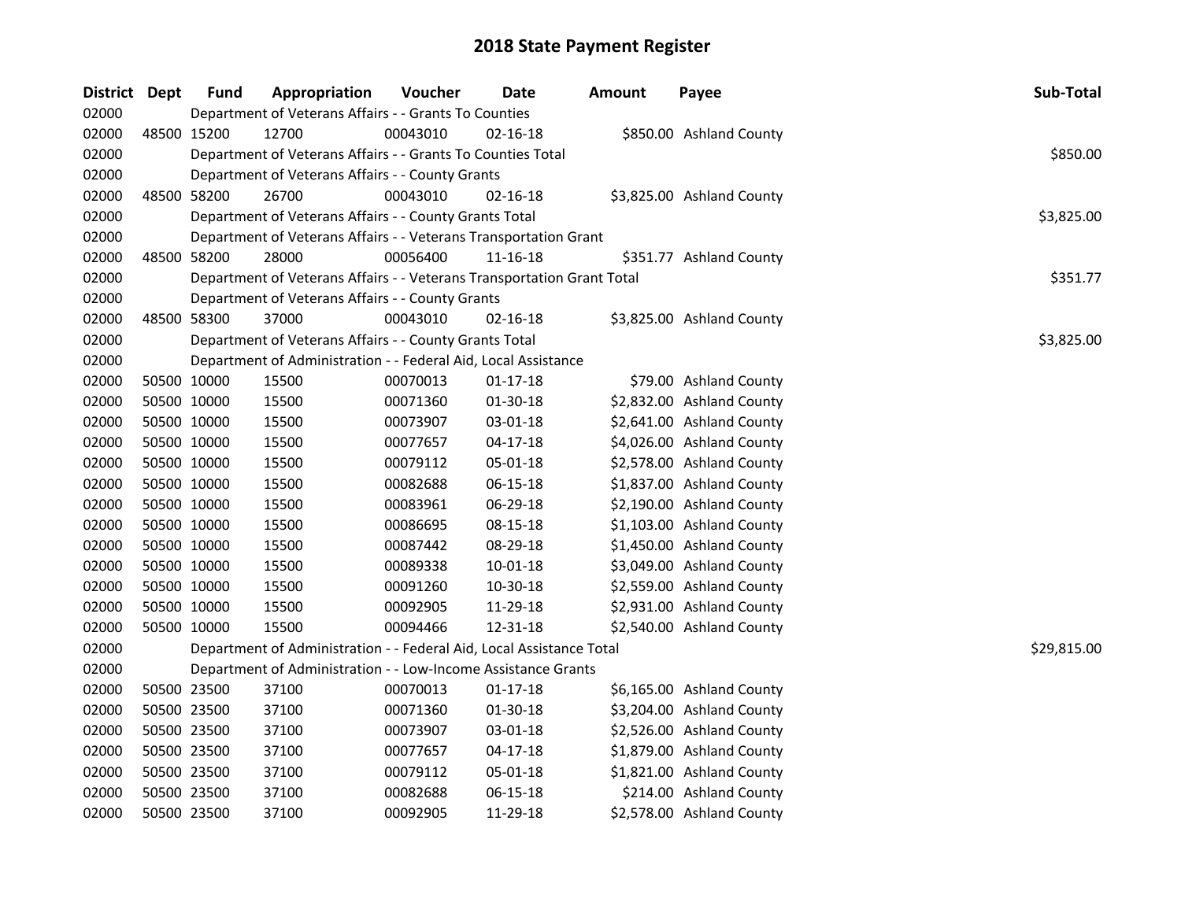# 2018 State Payment Register

| District | Dept | Fund | Appropriation | Voucher | Date | Amount | Payee | Sub-Total |
|---|---|---|---|---|---|---|---|---|
| 02000 | | Department of Veterans Affairs - - Grants To Counties | | | | | | |
| 02000 | 48500 | 15200 | 12700 | 00043010 | 02-16-18 | $850.00 | Ashland County | |
| 02000 | | Department of Veterans Affairs - - Grants To Counties Total | | | | | | $850.00 |
| 02000 | | Department of Veterans Affairs - - County Grants | | | | | | |
| 02000 | 48500 | 58200 | 26700 | 00043010 | 02-16-18 | $3,825.00 | Ashland County | |
| 02000 | | Department of Veterans Affairs - - County Grants Total | | | | | | $3,825.00 |
| 02000 | | Department of Veterans Affairs - - Veterans Transportation Grant | | | | | | |
| 02000 | 48500 | 58200 | 28000 | 00056400 | 11-16-18 | $351.77 | Ashland County | |
| 02000 | | Department of Veterans Affairs - - Veterans Transportation Grant Total | | | | | | $351.77 |
| 02000 | | Department of Veterans Affairs - - County Grants | | | | | | |
| 02000 | 48500 | 58300 | 37000 | 00043010 | 02-16-18 | $3,825.00 | Ashland County | |
| 02000 | | Department of Veterans Affairs - - County Grants Total | | | | | | $3,825.00 |
| 02000 | | Department of Administration - - Federal Aid, Local Assistance | | | | | | |
| 02000 | 50500 | 10000 | 15500 | 00070013 | 01-17-18 | $79.00 | Ashland County | |
| 02000 | 50500 | 10000 | 15500 | 00071360 | 01-30-18 | $2,832.00 | Ashland County | |
| 02000 | 50500 | 10000 | 15500 | 00073907 | 03-01-18 | $2,641.00 | Ashland County | |
| 02000 | 50500 | 10000 | 15500 | 00077657 | 04-17-18 | $4,026.00 | Ashland County | |
| 02000 | 50500 | 10000 | 15500 | 00079112 | 05-01-18 | $2,578.00 | Ashland County | |
| 02000 | 50500 | 10000 | 15500 | 00082688 | 06-15-18 | $1,837.00 | Ashland County | |
| 02000 | 50500 | 10000 | 15500 | 00083961 | 06-29-18 | $2,190.00 | Ashland County | |
| 02000 | 50500 | 10000 | 15500 | 00086695 | 08-15-18 | $1,103.00 | Ashland County | |
| 02000 | 50500 | 10000 | 15500 | 00087442 | 08-29-18 | $1,450.00 | Ashland County | |
| 02000 | 50500 | 10000 | 15500 | 00089338 | 10-01-18 | $3,049.00 | Ashland County | |
| 02000 | 50500 | 10000 | 15500 | 00091260 | 10-30-18 | $2,559.00 | Ashland County | |
| 02000 | 50500 | 10000 | 15500 | 00092905 | 11-29-18 | $2,931.00 | Ashland County | |
| 02000 | 50500 | 10000 | 15500 | 00094466 | 12-31-18 | $2,540.00 | Ashland County | |
| 02000 | | Department of Administration - - Federal Aid, Local Assistance Total | | | | | | $29,815.00 |
| 02000 | | Department of Administration - - Low-Income Assistance Grants | | | | | | |
| 02000 | 50500 | 23500 | 37100 | 00070013 | 01-17-18 | $6,165.00 | Ashland County | |
| 02000 | 50500 | 23500 | 37100 | 00071360 | 01-30-18 | $3,204.00 | Ashland County | |
| 02000 | 50500 | 23500 | 37100 | 00073907 | 03-01-18 | $2,526.00 | Ashland County | |
| 02000 | 50500 | 23500 | 37100 | 00077657 | 04-17-18 | $1,879.00 | Ashland County | |
| 02000 | 50500 | 23500 | 37100 | 00079112 | 05-01-18 | $1,821.00 | Ashland County | |
| 02000 | 50500 | 23500 | 37100 | 00082688 | 06-15-18 | $214.00 | Ashland County | |
| 02000 | 50500 | 23500 | 37100 | 00092905 | 11-29-18 | $2,578.00 | Ashland County | |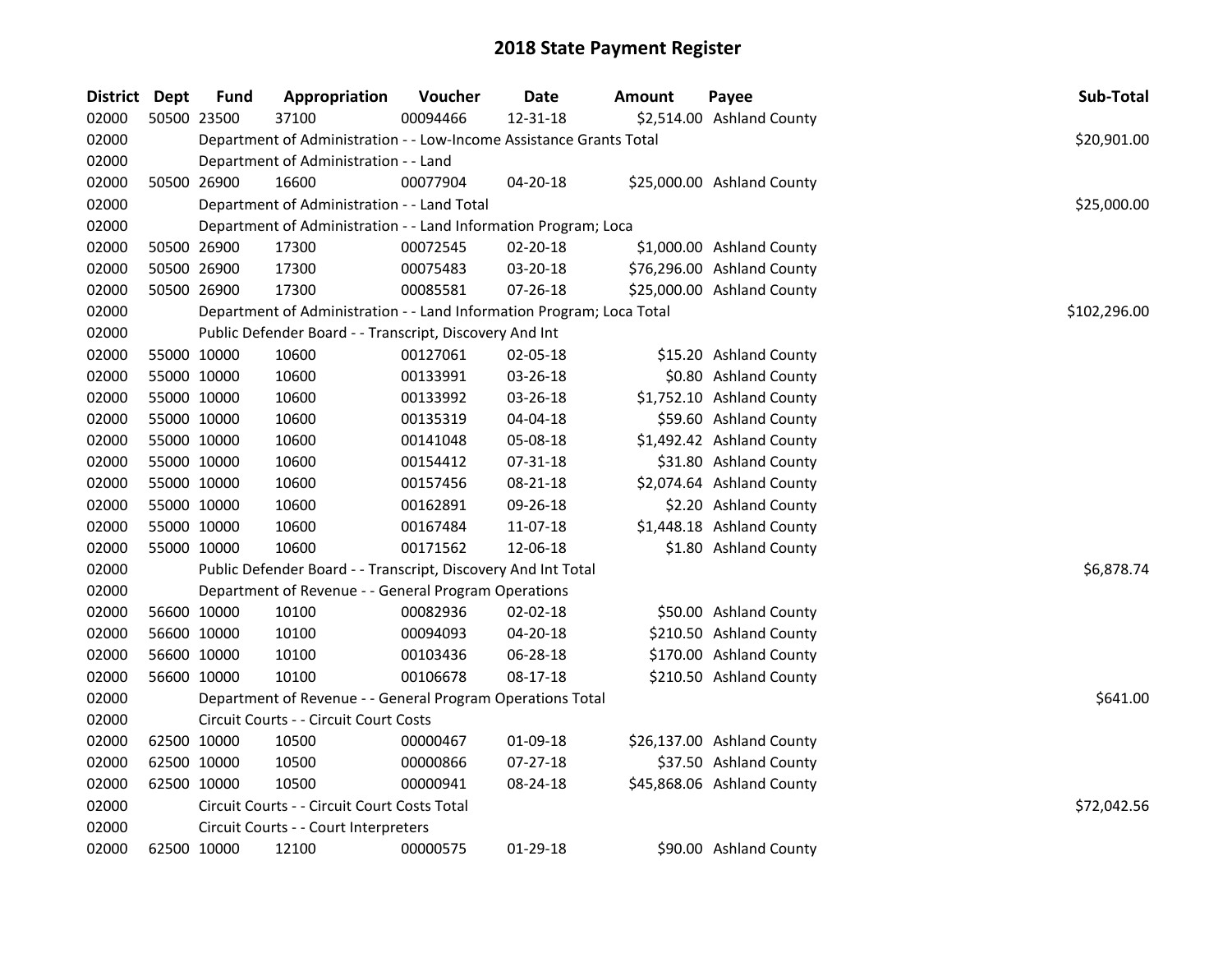# 2018 State Payment Register

| District | Dept | Fund | Appropriation | Voucher | Date | Amount | Payee | Sub-Total |
|---|---|---|---|---|---|---|---|---|
| 02000 | 50500 | 23500 | 37100 | 00094466 | 12-31-18 | $2,514.00 | Ashland County | |
| 02000 | | Department of Administration - - Low-Income Assistance Grants Total | | | | | | $20,901.00 |
| 02000 | | Department of Administration - - Land | | | | | | |
| 02000 | 50500 | 26900 | 16600 | 00077904 | 04-20-18 | $25,000.00 | Ashland County | |
| 02000 | | Department of Administration - - Land Total | | | | | | $25,000.00 |
| 02000 | | Department of Administration - - Land Information Program; Loca | | | | | | |
| 02000 | 50500 | 26900 | 17300 | 00072545 | 02-20-18 | $1,000.00 | Ashland County | |
| 02000 | 50500 | 26900 | 17300 | 00075483 | 03-20-18 | $76,296.00 | Ashland County | |
| 02000 | 50500 | 26900 | 17300 | 00085581 | 07-26-18 | $25,000.00 | Ashland County | |
| 02000 | | Department of Administration - - Land Information Program; Loca Total | | | | | | $102,296.00 |
| 02000 | | Public Defender Board - - Transcript, Discovery And Int | | | | | | |
| 02000 | 55000 | 10000 | 10600 | 00127061 | 02-05-18 | $15.20 | Ashland County | |
| 02000 | 55000 | 10000 | 10600 | 00133991 | 03-26-18 | $0.80 | Ashland County | |
| 02000 | 55000 | 10000 | 10600 | 00133992 | 03-26-18 | $1,752.10 | Ashland County | |
| 02000 | 55000 | 10000 | 10600 | 00135319 | 04-04-18 | $59.60 | Ashland County | |
| 02000 | 55000 | 10000 | 10600 | 00141048 | 05-08-18 | $1,492.42 | Ashland County | |
| 02000 | 55000 | 10000 | 10600 | 00154412 | 07-31-18 | $31.80 | Ashland County | |
| 02000 | 55000 | 10000 | 10600 | 00157456 | 08-21-18 | $2,074.64 | Ashland County | |
| 02000 | 55000 | 10000 | 10600 | 00162891 | 09-26-18 | $2.20 | Ashland County | |
| 02000 | 55000 | 10000 | 10600 | 00167484 | 11-07-18 | $1,448.18 | Ashland County | |
| 02000 | 55000 | 10000 | 10600 | 00171562 | 12-06-18 | $1.80 | Ashland County | |
| 02000 | | Public Defender Board - - Transcript, Discovery And Int Total | | | | | | $6,878.74 |
| 02000 | | Department of Revenue - - General Program Operations | | | | | | |
| 02000 | 56600 | 10000 | 10100 | 00082936 | 02-02-18 | $50.00 | Ashland County | |
| 02000 | 56600 | 10000 | 10100 | 00094093 | 04-20-18 | $210.50 | Ashland County | |
| 02000 | 56600 | 10000 | 10100 | 00103436 | 06-28-18 | $170.00 | Ashland County | |
| 02000 | 56600 | 10000 | 10100 | 00106678 | 08-17-18 | $210.50 | Ashland County | |
| 02000 | | Department of Revenue - - General Program Operations Total | | | | | | $641.00 |
| 02000 | | Circuit Courts - - Circuit Court Costs | | | | | | |
| 02000 | 62500 | 10000 | 10500 | 00000467 | 01-09-18 | $26,137.00 | Ashland County | |
| 02000 | 62500 | 10000 | 10500 | 00000866 | 07-27-18 | $37.50 | Ashland County | |
| 02000 | 62500 | 10000 | 10500 | 00000941 | 08-24-18 | $45,868.06 | Ashland County | |
| 02000 | | Circuit Courts - - Circuit Court Costs Total | | | | | | $72,042.56 |
| 02000 | | Circuit Courts - - Court Interpreters | | | | | | |
| 02000 | 62500 | 10000 | 12100 | 00000575 | 01-29-18 | $90.00 | Ashland County | |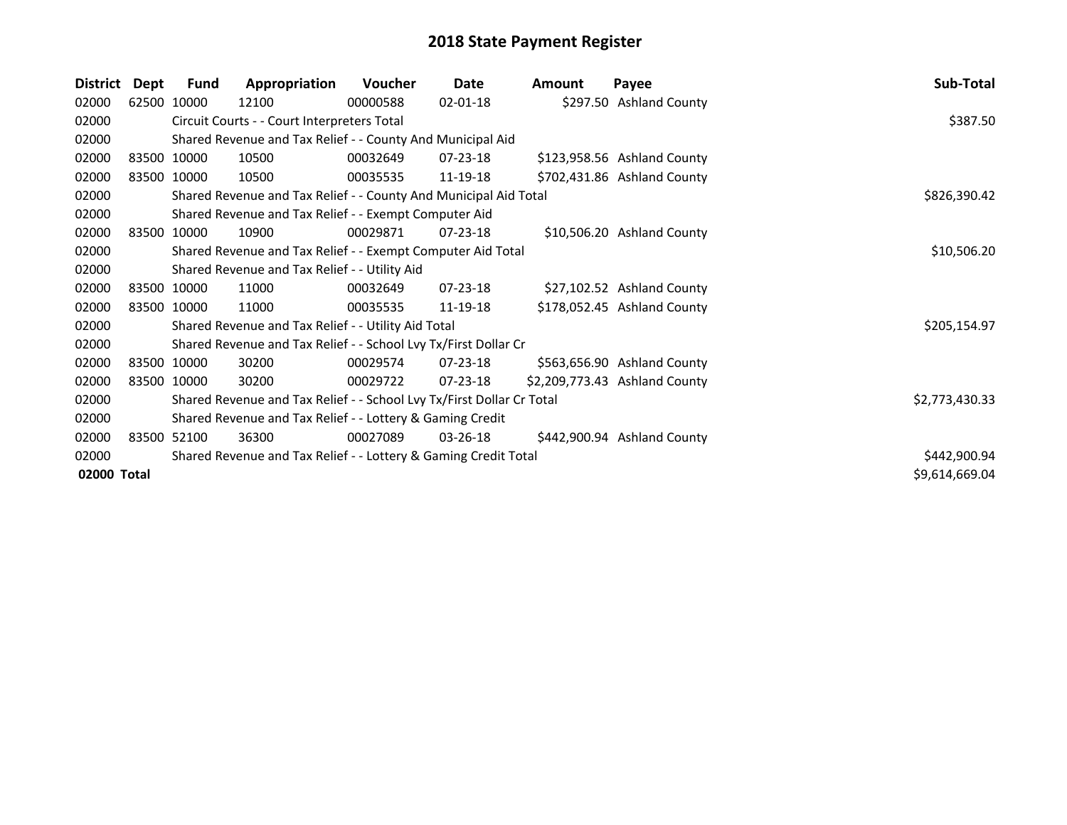# 2018 State Payment Register

| District | Dept | Fund | Appropriation | Voucher | Date | Amount | Payee | Sub-Total |
|---|---|---|---|---|---|---|---|---|
| 02000 | 62500 | 10000 | 12100 | 00000588 | 02-01-18 | $297.50 | Ashland County | |
| 02000 | | Circuit Courts - - Court Interpreters Total | | | | | | $387.50 |
| 02000 | | Shared Revenue and Tax Relief - - County And Municipal Aid | | | | | | |
| 02000 | 83500 | 10000 | 10500 | 00032649 | 07-23-18 | $123,958.56 | Ashland County | |
| 02000 | 83500 | 10000 | 10500 | 00035535 | 11-19-18 | $702,431.86 | Ashland County | |
| 02000 | | Shared Revenue and Tax Relief - - County And Municipal Aid Total | | | | | | $826,390.42 |
| 02000 | | Shared Revenue and Tax Relief - - Exempt Computer Aid | | | | | | |
| 02000 | 83500 | 10000 | 10900 | 00029871 | 07-23-18 | $10,506.20 | Ashland County | |
| 02000 | | Shared Revenue and Tax Relief - - Exempt Computer Aid Total | | | | | | $10,506.20 |
| 02000 | | Shared Revenue and Tax Relief - - Utility Aid | | | | | | |
| 02000 | 83500 | 10000 | 11000 | 00032649 | 07-23-18 | $27,102.52 | Ashland County | |
| 02000 | 83500 | 10000 | 11000 | 00035535 | 11-19-18 | $178,052.45 | Ashland County | |
| 02000 | | Shared Revenue and Tax Relief - - Utility Aid Total | | | | | | $205,154.97 |
| 02000 | | Shared Revenue and Tax Relief - - School Lvy Tx/First Dollar Cr | | | | | | |
| 02000 | 83500 | 10000 | 30200 | 00029574 | 07-23-18 | $563,656.90 | Ashland County | |
| 02000 | 83500 | 10000 | 30200 | 00029722 | 07-23-18 | $2,209,773.43 | Ashland County | |
| 02000 | | Shared Revenue and Tax Relief - - School Lvy Tx/First Dollar Cr Total | | | | | | $2,773,430.33 |
| 02000 | | Shared Revenue and Tax Relief - - Lottery & Gaming Credit | | | | | | |
| 02000 | 83500 | 52100 | 36300 | 00027089 | 03-26-18 | $442,900.94 | Ashland County | |
| 02000 | | Shared Revenue and Tax Relief - - Lottery & Gaming Credit Total | | | | | | $442,900.94 |
| **02000 Total** | | | | | | | | $9,614,669.04 |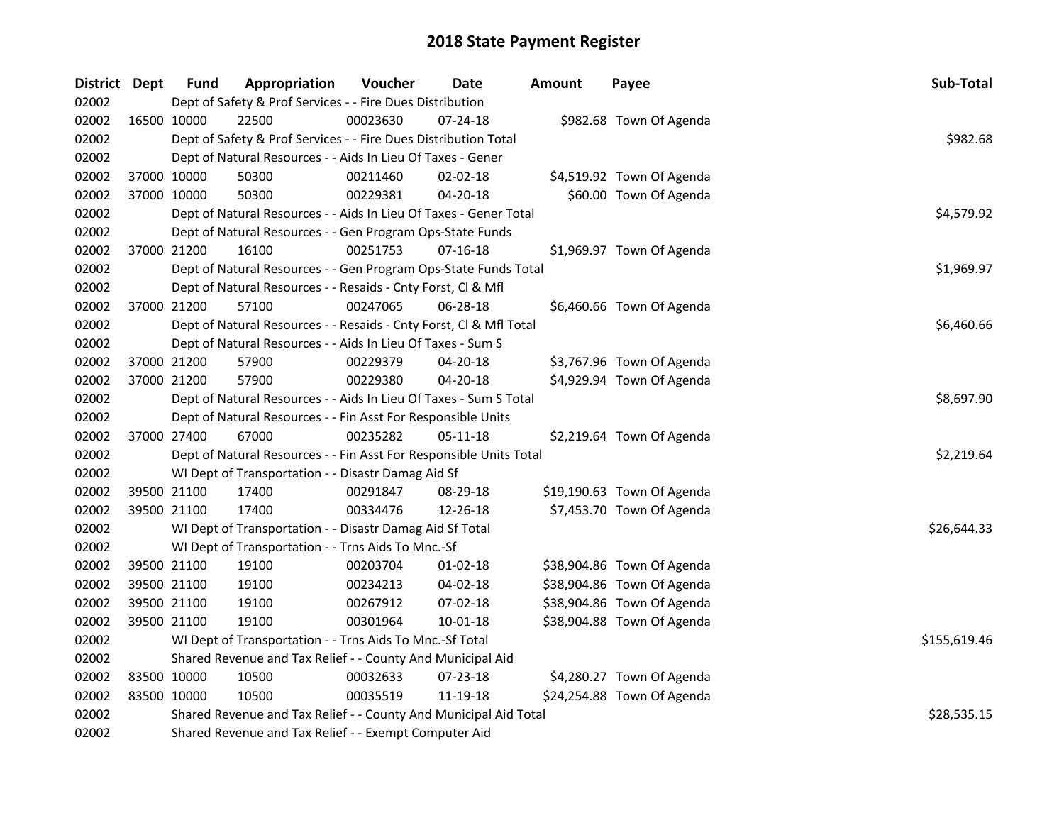# 2018 State Payment Register

| District | Dept | Fund | Appropriation | Voucher | Date | Amount | Payee | Sub-Total |
|---|---|---|---|---|---|---|---|---|
| 02002 | | Dept of Safety & Prof Services - - Fire Dues Distribution | | | | | | |
| 02002 | 16500 | 10000 | 22500 | 00023630 | 07-24-18 | $982.68 | Town Of Agenda | |
| 02002 | | Dept of Safety & Prof Services - - Fire Dues Distribution Total | | | | | | $982.68 |
| 02002 | | Dept of Natural Resources - - Aids In Lieu Of Taxes - Gener | | | | | | |
| 02002 | 37000 | 10000 | 50300 | 00211460 | 02-02-18 | $4,519.92 | Town Of Agenda | |
| 02002 | 37000 | 10000 | 50300 | 00229381 | 04-20-18 | $60.00 | Town Of Agenda | |
| 02002 | | Dept of Natural Resources - - Aids In Lieu Of Taxes - Gener Total | | | | | | $4,579.92 |
| 02002 | | Dept of Natural Resources - - Gen Program Ops-State Funds | | | | | | |
| 02002 | 37000 | 21200 | 16100 | 00251753 | 07-16-18 | $1,969.97 | Town Of Agenda | |
| 02002 | | Dept of Natural Resources - - Gen Program Ops-State Funds Total | | | | | | $1,969.97 |
| 02002 | | Dept of Natural Resources - - Resaids - Cnty Forst, Cl & Mfl | | | | | | |
| 02002 | 37000 | 21200 | 57100 | 00247065 | 06-28-18 | $6,460.66 | Town Of Agenda | |
| 02002 | | Dept of Natural Resources - - Resaids - Cnty Forst, Cl & Mfl Total | | | | | | $6,460.66 |
| 02002 | | Dept of Natural Resources - - Aids In Lieu Of Taxes - Sum S | | | | | | |
| 02002 | 37000 | 21200 | 57900 | 00229379 | 04-20-18 | $3,767.96 | Town Of Agenda | |
| 02002 | 37000 | 21200 | 57900 | 00229380 | 04-20-18 | $4,929.94 | Town Of Agenda | |
| 02002 | | Dept of Natural Resources - - Aids In Lieu Of Taxes - Sum S Total | | | | | | $8,697.90 |
| 02002 | | Dept of Natural Resources - - Fin Asst For Responsible Units | | | | | | |
| 02002 | 37000 | 27400 | 67000 | 00235282 | 05-11-18 | $2,219.64 | Town Of Agenda | |
| 02002 | | Dept of Natural Resources - - Fin Asst For Responsible Units Total | | | | | | $2,219.64 |
| 02002 | | WI Dept of Transportation - - Disastr Damag Aid Sf | | | | | | |
| 02002 | 39500 | 21100 | 17400 | 00291847 | 08-29-18 | $19,190.63 | Town Of Agenda | |
| 02002 | 39500 | 21100 | 17400 | 00334476 | 12-26-18 | $7,453.70 | Town Of Agenda | |
| 02002 | | WI Dept of Transportation - - Disastr Damag Aid Sf Total | | | | | | $26,644.33 |
| 02002 | | WI Dept of Transportation - - Trns Aids To Mnc.-Sf | | | | | | |
| 02002 | 39500 | 21100 | 19100 | 00203704 | 01-02-18 | $38,904.86 | Town Of Agenda | |
| 02002 | 39500 | 21100 | 19100 | 00234213 | 04-02-18 | $38,904.86 | Town Of Agenda | |
| 02002 | 39500 | 21100 | 19100 | 00267912 | 07-02-18 | $38,904.86 | Town Of Agenda | |
| 02002 | 39500 | 21100 | 19100 | 00301964 | 10-01-18 | $38,904.88 | Town Of Agenda | |
| 02002 | | WI Dept of Transportation - - Trns Aids To Mnc.-Sf Total | | | | | | $155,619.46 |
| 02002 | | Shared Revenue and Tax Relief - - County And Municipal Aid | | | | | | |
| 02002 | 83500 | 10000 | 10500 | 00032633 | 07-23-18 | $4,280.27 | Town Of Agenda | |
| 02002 | 83500 | 10000 | 10500 | 00035519 | 11-19-18 | $24,254.88 | Town Of Agenda | |
| 02002 | | Shared Revenue and Tax Relief - - County And Municipal Aid Total | | | | | | $28,535.15 |
| 02002 | | Shared Revenue and Tax Relief - - Exempt Computer Aid | | | | | | |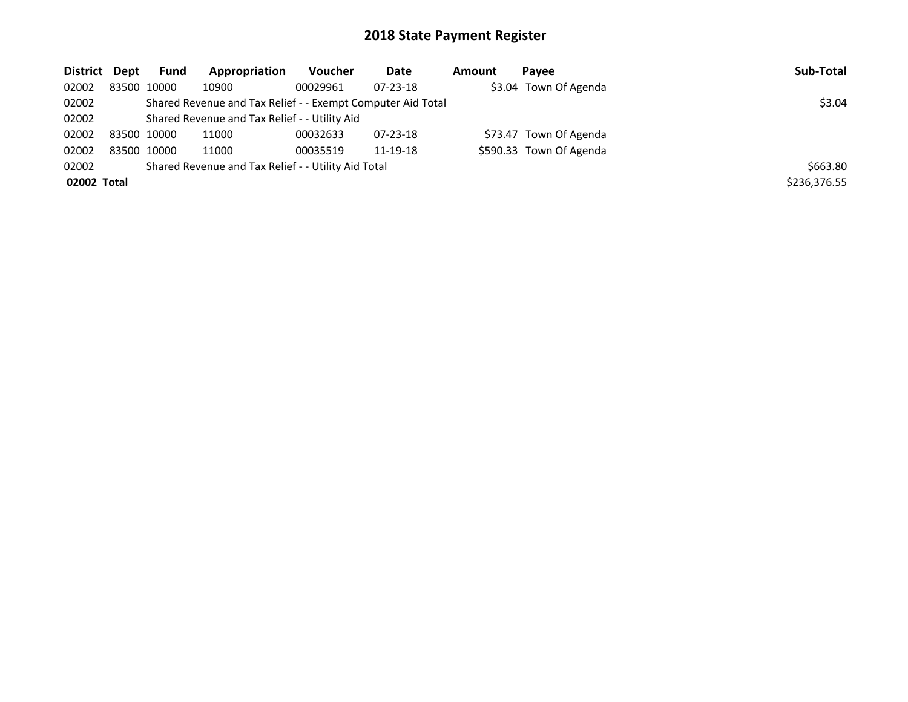# 2018 State Payment Register

| District | Dept | Fund | Appropriation | Voucher | Date | Amount | Payee | Sub-Total |
|---|---|---|---|---|---|---|---|---|
| 02002 | 83500 | 10000 | 10900 | 00029961 | 07-23-18 | $3.04 | Town Of Agenda | |
| 02002 | | Shared Revenue and Tax Relief - - Exempt Computer Aid Total | | | | | | $3.04 |
| 02002 | | Shared Revenue and Tax Relief - - Utility Aid | | | | | | |
| 02002 | 83500 | 10000 | 11000 | 00032633 | 07-23-18 | $73.47 | Town Of Agenda | |
| 02002 | 83500 | 10000 | 11000 | 00035519 | 11-19-18 | $590.33 | Town Of Agenda | |
| 02002 | | Shared Revenue and Tax Relief - - Utility Aid Total | | | | | | $663.80 |
| **02002 Total** | | | | | | | | $236,376.55 |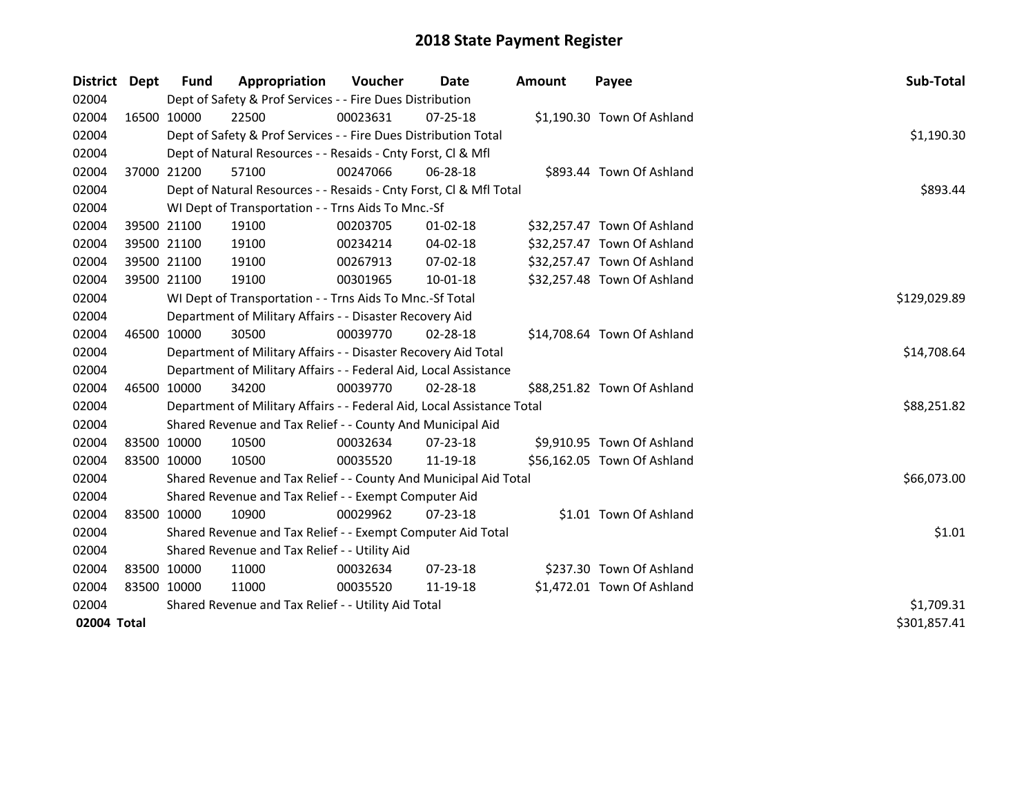# 2018 State Payment Register

| District | Dept | Fund | Appropriation | Voucher | Date | Amount | Payee | Sub-Total |
|---|---|---|---|---|---|---|---|---|
| 02004 | | Dept of Safety & Prof Services - - Fire Dues Distribution | | | | | | |
| 02004 | 16500 | 10000 | 22500 | 00023631 | 07-25-18 | $1,190.30 | Town Of Ashland | |
| 02004 | | Dept of Safety & Prof Services - - Fire Dues Distribution Total | | | | | | $1,190.30 |
| 02004 | | Dept of Natural Resources - - Resaids - Cnty Forst, Cl & Mfl | | | | | | |
| 02004 | 37000 | 21200 | 57100 | 00247066 | 06-28-18 | $893.44 | Town Of Ashland | |
| 02004 | | Dept of Natural Resources - - Resaids - Cnty Forst, Cl & Mfl Total | | | | | | $893.44 |
| 02004 | | WI Dept of Transportation - - Trns Aids To Mnc.-Sf | | | | | | |
| 02004 | 39500 | 21100 | 19100 | 00203705 | 01-02-18 | $32,257.47 | Town Of Ashland | |
| 02004 | 39500 | 21100 | 19100 | 00234214 | 04-02-18 | $32,257.47 | Town Of Ashland | |
| 02004 | 39500 | 21100 | 19100 | 00267913 | 07-02-18 | $32,257.47 | Town Of Ashland | |
| 02004 | 39500 | 21100 | 19100 | 00301965 | 10-01-18 | $32,257.48 | Town Of Ashland | |
| 02004 | | WI Dept of Transportation - - Trns Aids To Mnc.-Sf Total | | | | | | $129,029.89 |
| 02004 | | Department of Military Affairs - - Disaster Recovery Aid | | | | | | |
| 02004 | 46500 | 10000 | 30500 | 00039770 | 02-28-18 | $14,708.64 | Town Of Ashland | |
| 02004 | | Department of Military Affairs - - Disaster Recovery Aid Total | | | | | | $14,708.64 |
| 02004 | | Department of Military Affairs - - Federal Aid, Local Assistance | | | | | | |
| 02004 | 46500 | 10000 | 34200 | 00039770 | 02-28-18 | $88,251.82 | Town Of Ashland | |
| 02004 | | Department of Military Affairs - - Federal Aid, Local Assistance Total | | | | | | $88,251.82 |
| 02004 | | Shared Revenue and Tax Relief - - County And Municipal Aid | | | | | | |
| 02004 | 83500 | 10000 | 10500 | 00032634 | 07-23-18 | $9,910.95 | Town Of Ashland | |
| 02004 | 83500 | 10000 | 10500 | 00035520 | 11-19-18 | $56,162.05 | Town Of Ashland | |
| 02004 | | Shared Revenue and Tax Relief - - County And Municipal Aid Total | | | | | | $66,073.00 |
| 02004 | | Shared Revenue and Tax Relief - - Exempt Computer Aid | | | | | | |
| 02004 | 83500 | 10000 | 10900 | 00029962 | 07-23-18 | $1.01 | Town Of Ashland | |
| 02004 | | Shared Revenue and Tax Relief - - Exempt Computer Aid Total | | | | | | $1.01 |
| 02004 | | Shared Revenue and Tax Relief - - Utility Aid | | | | | | |
| 02004 | 83500 | 10000 | 11000 | 00032634 | 07-23-18 | $237.30 | Town Of Ashland | |
| 02004 | 83500 | 10000 | 11000 | 00035520 | 11-19-18 | $1,472.01 | Town Of Ashland | |
| 02004 | | Shared Revenue and Tax Relief - - Utility Aid Total | | | | | | $1,709.31 |
| **02004 Total** | | | | | | | | $301,857.41 |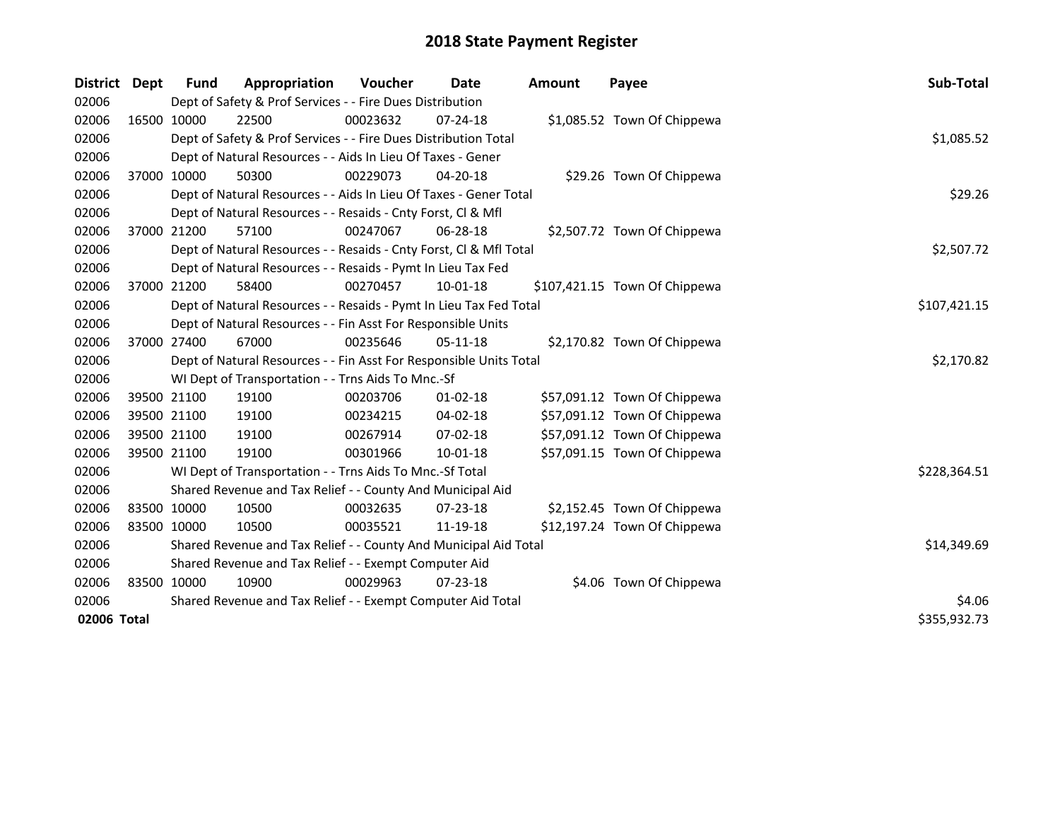# 2018 State Payment Register

| District | Dept | Fund | Appropriation | Voucher | Date | Amount | Payee | Sub-Total |
|---|---|---|---|---|---|---|---|---|
| 02006 | | Dept of Safety & Prof Services - - Fire Dues Distribution | | | | | | |
| 02006 | 16500 | 10000 | 22500 | 00023632 | 07-24-18 | $1,085.52 | Town Of Chippewa | |
| 02006 | | Dept of Safety & Prof Services - - Fire Dues Distribution Total | | | | | | $1,085.52 |
| 02006 | | Dept of Natural Resources - - Aids In Lieu Of Taxes - Gener | | | | | | |
| 02006 | 37000 | 10000 | 50300 | 00229073 | 04-20-18 | $29.26 | Town Of Chippewa | |
| 02006 | | Dept of Natural Resources - - Aids In Lieu Of Taxes - Gener Total | | | | | | $29.26 |
| 02006 | | Dept of Natural Resources - - Resaids - Cnty Forst, Cl & Mfl | | | | | | |
| 02006 | 37000 | 21200 | 57100 | 00247067 | 06-28-18 | $2,507.72 | Town Of Chippewa | |
| 02006 | | Dept of Natural Resources - - Resaids - Cnty Forst, Cl & Mfl Total | | | | | | $2,507.72 |
| 02006 | | Dept of Natural Resources - - Resaids - Pymt In Lieu Tax Fed | | | | | | |
| 02006 | 37000 | 21200 | 58400 | 00270457 | 10-01-18 | $107,421.15 | Town Of Chippewa | |
| 02006 | | Dept of Natural Resources - - Resaids - Pymt In Lieu Tax Fed Total | | | | | | $107,421.15 |
| 02006 | | Dept of Natural Resources - - Fin Asst For Responsible Units | | | | | | |
| 02006 | 37000 | 27400 | 67000 | 00235646 | 05-11-18 | $2,170.82 | Town Of Chippewa | |
| 02006 | | Dept of Natural Resources - - Fin Asst For Responsible Units Total | | | | | | $2,170.82 |
| 02006 | | WI Dept of Transportation - - Trns Aids To Mnc.-Sf | | | | | | |
| 02006 | 39500 | 21100 | 19100 | 00203706 | 01-02-18 | $57,091.12 | Town Of Chippewa | |
| 02006 | 39500 | 21100 | 19100 | 00234215 | 04-02-18 | $57,091.12 | Town Of Chippewa | |
| 02006 | 39500 | 21100 | 19100 | 00267914 | 07-02-18 | $57,091.12 | Town Of Chippewa | |
| 02006 | 39500 | 21100 | 19100 | 00301966 | 10-01-18 | $57,091.15 | Town Of Chippewa | |
| 02006 | | WI Dept of Transportation - - Trns Aids To Mnc.-Sf Total | | | | | | $228,364.51 |
| 02006 | | Shared Revenue and Tax Relief - - County And Municipal Aid | | | | | | |
| 02006 | 83500 | 10000 | 10500 | 00032635 | 07-23-18 | $2,152.45 | Town Of Chippewa | |
| 02006 | 83500 | 10000 | 10500 | 00035521 | 11-19-18 | $12,197.24 | Town Of Chippewa | |
| 02006 | | Shared Revenue and Tax Relief - - County And Municipal Aid Total | | | | | | $14,349.69 |
| 02006 | | Shared Revenue and Tax Relief - - Exempt Computer Aid | | | | | | |
| 02006 | 83500 | 10000 | 10900 | 00029963 | 07-23-18 | $4.06 | Town Of Chippewa | |
| 02006 | | Shared Revenue and Tax Relief - - Exempt Computer Aid Total | | | | | | $4.06 |
| **02006 Total** | | | | | | | | $355,932.73 |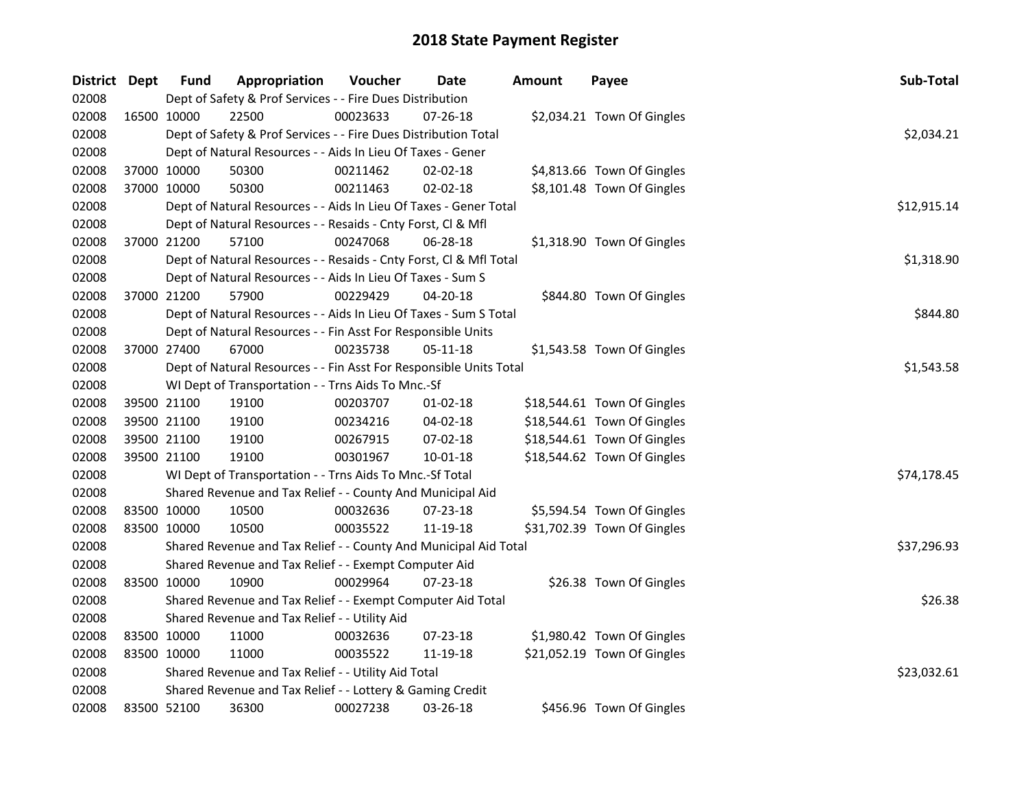# 2018 State Payment Register

| District | Dept | Fund | Appropriation | Voucher | Date | Amount | Payee | Sub-Total |
|---|---|---|---|---|---|---|---|---|
| 02008 | | Dept of Safety & Prof Services - - Fire Dues Distribution | | | | | | |
| 02008 | 16500 | 10000 | 22500 | 00023633 | 07-26-18 | $2,034.21 | Town Of Gingles | |
| 02008 | | Dept of Safety & Prof Services - - Fire Dues Distribution Total | | | | | | $2,034.21 |
| 02008 | | Dept of Natural Resources - - Aids In Lieu Of Taxes - Gener | | | | | | |
| 02008 | 37000 | 10000 | 50300 | 00211462 | 02-02-18 | $4,813.66 | Town Of Gingles | |
| 02008 | 37000 | 10000 | 50300 | 00211463 | 02-02-18 | $8,101.48 | Town Of Gingles | |
| 02008 | | Dept of Natural Resources - - Aids In Lieu Of Taxes - Gener Total | | | | | | $12,915.14 |
| 02008 | | Dept of Natural Resources - - Resaids - Cnty Forst, Cl & Mfl | | | | | | |
| 02008 | 37000 | 21200 | 57100 | 00247068 | 06-28-18 | $1,318.90 | Town Of Gingles | |
| 02008 | | Dept of Natural Resources - - Resaids - Cnty Forst, Cl & Mfl Total | | | | | | $1,318.90 |
| 02008 | | Dept of Natural Resources - - Aids In Lieu Of Taxes - Sum S | | | | | | |
| 02008 | 37000 | 21200 | 57900 | 00229429 | 04-20-18 | $844.80 | Town Of Gingles | |
| 02008 | | Dept of Natural Resources - - Aids In Lieu Of Taxes - Sum S Total | | | | | | $844.80 |
| 02008 | | Dept of Natural Resources - - Fin Asst For Responsible Units | | | | | | |
| 02008 | 37000 | 27400 | 67000 | 00235738 | 05-11-18 | $1,543.58 | Town Of Gingles | |
| 02008 | | Dept of Natural Resources - - Fin Asst For Responsible Units Total | | | | | | $1,543.58 |
| 02008 | | WI Dept of Transportation - - Trns Aids To Mnc.-Sf | | | | | | |
| 02008 | 39500 | 21100 | 19100 | 00203707 | 01-02-18 | $18,544.61 | Town Of Gingles | |
| 02008 | 39500 | 21100 | 19100 | 00234216 | 04-02-18 | $18,544.61 | Town Of Gingles | |
| 02008 | 39500 | 21100 | 19100 | 00267915 | 07-02-18 | $18,544.61 | Town Of Gingles | |
| 02008 | 39500 | 21100 | 19100 | 00301967 | 10-01-18 | $18,544.62 | Town Of Gingles | |
| 02008 | | WI Dept of Transportation - - Trns Aids To Mnc.-Sf Total | | | | | | $74,178.45 |
| 02008 | | Shared Revenue and Tax Relief - - County And Municipal Aid | | | | | | |
| 02008 | 83500 | 10000 | 10500 | 00032636 | 07-23-18 | $5,594.54 | Town Of Gingles | |
| 02008 | 83500 | 10000 | 10500 | 00035522 | 11-19-18 | $31,702.39 | Town Of Gingles | |
| 02008 | | Shared Revenue and Tax Relief - - County And Municipal Aid Total | | | | | | $37,296.93 |
| 02008 | | Shared Revenue and Tax Relief - - Exempt Computer Aid | | | | | | |
| 02008 | 83500 | 10000 | 10900 | 00029964 | 07-23-18 | $26.38 | Town Of Gingles | |
| 02008 | | Shared Revenue and Tax Relief - - Exempt Computer Aid Total | | | | | | $26.38 |
| 02008 | | Shared Revenue and Tax Relief - - Utility Aid | | | | | | |
| 02008 | 83500 | 10000 | 11000 | 00032636 | 07-23-18 | $1,980.42 | Town Of Gingles | |
| 02008 | 83500 | 10000 | 11000 | 00035522 | 11-19-18 | $21,052.19 | Town Of Gingles | |
| 02008 | | Shared Revenue and Tax Relief - - Utility Aid Total | | | | | | $23,032.61 |
| 02008 | | Shared Revenue and Tax Relief - - Lottery & Gaming Credit | | | | | | |
| 02008 | 83500 | 52100 | 36300 | 00027238 | 03-26-18 | $456.96 | Town Of Gingles | |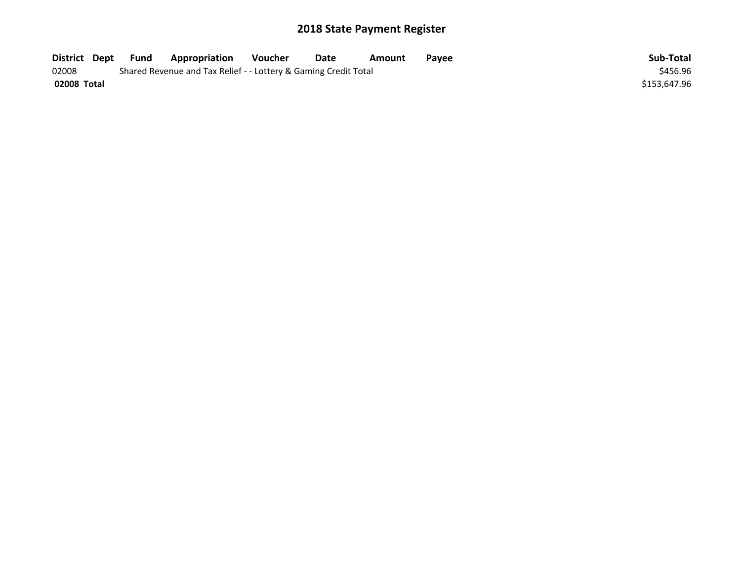# 2018 State Payment Register

| District | Dept | Fund | Appropriation | Voucher | Date | Amount | Payee | Sub-Total |
|---|---|---|---|---|---|---|---|---|
| 02008 | | Shared Revenue and Tax Relief - - Lottery & Gaming Credit Total | | | | | | $456.96 |
| **02008 Total** | | | | | | | | $153,647.96 |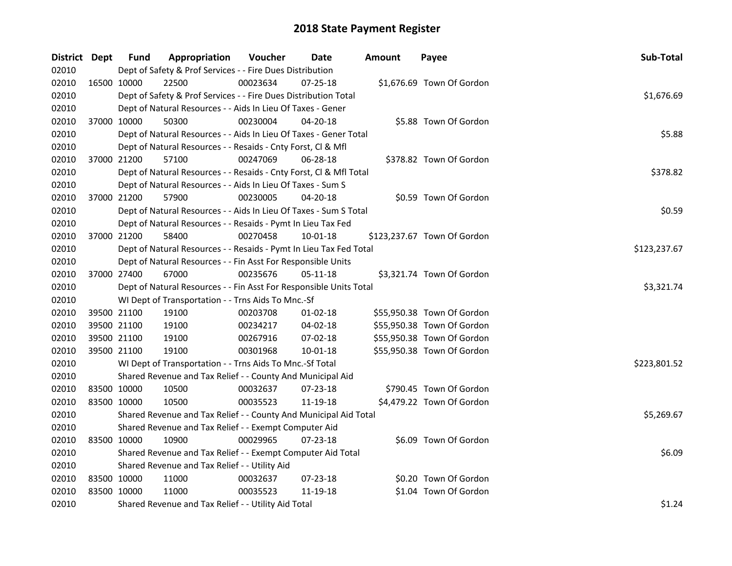# 2018 State Payment Register

| District | Dept | Fund | Appropriation | Voucher | Date | Amount | Payee | Sub-Total |
|---|---|---|---|---|---|---|---|---|
| 02010 | | Dept of Safety & Prof Services - - Fire Dues Distribution | | | | | | |
| 02010 | 16500 | 10000 | 22500 | 00023634 | 07-25-18 | $1,676.69 | Town Of Gordon | |
| 02010 | | Dept of Safety & Prof Services - - Fire Dues Distribution Total | | | | | | $1,676.69 |
| 02010 | | Dept of Natural Resources - - Aids In Lieu Of Taxes - Gener | | | | | | |
| 02010 | 37000 | 10000 | 50300 | 00230004 | 04-20-18 | $5.88 | Town Of Gordon | |
| 02010 | | Dept of Natural Resources - - Aids In Lieu Of Taxes - Gener Total | | | | | | $5.88 |
| 02010 | | Dept of Natural Resources - - Resaids - Cnty Forst, Cl & Mfl | | | | | | |
| 02010 | 37000 | 21200 | 57100 | 00247069 | 06-28-18 | $378.82 | Town Of Gordon | |
| 02010 | | Dept of Natural Resources - - Resaids - Cnty Forst, Cl & Mfl Total | | | | | | $378.82 |
| 02010 | | Dept of Natural Resources - - Aids In Lieu Of Taxes - Sum S | | | | | | |
| 02010 | 37000 | 21200 | 57900 | 00230005 | 04-20-18 | $0.59 | Town Of Gordon | |
| 02010 | | Dept of Natural Resources - - Aids In Lieu Of Taxes - Sum S Total | | | | | | $0.59 |
| 02010 | | Dept of Natural Resources - - Resaids - Pymt In Lieu Tax Fed | | | | | | |
| 02010 | 37000 | 21200 | 58400 | 00270458 | 10-01-18 | $123,237.67 | Town Of Gordon | |
| 02010 | | Dept of Natural Resources - - Resaids - Pymt In Lieu Tax Fed Total | | | | | | $123,237.67 |
| 02010 | | Dept of Natural Resources - - Fin Asst For Responsible Units | | | | | | |
| 02010 | 37000 | 27400 | 67000 | 00235676 | 05-11-18 | $3,321.74 | Town Of Gordon | |
| 02010 | | Dept of Natural Resources - - Fin Asst For Responsible Units Total | | | | | | $3,321.74 |
| 02010 | | WI Dept of Transportation - - Trns Aids To Mnc.-Sf | | | | | | |
| 02010 | 39500 | 21100 | 19100 | 00203708 | 01-02-18 | $55,950.38 | Town Of Gordon | |
| 02010 | 39500 | 21100 | 19100 | 00234217 | 04-02-18 | $55,950.38 | Town Of Gordon | |
| 02010 | 39500 | 21100 | 19100 | 00267916 | 07-02-18 | $55,950.38 | Town Of Gordon | |
| 02010 | 39500 | 21100 | 19100 | 00301968 | 10-01-18 | $55,950.38 | Town Of Gordon | |
| 02010 | | WI Dept of Transportation - - Trns Aids To Mnc.-Sf Total | | | | | | $223,801.52 |
| 02010 | | Shared Revenue and Tax Relief - - County And Municipal Aid | | | | | | |
| 02010 | 83500 | 10000 | 10500 | 00032637 | 07-23-18 | $790.45 | Town Of Gordon | |
| 02010 | 83500 | 10000 | 10500 | 00035523 | 11-19-18 | $4,479.22 | Town Of Gordon | |
| 02010 | | Shared Revenue and Tax Relief - - County And Municipal Aid Total | | | | | | $5,269.67 |
| 02010 | | Shared Revenue and Tax Relief - - Exempt Computer Aid | | | | | | |
| 02010 | 83500 | 10000 | 10900 | 00029965 | 07-23-18 | $6.09 | Town Of Gordon | |
| 02010 | | Shared Revenue and Tax Relief - - Exempt Computer Aid Total | | | | | | $6.09 |
| 02010 | | Shared Revenue and Tax Relief - - Utility Aid | | | | | | |
| 02010 | 83500 | 10000 | 11000 | 00032637 | 07-23-18 | $0.20 | Town Of Gordon | |
| 02010 | 83500 | 10000 | 11000 | 00035523 | 11-19-18 | $1.04 | Town Of Gordon | |
| 02010 | | Shared Revenue and Tax Relief - - Utility Aid Total | | | | | | $1.24 |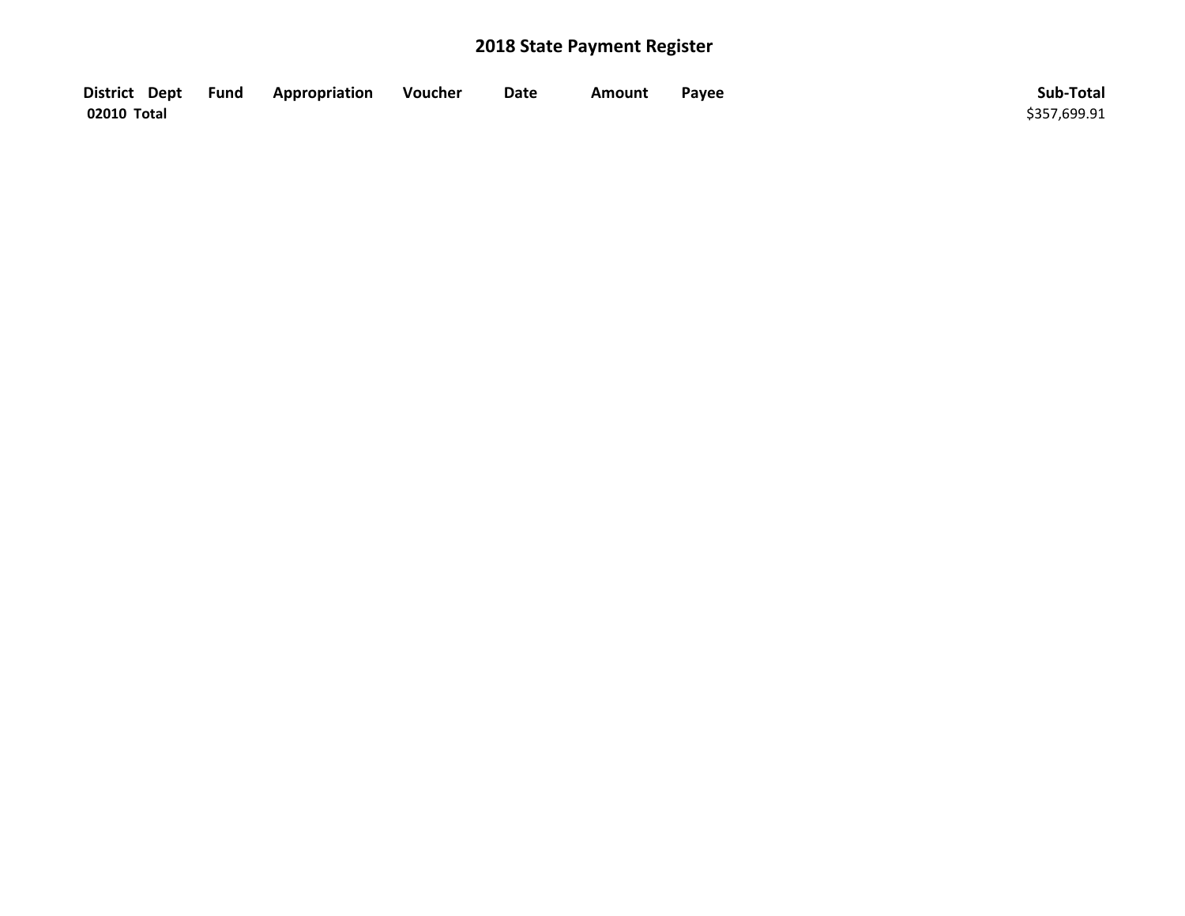# 2018 State Payment Register

| District | Dept | Fund | Appropriation | Voucher | Date | Amount | Payee | Sub-Total |
|---|---|---|---|---|---|---|---|---|
| **02010 Total** | | | | | | | | $357,699.91 |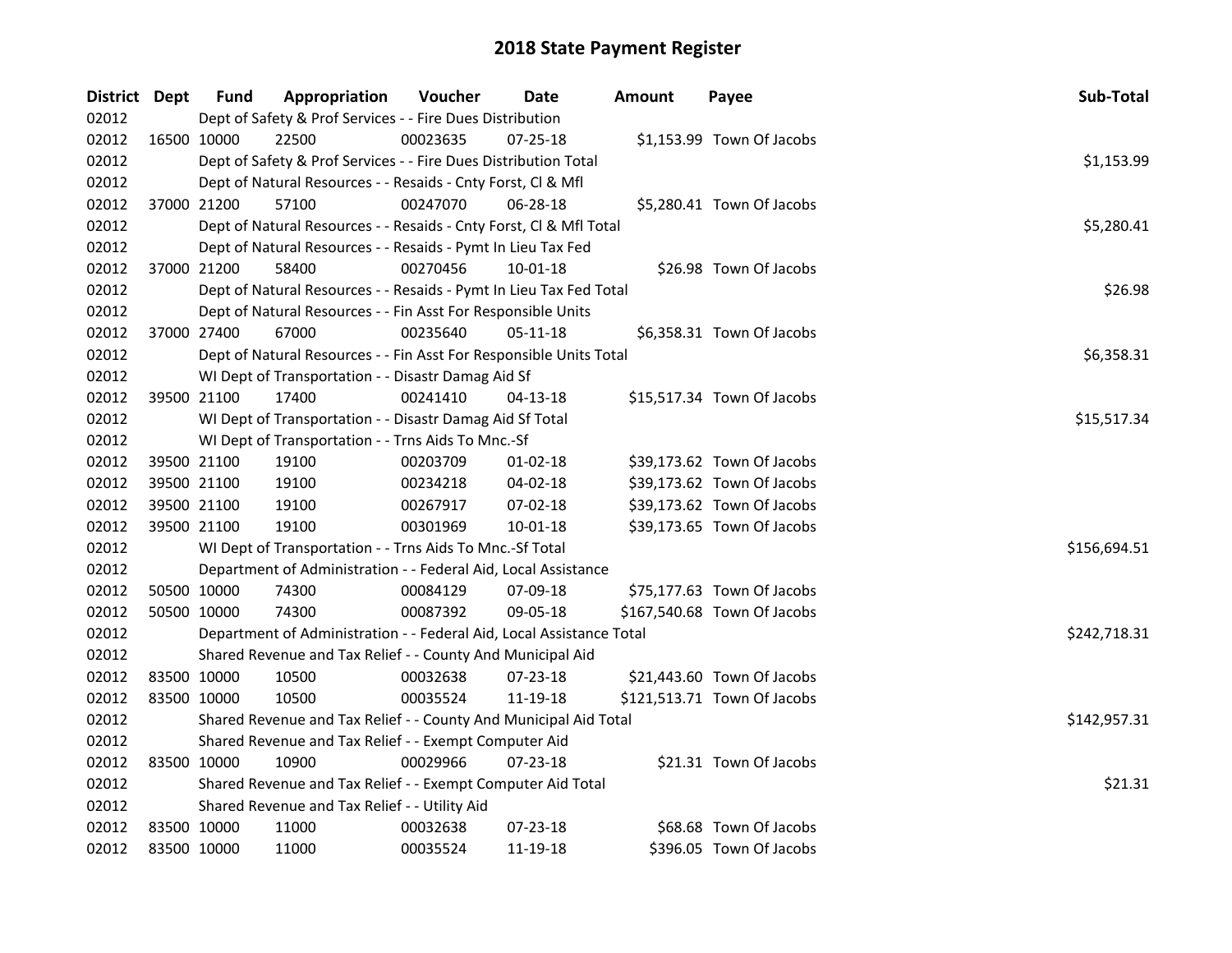# 2018 State Payment Register

| District | Dept | Fund | Appropriation | Voucher | Date | Amount | Payee | Sub-Total |
|---|---|---|---|---|---|---|---|---|
| 02012 | | Dept of Safety & Prof Services - - Fire Dues Distribution | | | | | | |
| 02012 | 16500 | 10000 | 22500 | 00023635 | 07-25-18 | $1,153.99 | Town Of Jacobs | |
| 02012 | | Dept of Safety & Prof Services - - Fire Dues Distribution Total | | | | | | $1,153.99 |
| 02012 | | Dept of Natural Resources - - Resaids - Cnty Forst, Cl & Mfl | | | | | | |
| 02012 | 37000 | 21200 | 57100 | 00247070 | 06-28-18 | $5,280.41 | Town Of Jacobs | |
| 02012 | | Dept of Natural Resources - - Resaids - Cnty Forst, Cl & Mfl Total | | | | | | $5,280.41 |
| 02012 | | Dept of Natural Resources - - Resaids - Pymt In Lieu Tax Fed | | | | | | |
| 02012 | 37000 | 21200 | 58400 | 00270456 | 10-01-18 | $26.98 | Town Of Jacobs | |
| 02012 | | Dept of Natural Resources - - Resaids - Pymt In Lieu Tax Fed Total | | | | | | $26.98 |
| 02012 | | Dept of Natural Resources - - Fin Asst For Responsible Units | | | | | | |
| 02012 | 37000 | 27400 | 67000 | 00235640 | 05-11-18 | $6,358.31 | Town Of Jacobs | |
| 02012 | | Dept of Natural Resources - - Fin Asst For Responsible Units Total | | | | | | $6,358.31 |
| 02012 | | WI Dept of Transportation - - Disastr Damag Aid Sf | | | | | | |
| 02012 | 39500 | 21100 | 17400 | 00241410 | 04-13-18 | $15,517.34 | Town Of Jacobs | |
| 02012 | | WI Dept of Transportation - - Disastr Damag Aid Sf Total | | | | | | $15,517.34 |
| 02012 | | WI Dept of Transportation - - Trns Aids To Mnc.-Sf | | | | | | |
| 02012 | 39500 | 21100 | 19100 | 00203709 | 01-02-18 | $39,173.62 | Town Of Jacobs | |
| 02012 | 39500 | 21100 | 19100 | 00234218 | 04-02-18 | $39,173.62 | Town Of Jacobs | |
| 02012 | 39500 | 21100 | 19100 | 00267917 | 07-02-18 | $39,173.62 | Town Of Jacobs | |
| 02012 | 39500 | 21100 | 19100 | 00301969 | 10-01-18 | $39,173.65 | Town Of Jacobs | |
| 02012 | | WI Dept of Transportation - - Trns Aids To Mnc.-Sf Total | | | | | | $156,694.51 |
| 02012 | | Department of Administration - - Federal Aid, Local Assistance | | | | | | |
| 02012 | 50500 | 10000 | 74300 | 00084129 | 07-09-18 | $75,177.63 | Town Of Jacobs | |
| 02012 | 50500 | 10000 | 74300 | 00087392 | 09-05-18 | $167,540.68 | Town Of Jacobs | |
| 02012 | | Department of Administration - - Federal Aid, Local Assistance Total | | | | | | $242,718.31 |
| 02012 | | Shared Revenue and Tax Relief - - County And Municipal Aid | | | | | | |
| 02012 | 83500 | 10000 | 10500 | 00032638 | 07-23-18 | $21,443.60 | Town Of Jacobs | |
| 02012 | 83500 | 10000 | 10500 | 00035524 | 11-19-18 | $121,513.71 | Town Of Jacobs | |
| 02012 | | Shared Revenue and Tax Relief - - County And Municipal Aid Total | | | | | | $142,957.31 |
| 02012 | | Shared Revenue and Tax Relief - - Exempt Computer Aid | | | | | | |
| 02012 | 83500 | 10000 | 10900 | 00029966 | 07-23-18 | $21.31 | Town Of Jacobs | |
| 02012 | | Shared Revenue and Tax Relief - - Exempt Computer Aid Total | | | | | | $21.31 |
| 02012 | | Shared Revenue and Tax Relief - - Utility Aid | | | | | | |
| 02012 | 83500 | 10000 | 11000 | 00032638 | 07-23-18 | $68.68 | Town Of Jacobs | |
| 02012 | 83500 | 10000 | 11000 | 00035524 | 11-19-18 | $396.05 | Town Of Jacobs | |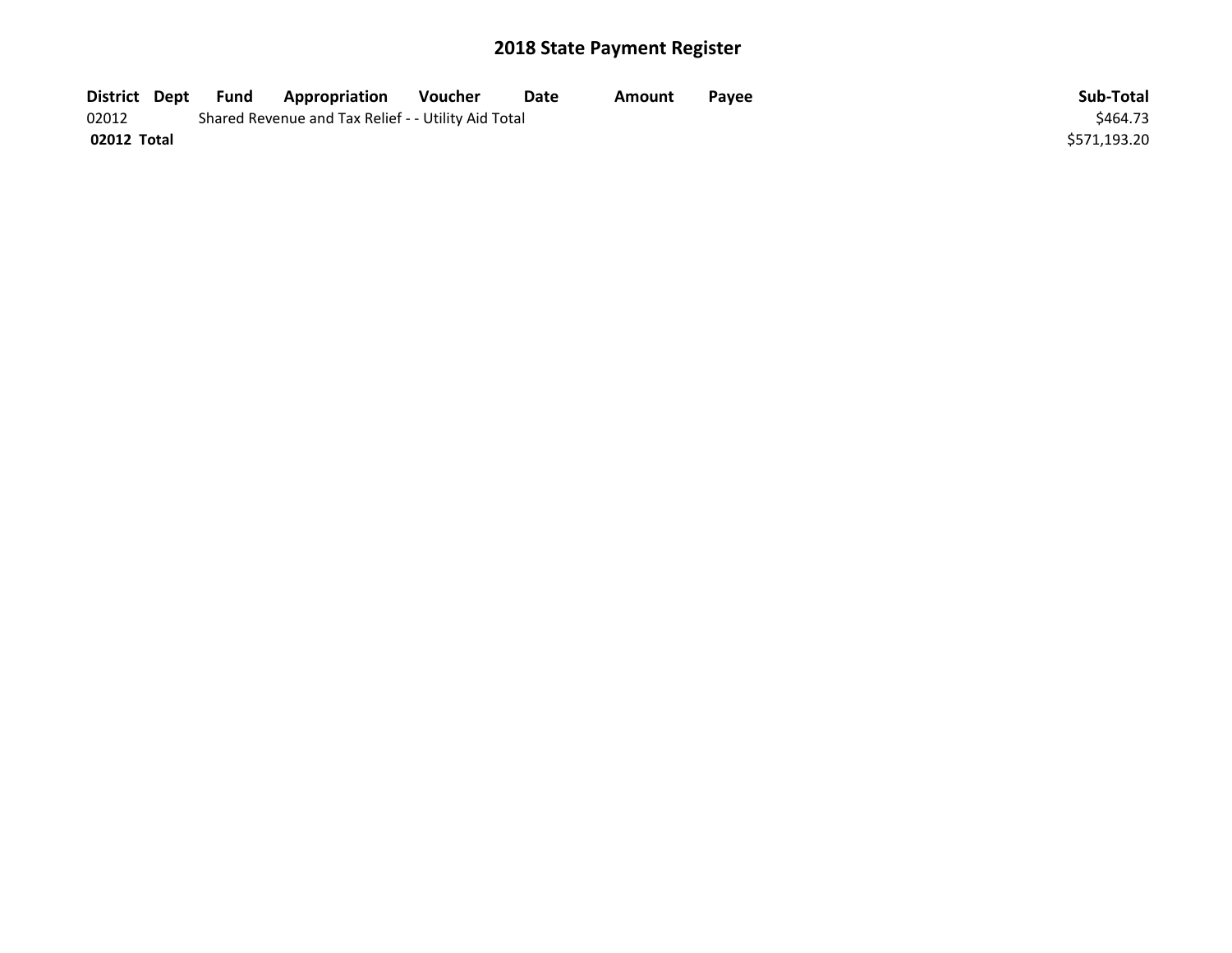# 2018 State Payment Register

| District | Dept | Fund | Appropriation | Voucher | Date | Amount | Payee | Sub-Total |
|---|---|---|---|---|---|---|---|---|
| 02012 | | Shared Revenue and Tax Relief - - Utility Aid Total | | | | | | $464.73 |
| **02012 Total** | | | | | | | | $571,193.20 |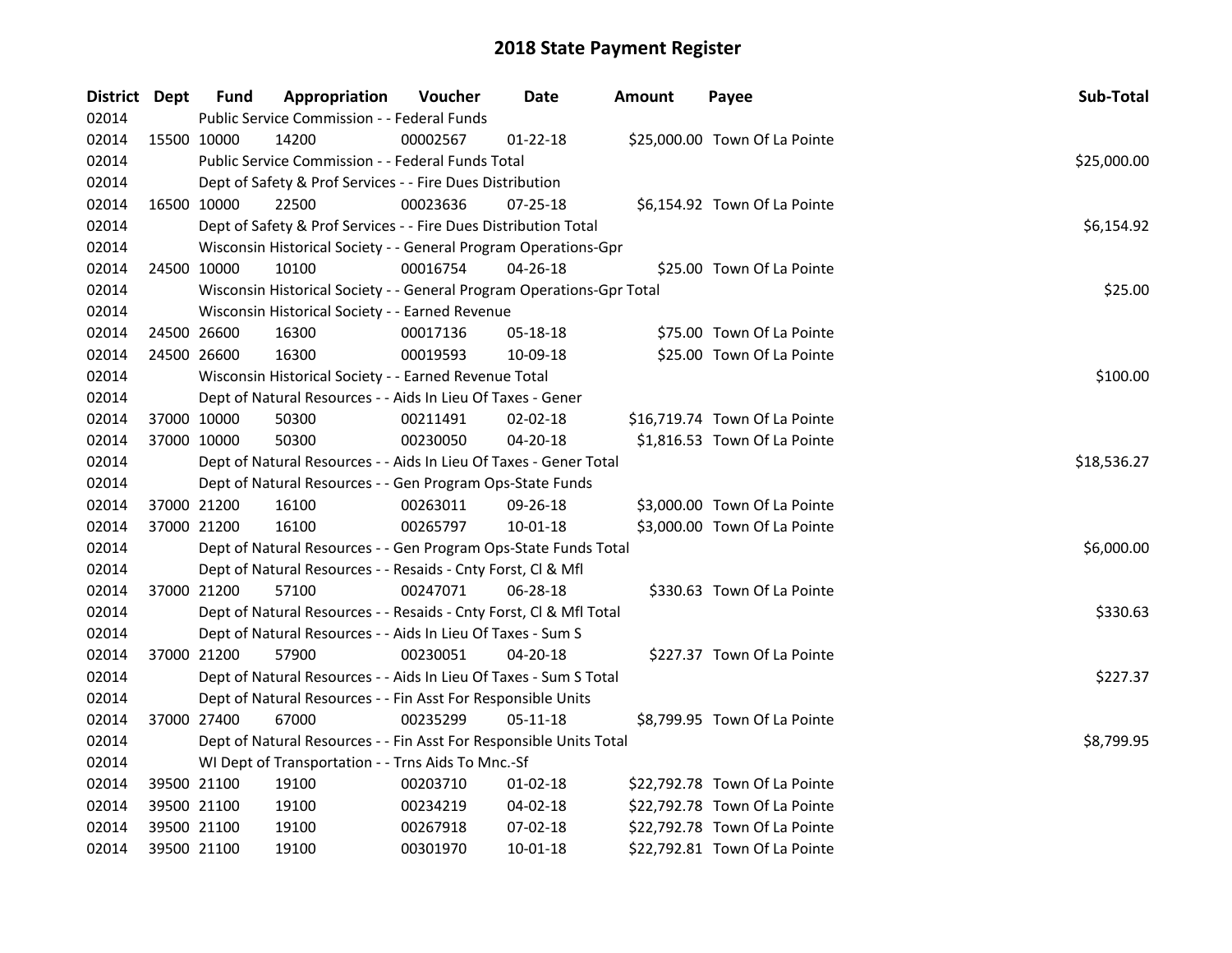# 2018 State Payment Register

| District | Dept | Fund | Appropriation | Voucher | Date | Amount | Payee | Sub-Total |
|---|---|---|---|---|---|---|---|---|
| 02014 | | Public Service Commission - - Federal Funds | | | | | | |
| 02014 | 15500 | 10000 | 14200 | 00002567 | 01-22-18 | $25,000.00 | Town Of La Pointe | |
| 02014 | | Public Service Commission - - Federal Funds Total | | | | | | $25,000.00 |
| 02014 | | Dept of Safety & Prof Services - - Fire Dues Distribution | | | | | | |
| 02014 | 16500 | 10000 | 22500 | 00023636 | 07-25-18 | $6,154.92 | Town Of La Pointe | |
| 02014 | | Dept of Safety & Prof Services - - Fire Dues Distribution Total | | | | | | $6,154.92 |
| 02014 | | Wisconsin Historical Society - - General Program Operations-Gpr | | | | | | |
| 02014 | 24500 | 10000 | 10100 | 00016754 | 04-26-18 | $25.00 | Town Of La Pointe | |
| 02014 | | Wisconsin Historical Society - - General Program Operations-Gpr Total | | | | | | $25.00 |
| 02014 | | Wisconsin Historical Society - - Earned Revenue | | | | | | |
| 02014 | 24500 | 26600 | 16300 | 00017136 | 05-18-18 | $75.00 | Town Of La Pointe | |
| 02014 | 24500 | 26600 | 16300 | 00019593 | 10-09-18 | $25.00 | Town Of La Pointe | |
| 02014 | | Wisconsin Historical Society - - Earned Revenue Total | | | | | | $100.00 |
| 02014 | | Dept of Natural Resources - - Aids In Lieu Of Taxes - Gener | | | | | | |
| 02014 | 37000 | 10000 | 50300 | 00211491 | 02-02-18 | $16,719.74 | Town Of La Pointe | |
| 02014 | 37000 | 10000 | 50300 | 00230050 | 04-20-18 | $1,816.53 | Town Of La Pointe | |
| 02014 | | Dept of Natural Resources - - Aids In Lieu Of Taxes - Gener Total | | | | | | $18,536.27 |
| 02014 | | Dept of Natural Resources - - Gen Program Ops-State Funds | | | | | | |
| 02014 | 37000 | 21200 | 16100 | 00263011 | 09-26-18 | $3,000.00 | Town Of La Pointe | |
| 02014 | 37000 | 21200 | 16100 | 00265797 | 10-01-18 | $3,000.00 | Town Of La Pointe | |
| 02014 | | Dept of Natural Resources - - Gen Program Ops-State Funds Total | | | | | | $6,000.00 |
| 02014 | | Dept of Natural Resources - - Resaids - Cnty Forst, Cl & Mfl | | | | | | |
| 02014 | 37000 | 21200 | 57100 | 00247071 | 06-28-18 | $330.63 | Town Of La Pointe | |
| 02014 | | Dept of Natural Resources - - Resaids - Cnty Forst, Cl & Mfl Total | | | | | | $330.63 |
| 02014 | | Dept of Natural Resources - - Aids In Lieu Of Taxes - Sum S | | | | | | |
| 02014 | 37000 | 21200 | 57900 | 00230051 | 04-20-18 | $227.37 | Town Of La Pointe | |
| 02014 | | Dept of Natural Resources - - Aids In Lieu Of Taxes - Sum S Total | | | | | | $227.37 |
| 02014 | | Dept of Natural Resources - - Fin Asst For Responsible Units | | | | | | |
| 02014 | 37000 | 27400 | 67000 | 00235299 | 05-11-18 | $8,799.95 | Town Of La Pointe | |
| 02014 | | Dept of Natural Resources - - Fin Asst For Responsible Units Total | | | | | | $8,799.95 |
| 02014 | | WI Dept of Transportation - - Trns Aids To Mnc.-Sf | | | | | | |
| 02014 | 39500 | 21100 | 19100 | 00203710 | 01-02-18 | $22,792.78 | Town Of La Pointe | |
| 02014 | 39500 | 21100 | 19100 | 00234219 | 04-02-18 | $22,792.78 | Town Of La Pointe | |
| 02014 | 39500 | 21100 | 19100 | 00267918 | 07-02-18 | $22,792.78 | Town Of La Pointe | |
| 02014 | 39500 | 21100 | 19100 | 00301970 | 10-01-18 | $22,792.81 | Town Of La Pointe | |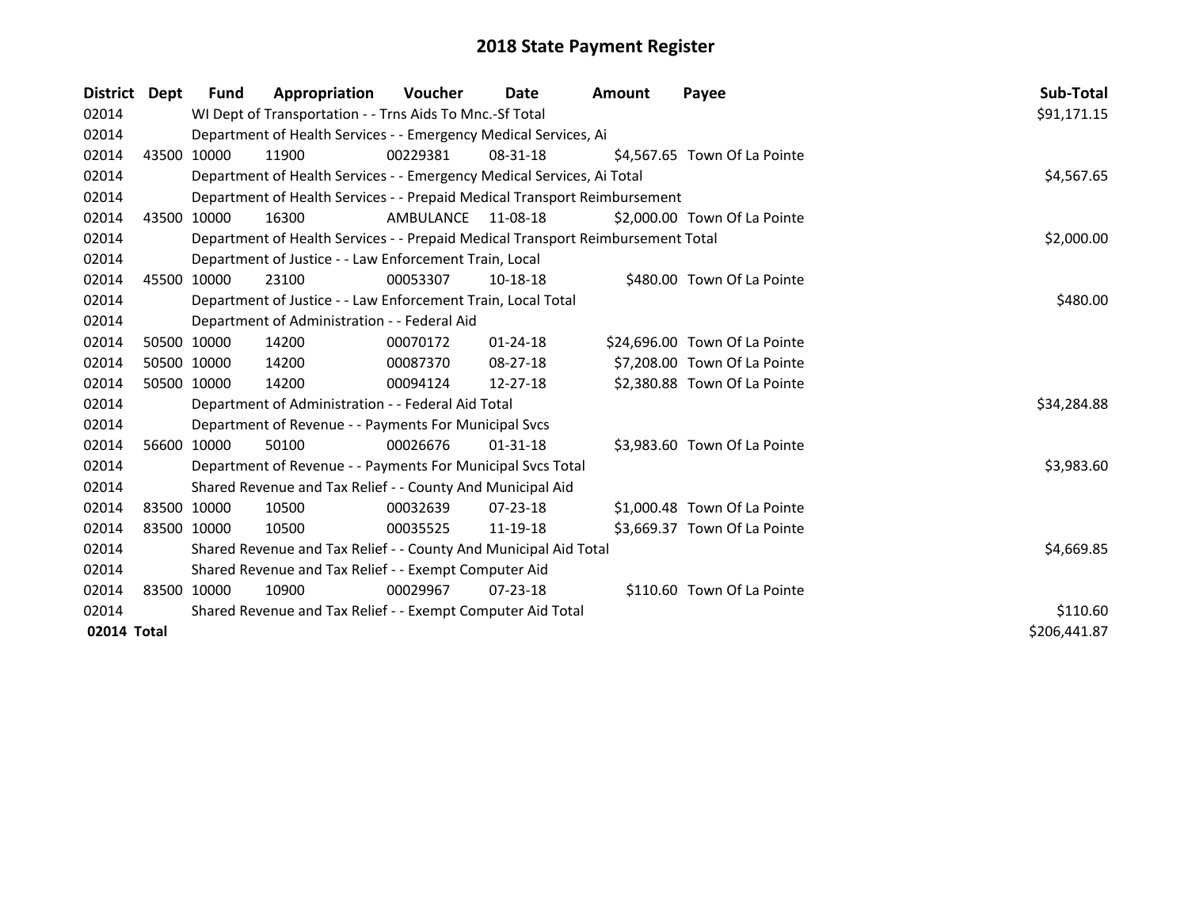## 2018 State Payment Register

| District | Dept | Fund | Appropriation | Voucher | Date | Amount | Payee | Sub-Total |
|---|---|---|---|---|---|---|---|---|
| 02014 | | WI Dept of Transportation - - Trns Aids To Mnc.-Sf Total | | | | | | $91,171.15 |
| 02014 | | Department of Health Services - - Emergency Medical Services, Ai | | | | | | |
| 02014 | 43500 | 10000 | 11900 | 00229381 | 08-31-18 | $4,567.65 | Town Of La Pointe | |
| 02014 | | Department of Health Services - - Emergency Medical Services, Ai Total | | | | | | $4,567.65 |
| 02014 | | Department of Health Services - - Prepaid Medical Transport Reimbursement | | | | | | |
| 02014 | 43500 | 10000 | 16300 | AMBULANCE | 11-08-18 | $2,000.00 | Town Of La Pointe | |
| 02014 | | Department of Health Services - - Prepaid Medical Transport Reimbursement Total | | | | | | $2,000.00 |
| 02014 | | Department of Justice - - Law Enforcement Train, Local | | | | | | |
| 02014 | 45500 | 10000 | 23100 | 00053307 | 10-18-18 | $480.00 | Town Of La Pointe | |
| 02014 | | Department of Justice - - Law Enforcement Train, Local Total | | | | | | $480.00 |
| 02014 | | Department of Administration - - Federal Aid | | | | | | |
| 02014 | 50500 | 10000 | 14200 | 00070172 | 01-24-18 | $24,696.00 | Town Of La Pointe | |
| 02014 | 50500 | 10000 | 14200 | 00087370 | 08-27-18 | $7,208.00 | Town Of La Pointe | |
| 02014 | 50500 | 10000 | 14200 | 00094124 | 12-27-18 | $2,380.88 | Town Of La Pointe | |
| 02014 | | Department of Administration - - Federal Aid Total | | | | | | $34,284.88 |
| 02014 | | Department of Revenue - - Payments For Municipal Svcs | | | | | | |
| 02014 | 56600 | 10000 | 50100 | 00026676 | 01-31-18 | $3,983.60 | Town Of La Pointe | |
| 02014 | | Department of Revenue - - Payments For Municipal Svcs Total | | | | | | $3,983.60 |
| 02014 | | Shared Revenue and Tax Relief - - County And Municipal Aid | | | | | | |
| 02014 | 83500 | 10000 | 10500 | 00032639 | 07-23-18 | $1,000.48 | Town Of La Pointe | |
| 02014 | 83500 | 10000 | 10500 | 00035525 | 11-19-18 | $3,669.37 | Town Of La Pointe | |
| 02014 | | Shared Revenue and Tax Relief - - County And Municipal Aid Total | | | | | | $4,669.85 |
| 02014 | | Shared Revenue and Tax Relief - - Exempt Computer Aid | | | | | | |
| 02014 | 83500 | 10000 | 10900 | 00029967 | 07-23-18 | $110.60 | Town Of La Pointe | |
| 02014 | | Shared Revenue and Tax Relief - - Exempt Computer Aid Total | | | | | | $110.60 |
| **02014 Total** | | | | | | | | $206,441.87 |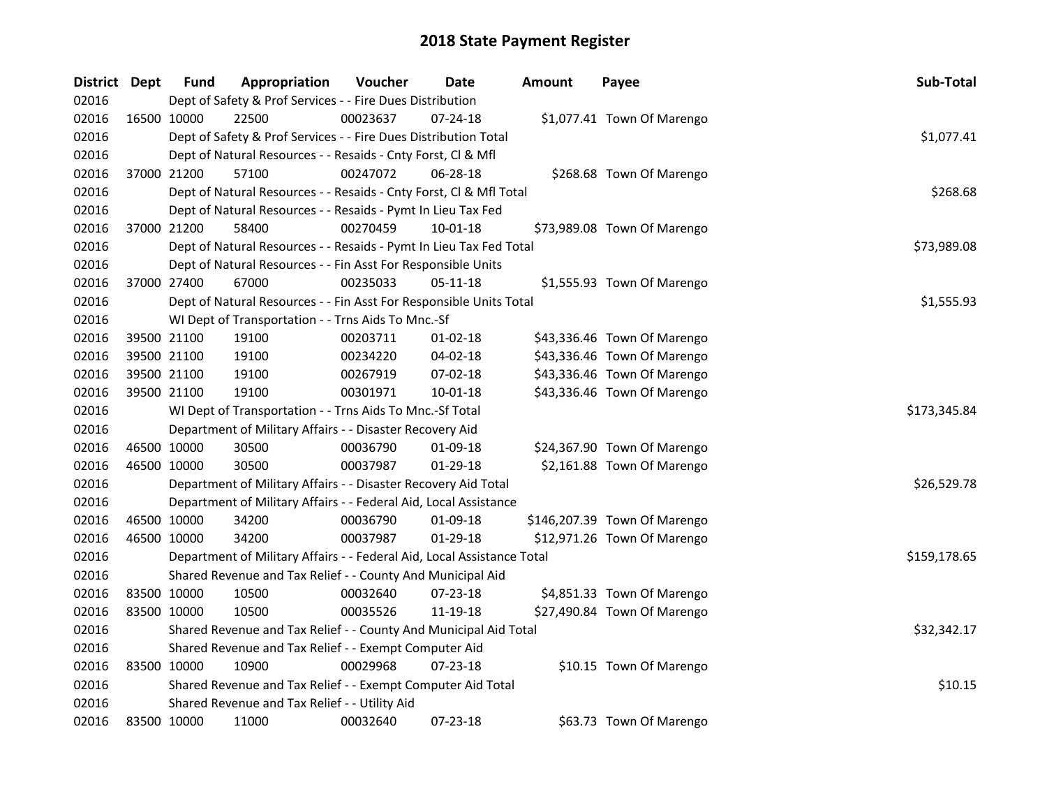# 2018 State Payment Register

| District | Dept | Fund | Appropriation | Voucher | Date | Amount | Payee | Sub-Total |
|---|---|---|---|---|---|---|---|---|
| 02016 | Dept of Safety & Prof Services - - Fire Dues Distribution | | | | | | | |
| 02016 | 16500 | 10000 | 22500 | 00023637 | 07-24-18 | $1,077.41 | Town Of Marengo | |
| 02016 | Dept of Safety & Prof Services - - Fire Dues Distribution Total | | | | | | | $1,077.41 |
| 02016 | Dept of Natural Resources - - Resaids - Cnty Forst, Cl & Mfl | | | | | | | |
| 02016 | 37000 | 21200 | 57100 | 00247072 | 06-28-18 | $268.68 | Town Of Marengo | |
| 02016 | Dept of Natural Resources - - Resaids - Cnty Forst, Cl & Mfl Total | | | | | | | $268.68 |
| 02016 | Dept of Natural Resources - - Resaids - Pymt In Lieu Tax Fed | | | | | | | |
| 02016 | 37000 | 21200 | 58400 | 00270459 | 10-01-18 | $73,989.08 | Town Of Marengo | |
| 02016 | Dept of Natural Resources - - Resaids - Pymt In Lieu Tax Fed Total | | | | | | | $73,989.08 |
| 02016 | Dept of Natural Resources - - Fin Asst For Responsible Units | | | | | | | |
| 02016 | 37000 | 27400 | 67000 | 00235033 | 05-11-18 | $1,555.93 | Town Of Marengo | |
| 02016 | Dept of Natural Resources - - Fin Asst For Responsible Units Total | | | | | | | $1,555.93 |
| 02016 | WI Dept of Transportation - - Trns Aids To Mnc.-Sf | | | | | | | |
| 02016 | 39500 | 21100 | 19100 | 00203711 | 01-02-18 | $43,336.46 | Town Of Marengo | |
| 02016 | 39500 | 21100 | 19100 | 00234220 | 04-02-18 | $43,336.46 | Town Of Marengo | |
| 02016 | 39500 | 21100 | 19100 | 00267919 | 07-02-18 | $43,336.46 | Town Of Marengo | |
| 02016 | 39500 | 21100 | 19100 | 00301971 | 10-01-18 | $43,336.46 | Town Of Marengo | |
| 02016 | WI Dept of Transportation - - Trns Aids To Mnc.-Sf Total | | | | | | | $173,345.84 |
| 02016 | Department of Military Affairs - - Disaster Recovery Aid | | | | | | | |
| 02016 | 46500 | 10000 | 30500 | 00036790 | 01-09-18 | $24,367.90 | Town Of Marengo | |
| 02016 | 46500 | 10000 | 30500 | 00037987 | 01-29-18 | $2,161.88 | Town Of Marengo | |
| 02016 | Department of Military Affairs - - Disaster Recovery Aid Total | | | | | | | $26,529.78 |
| 02016 | Department of Military Affairs - - Federal Aid, Local Assistance | | | | | | | |
| 02016 | 46500 | 10000 | 34200 | 00036790 | 01-09-18 | $146,207.39 | Town Of Marengo | |
| 02016 | 46500 | 10000 | 34200 | 00037987 | 01-29-18 | $12,971.26 | Town Of Marengo | |
| 02016 | Department of Military Affairs - - Federal Aid, Local Assistance Total | | | | | | | $159,178.65 |
| 02016 | Shared Revenue and Tax Relief - - County And Municipal Aid | | | | | | | |
| 02016 | 83500 | 10000 | 10500 | 00032640 | 07-23-18 | $4,851.33 | Town Of Marengo | |
| 02016 | 83500 | 10000 | 10500 | 00035526 | 11-19-18 | $27,490.84 | Town Of Marengo | |
| 02016 | Shared Revenue and Tax Relief - - County And Municipal Aid Total | | | | | | | $32,342.17 |
| 02016 | Shared Revenue and Tax Relief - - Exempt Computer Aid | | | | | | | |
| 02016 | 83500 | 10000 | 10900 | 00029968 | 07-23-18 | $10.15 | Town Of Marengo | |
| 02016 | Shared Revenue and Tax Relief - - Exempt Computer Aid Total | | | | | | | $10.15 |
| 02016 | Shared Revenue and Tax Relief - - Utility Aid | | | | | | | |
| 02016 | 83500 | 10000 | 11000 | 00032640 | 07-23-18 | $63.73 | Town Of Marengo | |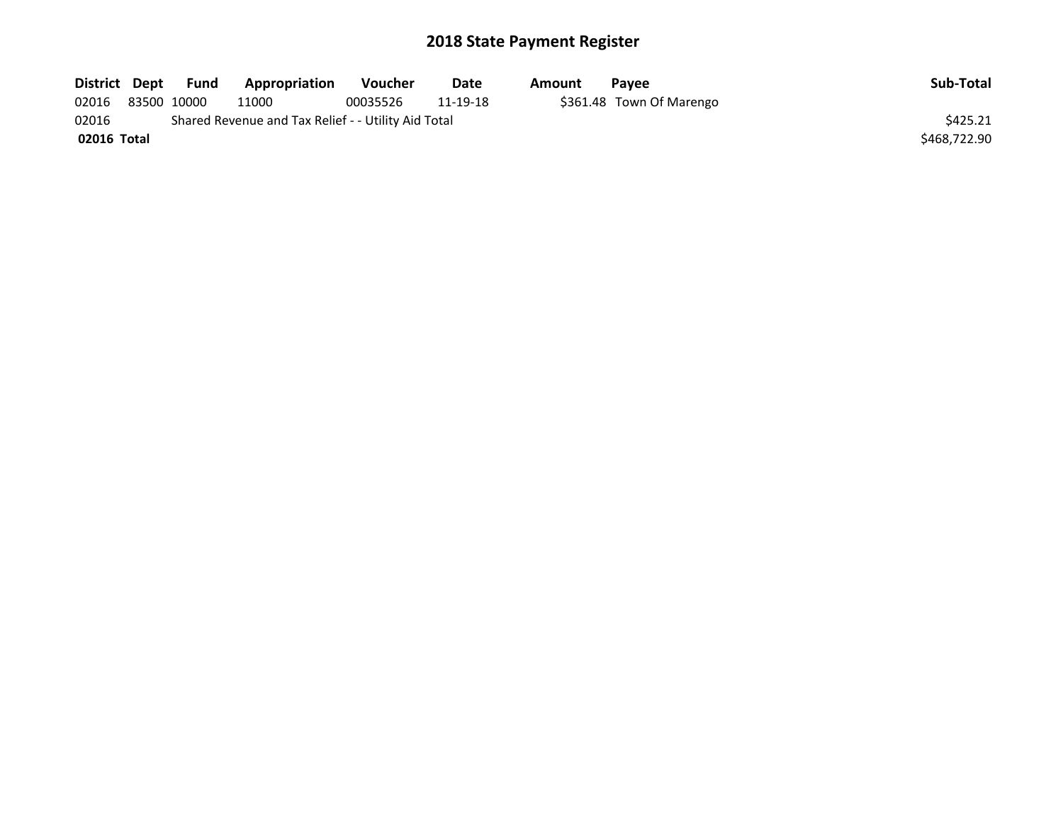# 2018 State Payment Register

| District | Dept | Fund | Appropriation | Voucher | Date | Amount | Payee | Sub-Total |
|---|---|---|---|---|---|---|---|---|
| 02016 | 83500 | 10000 | 11000 | 00035526 | 11-19-18 | $361.48 | Town Of Marengo | |
| 02016 | Shared Revenue and Tax Relief - - Utility Aid Total | | | | | | | $425.21 |
| **02016 Total** | | | | | | | | $468,722.90 |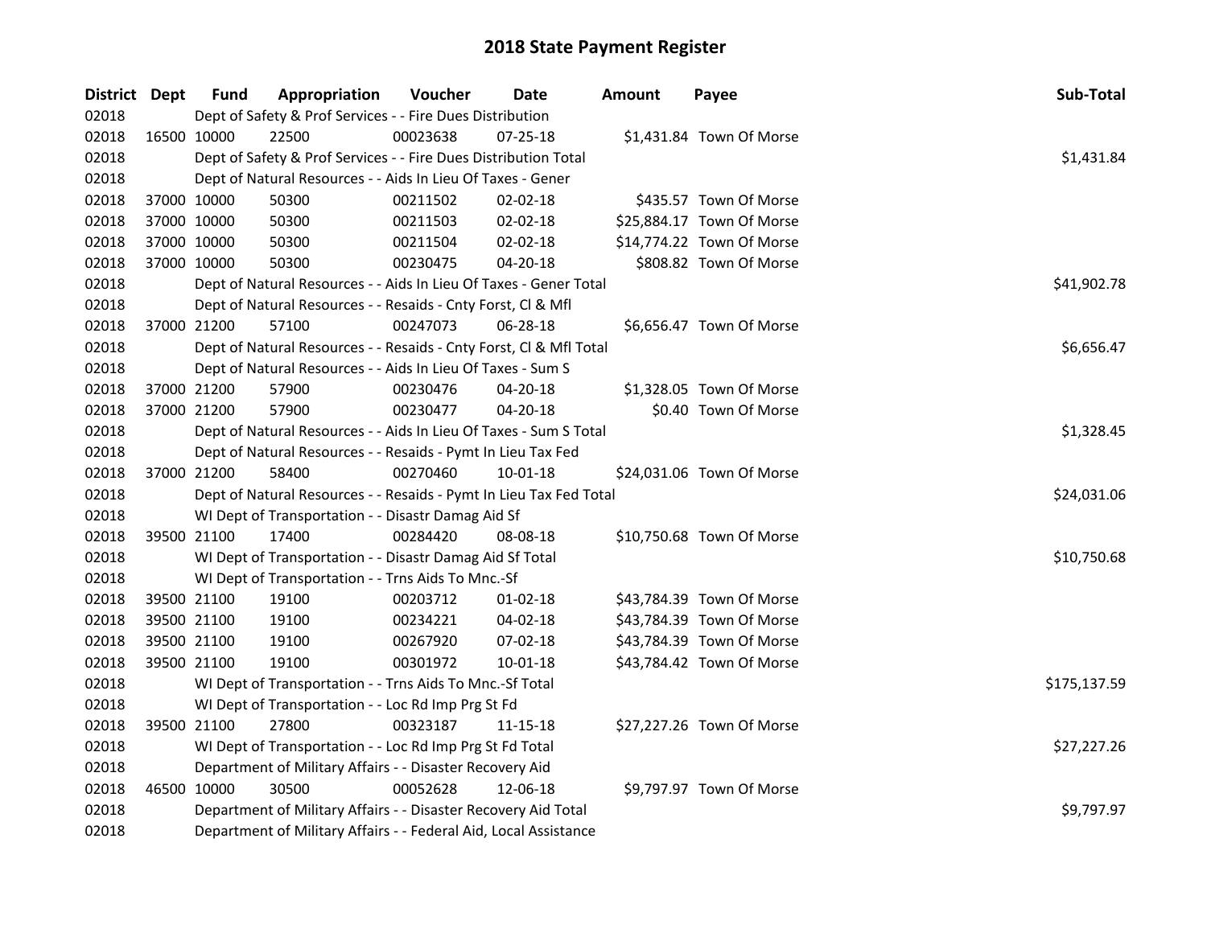# 2018 State Payment Register

| District | Dept | Fund | Appropriation | Voucher | Date | Amount | Payee | Sub-Total |
|---|---|---|---|---|---|---|---|---|
| 02018 | | Dept of Safety & Prof Services - - Fire Dues Distribution | | | | | | |
| 02018 | 16500 | 10000 | 22500 | 00023638 | 07-25-18 | $1,431.84 | Town Of Morse | |
| 02018 | | Dept of Safety & Prof Services - - Fire Dues Distribution Total | | | | | | $1,431.84 |
| 02018 | | Dept of Natural Resources - - Aids In Lieu Of Taxes - Gener | | | | | | |
| 02018 | 37000 | 10000 | 50300 | 00211502 | 02-02-18 | $435.57 | Town Of Morse | |
| 02018 | 37000 | 10000 | 50300 | 00211503 | 02-02-18 | $25,884.17 | Town Of Morse | |
| 02018 | 37000 | 10000 | 50300 | 00211504 | 02-02-18 | $14,774.22 | Town Of Morse | |
| 02018 | 37000 | 10000 | 50300 | 00230475 | 04-20-18 | $808.82 | Town Of Morse | |
| 02018 | | Dept of Natural Resources - - Aids In Lieu Of Taxes - Gener Total | | | | | | $41,902.78 |
| 02018 | | Dept of Natural Resources - - Resaids - Cnty Forst, Cl & Mfl | | | | | | |
| 02018 | 37000 | 21200 | 57100 | 00247073 | 06-28-18 | $6,656.47 | Town Of Morse | |
| 02018 | | Dept of Natural Resources - - Resaids - Cnty Forst, Cl & Mfl Total | | | | | | $6,656.47 |
| 02018 | | Dept of Natural Resources - - Aids In Lieu Of Taxes - Sum S | | | | | | |
| 02018 | 37000 | 21200 | 57900 | 00230476 | 04-20-18 | $1,328.05 | Town Of Morse | |
| 02018 | 37000 | 21200 | 57900 | 00230477 | 04-20-18 | $0.40 | Town Of Morse | |
| 02018 | | Dept of Natural Resources - - Aids In Lieu Of Taxes - Sum S Total | | | | | | $1,328.45 |
| 02018 | | Dept of Natural Resources - - Resaids - Pymt In Lieu Tax Fed | | | | | | |
| 02018 | 37000 | 21200 | 58400 | 00270460 | 10-01-18 | $24,031.06 | Town Of Morse | |
| 02018 | | Dept of Natural Resources - - Resaids - Pymt In Lieu Tax Fed Total | | | | | | $24,031.06 |
| 02018 | | WI Dept of Transportation - - Disastr Damag Aid Sf | | | | | | |
| 02018 | 39500 | 21100 | 17400 | 00284420 | 08-08-18 | $10,750.68 | Town Of Morse | |
| 02018 | | WI Dept of Transportation - - Disastr Damag Aid Sf Total | | | | | | $10,750.68 |
| 02018 | | WI Dept of Transportation - - Trns Aids To Mnc.-Sf | | | | | | |
| 02018 | 39500 | 21100 | 19100 | 00203712 | 01-02-18 | $43,784.39 | Town Of Morse | |
| 02018 | 39500 | 21100 | 19100 | 00234221 | 04-02-18 | $43,784.39 | Town Of Morse | |
| 02018 | 39500 | 21100 | 19100 | 00267920 | 07-02-18 | $43,784.39 | Town Of Morse | |
| 02018 | 39500 | 21100 | 19100 | 00301972 | 10-01-18 | $43,784.42 | Town Of Morse | |
| 02018 | | WI Dept of Transportation - - Trns Aids To Mnc.-Sf Total | | | | | | $175,137.59 |
| 02018 | | WI Dept of Transportation - - Loc Rd Imp Prg St Fd | | | | | | |
| 02018 | 39500 | 21100 | 27800 | 00323187 | 11-15-18 | $27,227.26 | Town Of Morse | |
| 02018 | | WI Dept of Transportation - - Loc Rd Imp Prg St Fd Total | | | | | | $27,227.26 |
| 02018 | | Department of Military Affairs - - Disaster Recovery Aid | | | | | | |
| 02018 | 46500 | 10000 | 30500 | 00052628 | 12-06-18 | $9,797.97 | Town Of Morse | |
| 02018 | | Department of Military Affairs - - Disaster Recovery Aid Total | | | | | | $9,797.97 |
| 02018 | | Department of Military Affairs - - Federal Aid, Local Assistance | | | | | | |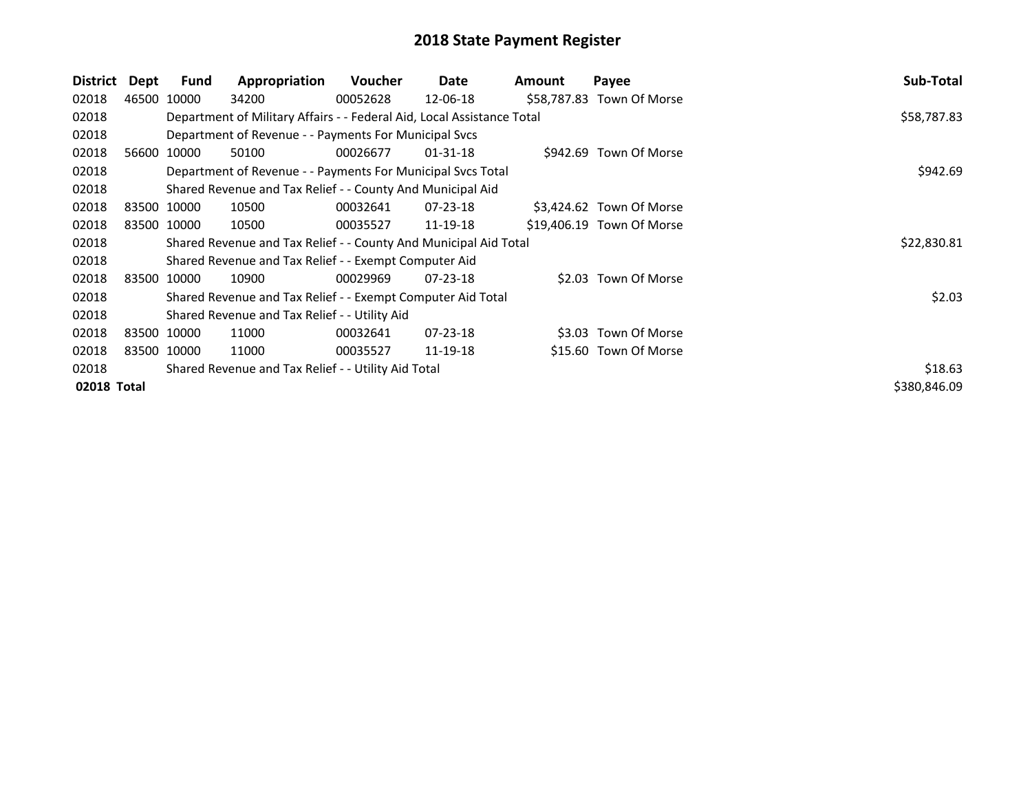# 2018 State Payment Register

| District | Dept | Fund | Appropriation | Voucher | Date | Amount | Payee | Sub-Total |
|---|---|---|---|---|---|---|---|---|
| 02018 | 46500 | 10000 | 34200 | 00052628 | 12-06-18 | $58,787.83 | Town Of Morse | |
| 02018 | | Department of Military Affairs - - Federal Aid, Local Assistance Total | | | | | | $58,787.83 |
| 02018 | | Department of Revenue - - Payments For Municipal Svcs | | | | | | |
| 02018 | 56600 | 10000 | 50100 | 00026677 | 01-31-18 | $942.69 | Town Of Morse | |
| 02018 | | Department of Revenue - - Payments For Municipal Svcs Total | | | | | | $942.69 |
| 02018 | | Shared Revenue and Tax Relief - - County And Municipal Aid | | | | | | |
| 02018 | 83500 | 10000 | 10500 | 00032641 | 07-23-18 | $3,424.62 | Town Of Morse | |
| 02018 | 83500 | 10000 | 10500 | 00035527 | 11-19-18 | $19,406.19 | Town Of Morse | |
| 02018 | | Shared Revenue and Tax Relief - - County And Municipal Aid Total | | | | | | $22,830.81 |
| 02018 | | Shared Revenue and Tax Relief - - Exempt Computer Aid | | | | | | |
| 02018 | 83500 | 10000 | 10900 | 00029969 | 07-23-18 | $2.03 | Town Of Morse | |
| 02018 | | Shared Revenue and Tax Relief - - Exempt Computer Aid Total | | | | | | $2.03 |
| 02018 | | Shared Revenue and Tax Relief - - Utility Aid | | | | | | |
| 02018 | 83500 | 10000 | 11000 | 00032641 | 07-23-18 | $3.03 | Town Of Morse | |
| 02018 | 83500 | 10000 | 11000 | 00035527 | 11-19-18 | $15.60 | Town Of Morse | |
| 02018 | | Shared Revenue and Tax Relief - - Utility Aid Total | | | | | | $18.63 |
| **02018 Total** | | | | | | | | $380,846.09 |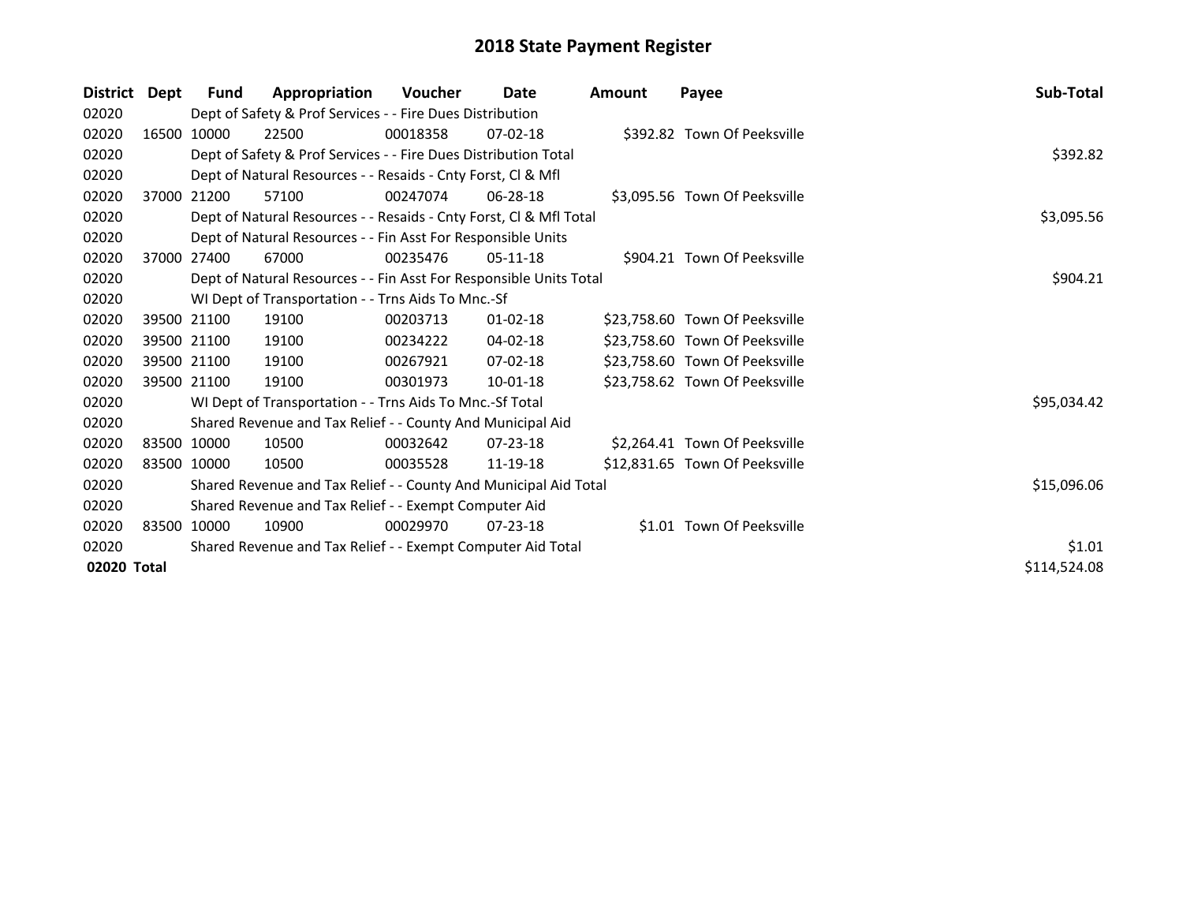# 2018 State Payment Register

| District | Dept | Fund | Appropriation | Voucher | Date | Amount | Payee | Sub-Total |
|---|---|---|---|---|---|---|---|---|
| 02020 | | Dept of Safety & Prof Services - - Fire Dues Distribution | | | | | | |
| 02020 | 16500 | 10000 | 22500 | 00018358 | 07-02-18 | $392.82 | Town Of Peeksville | |
| 02020 | | Dept of Safety & Prof Services - - Fire Dues Distribution Total | | | | | | $392.82 |
| 02020 | | Dept of Natural Resources - - Resaids - Cnty Forst, Cl & Mfl | | | | | | |
| 02020 | 37000 | 21200 | 57100 | 00247074 | 06-28-18 | $3,095.56 | Town Of Peeksville | |
| 02020 | | Dept of Natural Resources - - Resaids - Cnty Forst, Cl & Mfl Total | | | | | | $3,095.56 |
| 02020 | | Dept of Natural Resources - - Fin Asst For Responsible Units | | | | | | |
| 02020 | 37000 | 27400 | 67000 | 00235476 | 05-11-18 | $904.21 | Town Of Peeksville | |
| 02020 | | Dept of Natural Resources - - Fin Asst For Responsible Units Total | | | | | | $904.21 |
| 02020 | | WI Dept of Transportation - - Trns Aids To Mnc.-Sf | | | | | | |
| 02020 | 39500 | 21100 | 19100 | 00203713 | 01-02-18 | $23,758.60 | Town Of Peeksville | |
| 02020 | 39500 | 21100 | 19100 | 00234222 | 04-02-18 | $23,758.60 | Town Of Peeksville | |
| 02020 | 39500 | 21100 | 19100 | 00267921 | 07-02-18 | $23,758.60 | Town Of Peeksville | |
| 02020 | 39500 | 21100 | 19100 | 00301973 | 10-01-18 | $23,758.62 | Town Of Peeksville | |
| 02020 | | WI Dept of Transportation - - Trns Aids To Mnc.-Sf Total | | | | | | $95,034.42 |
| 02020 | | Shared Revenue and Tax Relief - - County And Municipal Aid | | | | | | |
| 02020 | 83500 | 10000 | 10500 | 00032642 | 07-23-18 | $2,264.41 | Town Of Peeksville | |
| 02020 | 83500 | 10000 | 10500 | 00035528 | 11-19-18 | $12,831.65 | Town Of Peeksville | |
| 02020 | | Shared Revenue and Tax Relief - - County And Municipal Aid Total | | | | | | $15,096.06 |
| 02020 | | Shared Revenue and Tax Relief - - Exempt Computer Aid | | | | | | |
| 02020 | 83500 | 10000 | 10900 | 00029970 | 07-23-18 | $1.01 | Town Of Peeksville | |
| 02020 | | Shared Revenue and Tax Relief - - Exempt Computer Aid Total | | | | | | $1.01 |
| **02020 Total** | | | | | | | | $114,524.08 |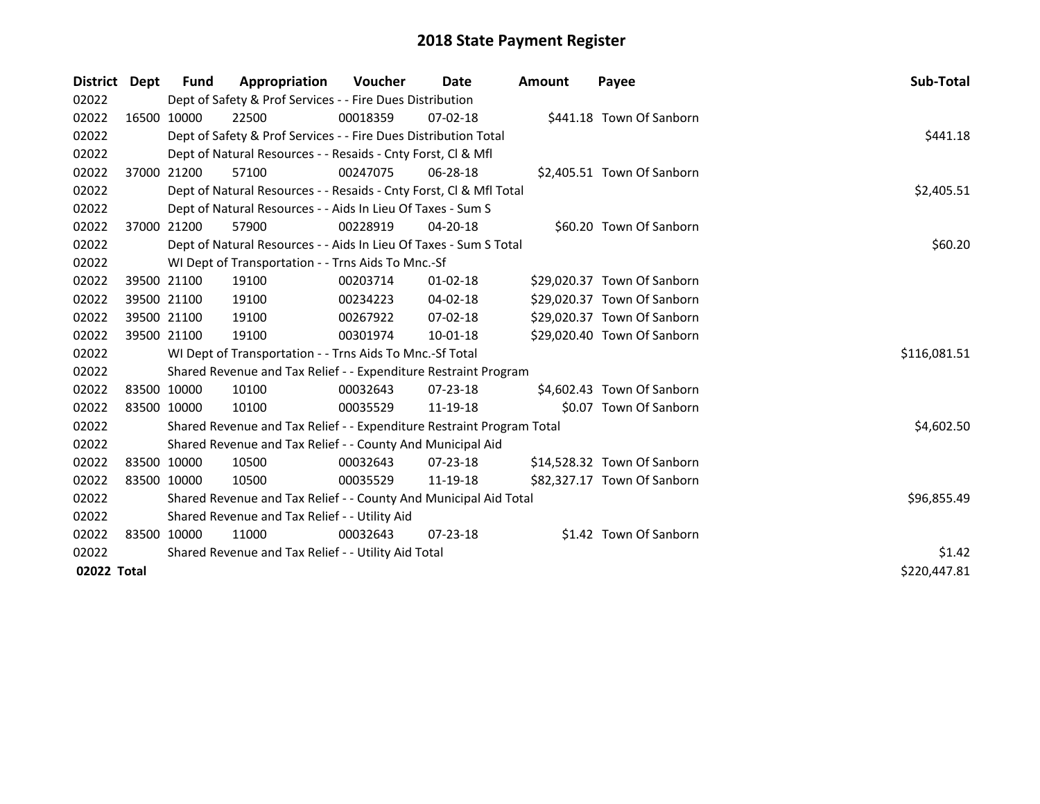# 2018 State Payment Register

| District | Dept | Fund | Appropriation | Voucher | Date | Amount | Payee | Sub-Total |
|---|---|---|---|---|---|---|---|---|
| 02022 | | Dept of Safety & Prof Services - - Fire Dues Distribution | | | | | | |
| 02022 | 16500 | 10000 | 22500 | 00018359 | 07-02-18 | $441.18 | Town Of Sanborn | |
| 02022 | | Dept of Safety & Prof Services - - Fire Dues Distribution Total | | | | | | $441.18 |
| 02022 | | Dept of Natural Resources - - Resaids - Cnty Forst, Cl & Mfl | | | | | | |
| 02022 | 37000 | 21200 | 57100 | 00247075 | 06-28-18 | $2,405.51 | Town Of Sanborn | |
| 02022 | | Dept of Natural Resources - - Resaids - Cnty Forst, Cl & Mfl Total | | | | | | $2,405.51 |
| 02022 | | Dept of Natural Resources - - Aids In Lieu Of Taxes - Sum S | | | | | | |
| 02022 | 37000 | 21200 | 57900 | 00228919 | 04-20-18 | $60.20 | Town Of Sanborn | |
| 02022 | | Dept of Natural Resources - - Aids In Lieu Of Taxes - Sum S Total | | | | | | $60.20 |
| 02022 | | WI Dept of Transportation - - Trns Aids To Mnc.-Sf | | | | | | |
| 02022 | 39500 | 21100 | 19100 | 00203714 | 01-02-18 | $29,020.37 | Town Of Sanborn | |
| 02022 | 39500 | 21100 | 19100 | 00234223 | 04-02-18 | $29,020.37 | Town Of Sanborn | |
| 02022 | 39500 | 21100 | 19100 | 00267922 | 07-02-18 | $29,020.37 | Town Of Sanborn | |
| 02022 | 39500 | 21100 | 19100 | 00301974 | 10-01-18 | $29,020.40 | Town Of Sanborn | |
| 02022 | | WI Dept of Transportation - - Trns Aids To Mnc.-Sf Total | | | | | | $116,081.51 |
| 02022 | | Shared Revenue and Tax Relief - - Expenditure Restraint Program | | | | | | |
| 02022 | 83500 | 10000 | 10100 | 00032643 | 07-23-18 | $4,602.43 | Town Of Sanborn | |
| 02022 | 83500 | 10000 | 10100 | 00035529 | 11-19-18 | $0.07 | Town Of Sanborn | |
| 02022 | | Shared Revenue and Tax Relief - - Expenditure Restraint Program Total | | | | | | $4,602.50 |
| 02022 | | Shared Revenue and Tax Relief - - County And Municipal Aid | | | | | | |
| 02022 | 83500 | 10000 | 10500 | 00032643 | 07-23-18 | $14,528.32 | Town Of Sanborn | |
| 02022 | 83500 | 10000 | 10500 | 00035529 | 11-19-18 | $82,327.17 | Town Of Sanborn | |
| 02022 | | Shared Revenue and Tax Relief - - County And Municipal Aid Total | | | | | | $96,855.49 |
| 02022 | | Shared Revenue and Tax Relief - - Utility Aid | | | | | | |
| 02022 | 83500 | 10000 | 11000 | 00032643 | 07-23-18 | $1.42 | Town Of Sanborn | |
| 02022 | | Shared Revenue and Tax Relief - - Utility Aid Total | | | | | | $1.42 |
| **02022 Total** | | | | | | | | $220,447.81 |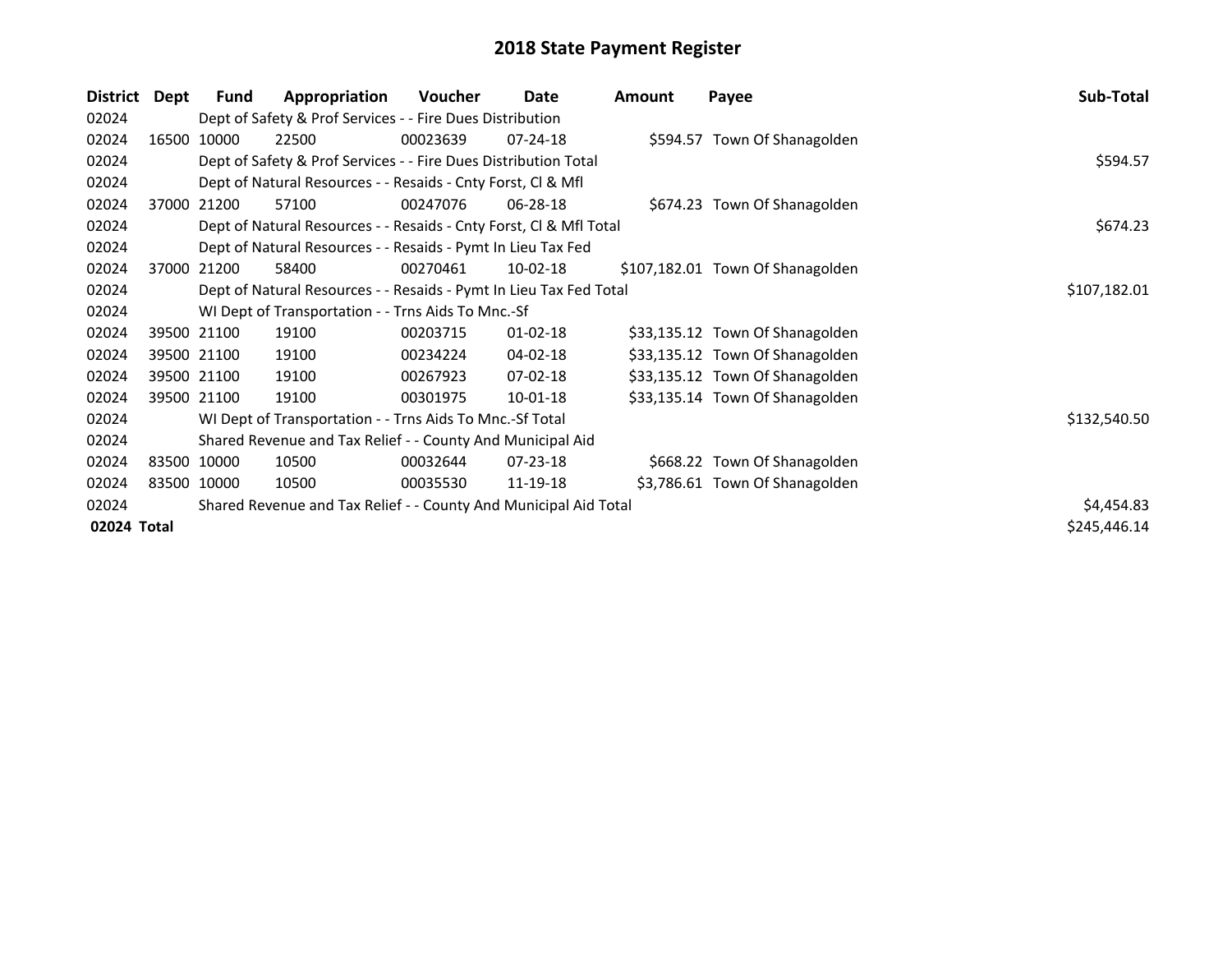# 2018 State Payment Register

| District | Dept | Fund | Appropriation | Voucher | Date | Amount | Payee | Sub-Total |
|---|---|---|---|---|---|---|---|---|
| 02024 | | Dept of Safety & Prof Services - - Fire Dues Distribution | | | | | | |
| 02024 | 16500 | 10000 | 22500 | 00023639 | 07-24-18 | $594.57 | Town Of Shanagolden | |
| 02024 | | Dept of Safety & Prof Services - - Fire Dues Distribution Total | | | | | | $594.57 |
| 02024 | | Dept of Natural Resources - - Resaids - Cnty Forst, Cl & Mfl | | | | | | |
| 02024 | 37000 | 21200 | 57100 | 00247076 | 06-28-18 | $674.23 | Town Of Shanagolden | |
| 02024 | | Dept of Natural Resources - - Resaids - Cnty Forst, Cl & Mfl Total | | | | | | $674.23 |
| 02024 | | Dept of Natural Resources - - Resaids - Pymt In Lieu Tax Fed | | | | | | |
| 02024 | 37000 | 21200 | 58400 | 00270461 | 10-02-18 | $107,182.01 | Town Of Shanagolden | |
| 02024 | | Dept of Natural Resources - - Resaids - Pymt In Lieu Tax Fed Total | | | | | | $107,182.01 |
| 02024 | | WI Dept of Transportation - - Trns Aids To Mnc.-Sf | | | | | | |
| 02024 | 39500 | 21100 | 19100 | 00203715 | 01-02-18 | $33,135.12 | Town Of Shanagolden | |
| 02024 | 39500 | 21100 | 19100 | 00234224 | 04-02-18 | $33,135.12 | Town Of Shanagolden | |
| 02024 | 39500 | 21100 | 19100 | 00267923 | 07-02-18 | $33,135.12 | Town Of Shanagolden | |
| 02024 | 39500 | 21100 | 19100 | 00301975 | 10-01-18 | $33,135.14 | Town Of Shanagolden | |
| 02024 | | WI Dept of Transportation - - Trns Aids To Mnc.-Sf Total | | | | | | $132,540.50 |
| 02024 | | Shared Revenue and Tax Relief - - County And Municipal Aid | | | | | | |
| 02024 | 83500 | 10000 | 10500 | 00032644 | 07-23-18 | $668.22 | Town Of Shanagolden | |
| 02024 | 83500 | 10000 | 10500 | 00035530 | 11-19-18 | $3,786.61 | Town Of Shanagolden | |
| 02024 | | Shared Revenue and Tax Relief - - County And Municipal Aid Total | | | | | | $4,454.83 |
| **02024 Total** | | | | | | | | $245,446.14 |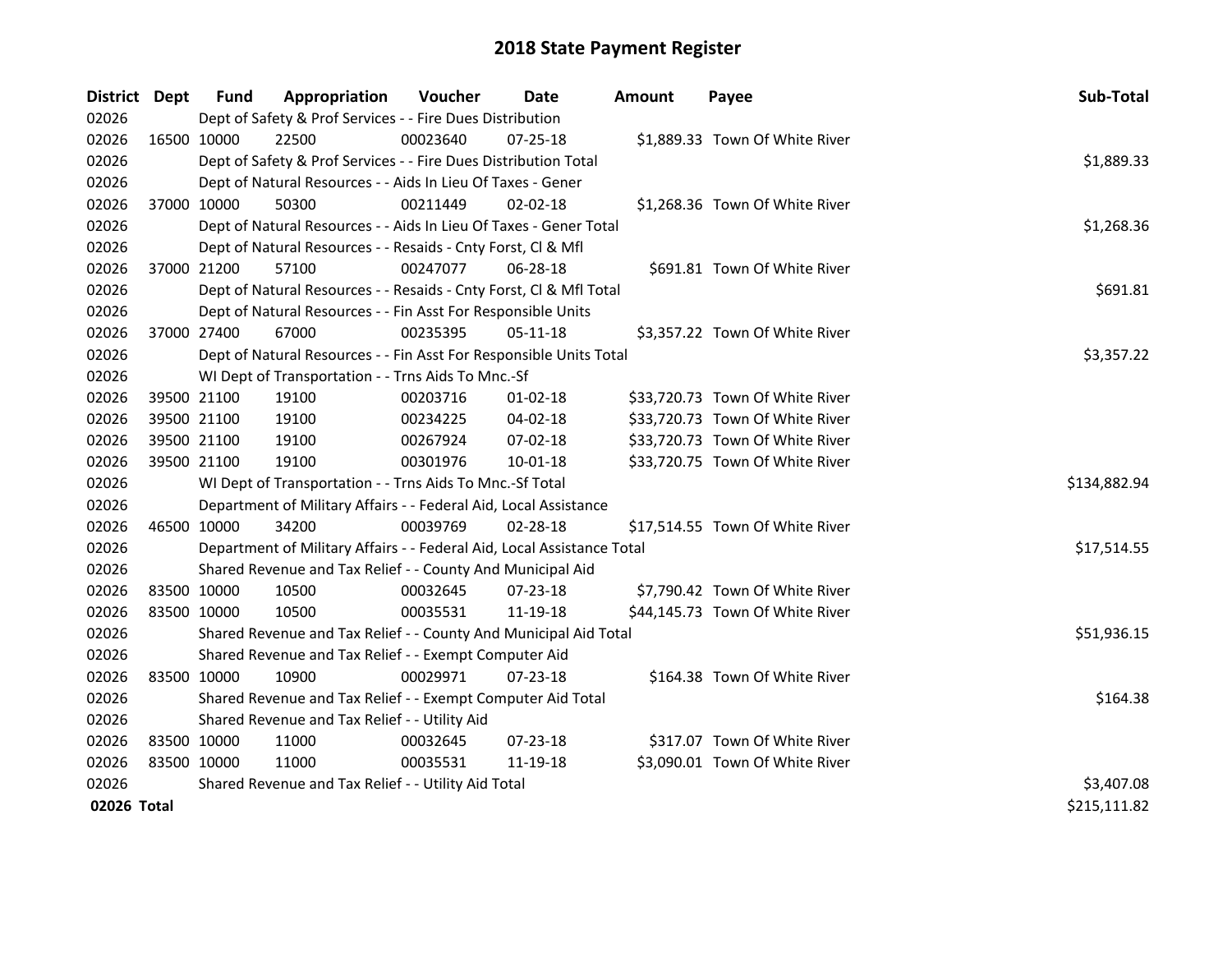# 2018 State Payment Register

| District | Dept | Fund | Appropriation | Voucher | Date | Amount | Payee | Sub-Total |
|---|---|---|---|---|---|---|---|---|
| 02026 | | Dept of Safety & Prof Services - - Fire Dues Distribution | | | | | | |
| 02026 | 16500 | 10000 | 22500 | 00023640 | 07-25-18 | $1,889.33 | Town Of White River | |
| 02026 | | Dept of Safety & Prof Services - - Fire Dues Distribution Total | | | | | | $1,889.33 |
| 02026 | | Dept of Natural Resources - - Aids In Lieu Of Taxes - Gener | | | | | | |
| 02026 | 37000 | 10000 | 50300 | 00211449 | 02-02-18 | $1,268.36 | Town Of White River | |
| 02026 | | Dept of Natural Resources - - Aids In Lieu Of Taxes - Gener Total | | | | | | $1,268.36 |
| 02026 | | Dept of Natural Resources - - Resaids - Cnty Forst, Cl & Mfl | | | | | | |
| 02026 | 37000 | 21200 | 57100 | 00247077 | 06-28-18 | $691.81 | Town Of White River | |
| 02026 | | Dept of Natural Resources - - Resaids - Cnty Forst, Cl & Mfl Total | | | | | | $691.81 |
| 02026 | | Dept of Natural Resources - - Fin Asst For Responsible Units | | | | | | |
| 02026 | 37000 | 27400 | 67000 | 00235395 | 05-11-18 | $3,357.22 | Town Of White River | |
| 02026 | | Dept of Natural Resources - - Fin Asst For Responsible Units Total | | | | | | $3,357.22 |
| 02026 | | WI Dept of Transportation - - Trns Aids To Mnc.-Sf | | | | | | |
| 02026 | 39500 | 21100 | 19100 | 00203716 | 01-02-18 | $33,720.73 | Town Of White River | |
| 02026 | 39500 | 21100 | 19100 | 00234225 | 04-02-18 | $33,720.73 | Town Of White River | |
| 02026 | 39500 | 21100 | 19100 | 00267924 | 07-02-18 | $33,720.73 | Town Of White River | |
| 02026 | 39500 | 21100 | 19100 | 00301976 | 10-01-18 | $33,720.75 | Town Of White River | |
| 02026 | | WI Dept of Transportation - - Trns Aids To Mnc.-Sf Total | | | | | | $134,882.94 |
| 02026 | | Department of Military Affairs - - Federal Aid, Local Assistance | | | | | | |
| 02026 | 46500 | 10000 | 34200 | 00039769 | 02-28-18 | $17,514.55 | Town Of White River | |
| 02026 | | Department of Military Affairs - - Federal Aid, Local Assistance Total | | | | | | $17,514.55 |
| 02026 | | Shared Revenue and Tax Relief - - County And Municipal Aid | | | | | | |
| 02026 | 83500 | 10000 | 10500 | 00032645 | 07-23-18 | $7,790.42 | Town Of White River | |
| 02026 | 83500 | 10000 | 10500 | 00035531 | 11-19-18 | $44,145.73 | Town Of White River | |
| 02026 | | Shared Revenue and Tax Relief - - County And Municipal Aid Total | | | | | | $51,936.15 |
| 02026 | | Shared Revenue and Tax Relief - - Exempt Computer Aid | | | | | | |
| 02026 | 83500 | 10000 | 10900 | 00029971 | 07-23-18 | $164.38 | Town Of White River | |
| 02026 | | Shared Revenue and Tax Relief - - Exempt Computer Aid Total | | | | | | $164.38 |
| 02026 | | Shared Revenue and Tax Relief - - Utility Aid | | | | | | |
| 02026 | 83500 | 10000 | 11000 | 00032645 | 07-23-18 | $317.07 | Town Of White River | |
| 02026 | 83500 | 10000 | 11000 | 00035531 | 11-19-18 | $3,090.01 | Town Of White River | |
| 02026 | | Shared Revenue and Tax Relief - - Utility Aid Total | | | | | | $3,407.08 |
| **02026 Total** | | | | | | | | $215,111.82 |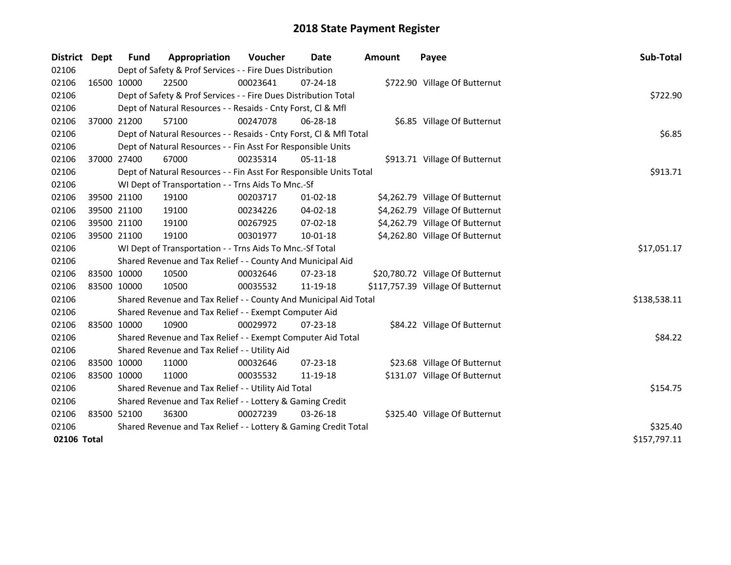# 2018 State Payment Register

| District | Dept | Fund | Appropriation | Voucher | Date | Amount | Payee | Sub-Total |
|---|---|---|---|---|---|---|---|---|
| 02106 | | Dept of Safety & Prof Services - - Fire Dues Distribution | | | | | | |
| 02106 | 16500 | 10000 | 22500 | 00023641 | 07-24-18 | $722.90 | Village Of Butternut | |
| 02106 | | Dept of Safety & Prof Services - - Fire Dues Distribution Total | | | | | | $722.90 |
| 02106 | | Dept of Natural Resources - - Resaids - Cnty Forst, Cl & Mfl | | | | | | |
| 02106 | 37000 | 21200 | 57100 | 00247078 | 06-28-18 | $6.85 | Village Of Butternut | |
| 02106 | | Dept of Natural Resources - - Resaids - Cnty Forst, Cl & Mfl Total | | | | | | $6.85 |
| 02106 | | Dept of Natural Resources - - Fin Asst For Responsible Units | | | | | | |
| 02106 | 37000 | 27400 | 67000 | 00235314 | 05-11-18 | $913.71 | Village Of Butternut | |
| 02106 | | Dept of Natural Resources - - Fin Asst For Responsible Units Total | | | | | | $913.71 |
| 02106 | | WI Dept of Transportation - - Trns Aids To Mnc.-Sf | | | | | | |
| 02106 | 39500 | 21100 | 19100 | 00203717 | 01-02-18 | $4,262.79 | Village Of Butternut | |
| 02106 | 39500 | 21100 | 19100 | 00234226 | 04-02-18 | $4,262.79 | Village Of Butternut | |
| 02106 | 39500 | 21100 | 19100 | 00267925 | 07-02-18 | $4,262.79 | Village Of Butternut | |
| 02106 | 39500 | 21100 | 19100 | 00301977 | 10-01-18 | $4,262.80 | Village Of Butternut | |
| 02106 | | WI Dept of Transportation - - Trns Aids To Mnc.-Sf Total | | | | | | $17,051.17 |
| 02106 | | Shared Revenue and Tax Relief - - County And Municipal Aid | | | | | | |
| 02106 | 83500 | 10000 | 10500 | 00032646 | 07-23-18 | $20,780.72 | Village Of Butternut | |
| 02106 | 83500 | 10000 | 10500 | 00035532 | 11-19-18 | $117,757.39 | Village Of Butternut | |
| 02106 | | Shared Revenue and Tax Relief - - County And Municipal Aid Total | | | | | | $138,538.11 |
| 02106 | | Shared Revenue and Tax Relief - - Exempt Computer Aid | | | | | | |
| 02106 | 83500 | 10000 | 10900 | 00029972 | 07-23-18 | $84.22 | Village Of Butternut | |
| 02106 | | Shared Revenue and Tax Relief - - Exempt Computer Aid Total | | | | | | $84.22 |
| 02106 | | Shared Revenue and Tax Relief - - Utility Aid | | | | | | |
| 02106 | 83500 | 10000 | 11000 | 00032646 | 07-23-18 | $23.68 | Village Of Butternut | |
| 02106 | 83500 | 10000 | 11000 | 00035532 | 11-19-18 | $131.07 | Village Of Butternut | |
| 02106 | | Shared Revenue and Tax Relief - - Utility Aid Total | | | | | | $154.75 |
| 02106 | | Shared Revenue and Tax Relief - - Lottery & Gaming Credit | | | | | | |
| 02106 | 83500 | 52100 | 36300 | 00027239 | 03-26-18 | $325.40 | Village Of Butternut | |
| 02106 | | Shared Revenue and Tax Relief - - Lottery & Gaming Credit Total | | | | | | $325.40 |
| **02106 Total** | | | | | | | | $157,797.11 |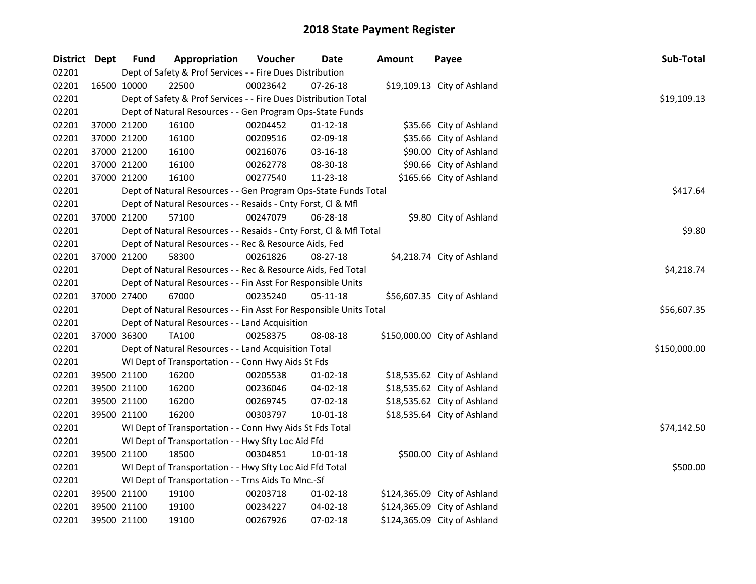# 2018 State Payment Register

| District | Dept | Fund | Appropriation | Voucher | Date | Amount | Payee | Sub-Total |
|---|---|---|---|---|---|---|---|---|
| 02201 | | Dept of Safety & Prof Services - - Fire Dues Distribution | | | | | | |
| 02201 | 16500 | 10000 | 22500 | 00023642 | 07-26-18 | $19,109.13 | City of Ashland | |
| 02201 | | Dept of Safety & Prof Services - - Fire Dues Distribution Total | | | | | | $19,109.13 |
| 02201 | | Dept of Natural Resources - - Gen Program Ops-State Funds | | | | | | |
| 02201 | 37000 | 21200 | 16100 | 00204452 | 01-12-18 | $35.66 | City of Ashland | |
| 02201 | 37000 | 21200 | 16100 | 00209516 | 02-09-18 | $35.66 | City of Ashland | |
| 02201 | 37000 | 21200 | 16100 | 00216076 | 03-16-18 | $90.00 | City of Ashland | |
| 02201 | 37000 | 21200 | 16100 | 00262778 | 08-30-18 | $90.66 | City of Ashland | |
| 02201 | 37000 | 21200 | 16100 | 00277540 | 11-23-18 | $165.66 | City of Ashland | |
| 02201 | | Dept of Natural Resources - - Gen Program Ops-State Funds Total | | | | | | $417.64 |
| 02201 | | Dept of Natural Resources - - Resaids - Cnty Forst, Cl & Mfl | | | | | | |
| 02201 | 37000 | 21200 | 57100 | 00247079 | 06-28-18 | $9.80 | City of Ashland | |
| 02201 | | Dept of Natural Resources - - Resaids - Cnty Forst, Cl & Mfl Total | | | | | | $9.80 |
| 02201 | | Dept of Natural Resources - - Rec & Resource Aids, Fed | | | | | | |
| 02201 | 37000 | 21200 | 58300 | 00261826 | 08-27-18 | $4,218.74 | City of Ashland | |
| 02201 | | Dept of Natural Resources - - Rec & Resource Aids, Fed Total | | | | | | $4,218.74 |
| 02201 | | Dept of Natural Resources - - Fin Asst For Responsible Units | | | | | | |
| 02201 | 37000 | 27400 | 67000 | 00235240 | 05-11-18 | $56,607.35 | City of Ashland | |
| 02201 | | Dept of Natural Resources - - Fin Asst For Responsible Units Total | | | | | | $56,607.35 |
| 02201 | | Dept of Natural Resources - - Land Acquisition | | | | | | |
| 02201 | 37000 | 36300 | TA100 | 00258375 | 08-08-18 | $150,000.00 | City of Ashland | |
| 02201 | | Dept of Natural Resources - - Land Acquisition Total | | | | | | $150,000.00 |
| 02201 | | WI Dept of Transportation - - Conn Hwy Aids St Fds | | | | | | |
| 02201 | 39500 | 21100 | 16200 | 00205538 | 01-02-18 | $18,535.62 | City of Ashland | |
| 02201 | 39500 | 21100 | 16200 | 00236046 | 04-02-18 | $18,535.62 | City of Ashland | |
| 02201 | 39500 | 21100 | 16200 | 00269745 | 07-02-18 | $18,535.62 | City of Ashland | |
| 02201 | 39500 | 21100 | 16200 | 00303797 | 10-01-18 | $18,535.64 | City of Ashland | |
| 02201 | | WI Dept of Transportation - - Conn Hwy Aids St Fds Total | | | | | | $74,142.50 |
| 02201 | | WI Dept of Transportation - - Hwy Sfty Loc Aid Ffd | | | | | | |
| 02201 | 39500 | 21100 | 18500 | 00304851 | 10-01-18 | $500.00 | City of Ashland | |
| 02201 | | WI Dept of Transportation - - Hwy Sfty Loc Aid Ffd Total | | | | | | $500.00 |
| 02201 | | WI Dept of Transportation - - Trns Aids To Mnc.-Sf | | | | | | |
| 02201 | 39500 | 21100 | 19100 | 00203718 | 01-02-18 | $124,365.09 | City of Ashland | |
| 02201 | 39500 | 21100 | 19100 | 00234227 | 04-02-18 | $124,365.09 | City of Ashland | |
| 02201 | 39500 | 21100 | 19100 | 00267926 | 07-02-18 | $124,365.09 | City of Ashland | |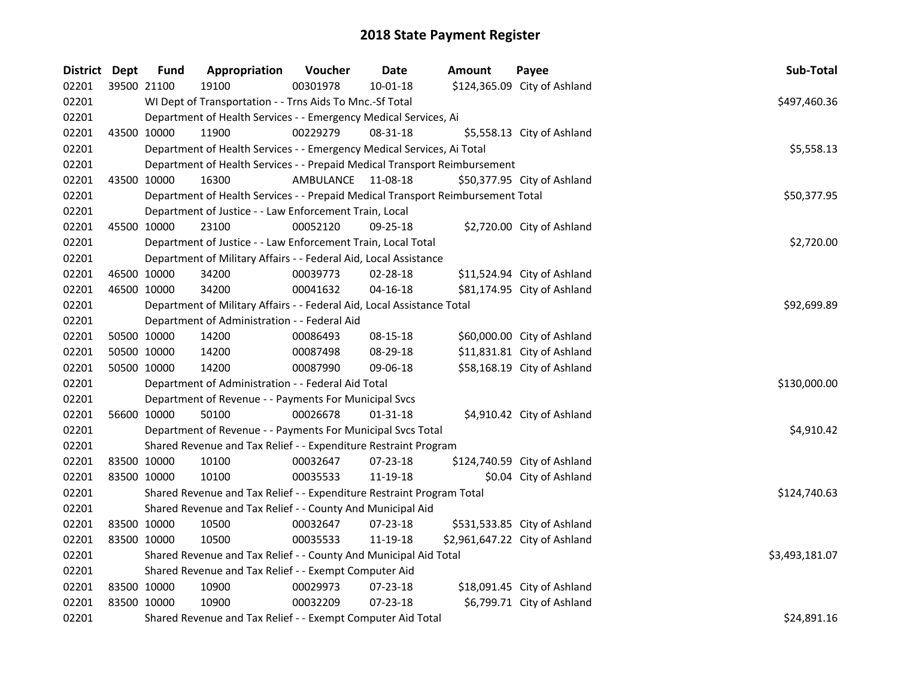# 2018 State Payment Register

| District | Dept | Fund | Appropriation | Voucher | Date | Amount | Payee | Sub-Total |
|---|---|---|---|---|---|---|---|---|
| 02201 | 39500 | 21100 | 19100 | 00301978 | 10-01-18 | $124,365.09 | City of Ashland | |
| 02201 | | WI Dept of Transportation - - Trns Aids To Mnc.-Sf Total | | | | | | $497,460.36 |
| 02201 | | Department of Health Services - - Emergency Medical Services, Ai | | | | | | |
| 02201 | 43500 | 10000 | 11900 | 00229279 | 08-31-18 | $5,558.13 | City of Ashland | |
| 02201 | | Department of Health Services - - Emergency Medical Services, Ai Total | | | | | | $5,558.13 |
| 02201 | | Department of Health Services - - Prepaid Medical Transport Reimbursement | | | | | | |
| 02201 | 43500 | 10000 | 16300 | AMBULANCE | 11-08-18 | $50,377.95 | City of Ashland | |
| 02201 | | Department of Health Services - - Prepaid Medical Transport Reimbursement Total | | | | | | $50,377.95 |
| 02201 | | Department of Justice - - Law Enforcement Train, Local | | | | | | |
| 02201 | 45500 | 10000 | 23100 | 00052120 | 09-25-18 | $2,720.00 | City of Ashland | |
| 02201 | | Department of Justice - - Law Enforcement Train, Local Total | | | | | | $2,720.00 |
| 02201 | | Department of Military Affairs - - Federal Aid, Local Assistance | | | | | | |
| 02201 | 46500 | 10000 | 34200 | 00039773 | 02-28-18 | $11,524.94 | City of Ashland | |
| 02201 | 46500 | 10000 | 34200 | 00041632 | 04-16-18 | $81,174.95 | City of Ashland | |
| 02201 | | Department of Military Affairs - - Federal Aid, Local Assistance Total | | | | | | $92,699.89 |
| 02201 | | Department of Administration - - Federal Aid | | | | | | |
| 02201 | 50500 | 10000 | 14200 | 00086493 | 08-15-18 | $60,000.00 | City of Ashland | |
| 02201 | 50500 | 10000 | 14200 | 00087498 | 08-29-18 | $11,831.81 | City of Ashland | |
| 02201 | 50500 | 10000 | 14200 | 00087990 | 09-06-18 | $58,168.19 | City of Ashland | |
| 02201 | | Department of Administration - - Federal Aid Total | | | | | | $130,000.00 |
| 02201 | | Department of Revenue - - Payments For Municipal Svcs | | | | | | |
| 02201 | 56600 | 10000 | 50100 | 00026678 | 01-31-18 | $4,910.42 | City of Ashland | |
| 02201 | | Department of Revenue - - Payments For Municipal Svcs Total | | | | | | $4,910.42 |
| 02201 | | Shared Revenue and Tax Relief - - Expenditure Restraint Program | | | | | | |
| 02201 | 83500 | 10000 | 10100 | 00032647 | 07-23-18 | $124,740.59 | City of Ashland | |
| 02201 | 83500 | 10000 | 10100 | 00035533 | 11-19-18 | $0.04 | City of Ashland | |
| 02201 | | Shared Revenue and Tax Relief - - Expenditure Restraint Program Total | | | | | | $124,740.63 |
| 02201 | | Shared Revenue and Tax Relief - - County And Municipal Aid | | | | | | |
| 02201 | 83500 | 10000 | 10500 | 00032647 | 07-23-18 | $531,533.85 | City of Ashland | |
| 02201 | 83500 | 10000 | 10500 | 00035533 | 11-19-18 | $2,961,647.22 | City of Ashland | |
| 02201 | | Shared Revenue and Tax Relief - - County And Municipal Aid Total | | | | | | $3,493,181.07 |
| 02201 | | Shared Revenue and Tax Relief - - Exempt Computer Aid | | | | | | |
| 02201 | 83500 | 10000 | 10900 | 00029973 | 07-23-18 | $18,091.45 | City of Ashland | |
| 02201 | 83500 | 10000 | 10900 | 00032209 | 07-23-18 | $6,799.71 | City of Ashland | |
| 02201 | | Shared Revenue and Tax Relief - - Exempt Computer Aid Total | | | | | | $24,891.16 |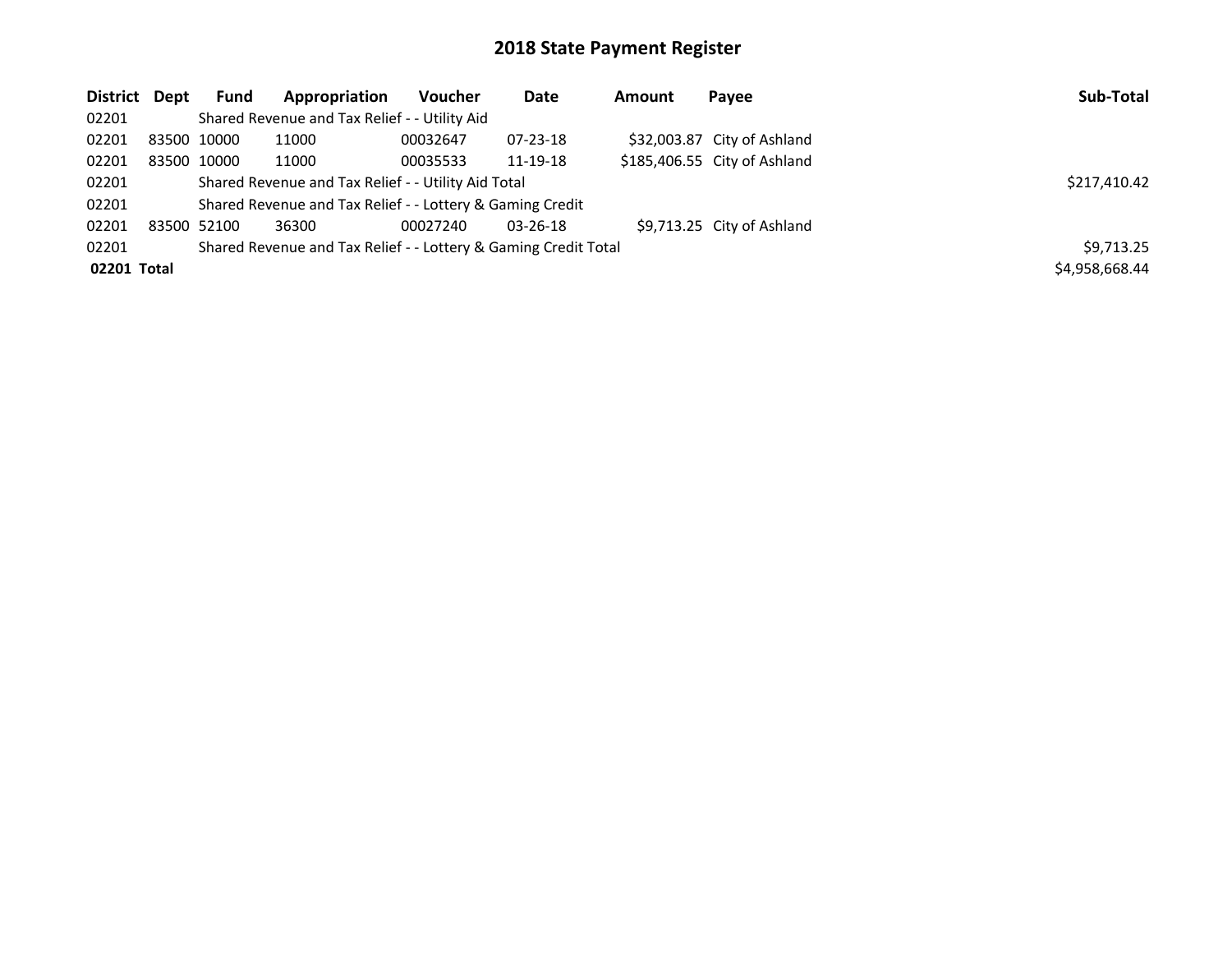# 2018 State Payment Register

| District | Dept | Fund | Appropriation | Voucher | Date | Amount | Payee | Sub-Total |
|---|---|---|---|---|---|---|---|---|
| 02201 | | Shared Revenue and Tax Relief - - Utility Aid | | | | | | |
| 02201 | 83500 | 10000 | 11000 | 00032647 | 07-23-18 | $32,003.87 | City of Ashland | |
| 02201 | 83500 | 10000 | 11000 | 00035533 | 11-19-18 | $185,406.55 | City of Ashland | |
| 02201 | | Shared Revenue and Tax Relief - - Utility Aid Total | | | | | | $217,410.42 |
| 02201 | | Shared Revenue and Tax Relief - - Lottery & Gaming Credit | | | | | | |
| 02201 | 83500 | 52100 | 36300 | 00027240 | 03-26-18 | $9,713.25 | City of Ashland | |
| 02201 | | Shared Revenue and Tax Relief - - Lottery & Gaming Credit Total | | | | | | $9,713.25 |
| **02201 Total** | | | | | | | | $4,958,668.44 |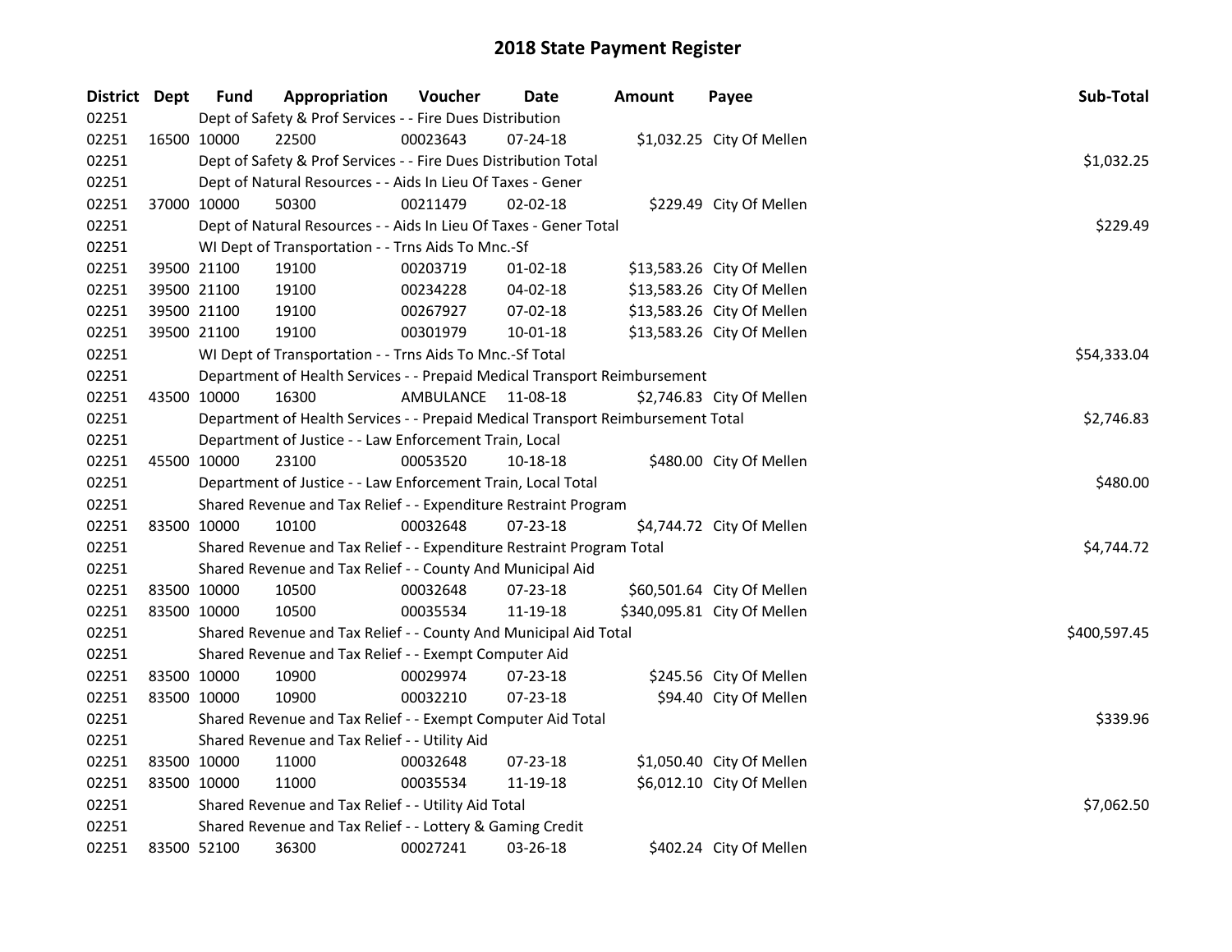# 2018 State Payment Register

| District | Dept | Fund | Appropriation | Voucher | Date | Amount | Payee | Sub-Total |
|---|---|---|---|---|---|---|---|---|
| 02251 | | Dept of Safety & Prof Services - - Fire Dues Distribution | | | | | | |
| 02251 | 16500 | 10000 | 22500 | 00023643 | 07-24-18 | $1,032.25 | City Of Mellen | |
| 02251 | | Dept of Safety & Prof Services - - Fire Dues Distribution Total | | | | | | $1,032.25 |
| 02251 | | Dept of Natural Resources - - Aids In Lieu Of Taxes - Gener | | | | | | |
| 02251 | 37000 | 10000 | 50300 | 00211479 | 02-02-18 | $229.49 | City Of Mellen | |
| 02251 | | Dept of Natural Resources - - Aids In Lieu Of Taxes - Gener Total | | | | | | $229.49 |
| 02251 | | WI Dept of Transportation - - Trns Aids To Mnc.-Sf | | | | | | |
| 02251 | 39500 | 21100 | 19100 | 00203719 | 01-02-18 | $13,583.26 | City Of Mellen | |
| 02251 | 39500 | 21100 | 19100 | 00234228 | 04-02-18 | $13,583.26 | City Of Mellen | |
| 02251 | 39500 | 21100 | 19100 | 00267927 | 07-02-18 | $13,583.26 | City Of Mellen | |
| 02251 | 39500 | 21100 | 19100 | 00301979 | 10-01-18 | $13,583.26 | City Of Mellen | |
| 02251 | | WI Dept of Transportation - - Trns Aids To Mnc.-Sf Total | | | | | | $54,333.04 |
| 02251 | | Department of Health Services - - Prepaid Medical Transport Reimbursement | | | | | | |
| 02251 | 43500 | 10000 | 16300 | AMBULANCE | 11-08-18 | $2,746.83 | City Of Mellen | |
| 02251 | | Department of Health Services - - Prepaid Medical Transport Reimbursement Total | | | | | | $2,746.83 |
| 02251 | | Department of Justice - - Law Enforcement Train, Local | | | | | | |
| 02251 | 45500 | 10000 | 23100 | 00053520 | 10-18-18 | $480.00 | City Of Mellen | |
| 02251 | | Department of Justice - - Law Enforcement Train, Local Total | | | | | | $480.00 |
| 02251 | | Shared Revenue and Tax Relief - - Expenditure Restraint Program | | | | | | |
| 02251 | 83500 | 10000 | 10100 | 00032648 | 07-23-18 | $4,744.72 | City Of Mellen | |
| 02251 | | Shared Revenue and Tax Relief - - Expenditure Restraint Program Total | | | | | | $4,744.72 |
| 02251 | | Shared Revenue and Tax Relief - - County And Municipal Aid | | | | | | |
| 02251 | 83500 | 10000 | 10500 | 00032648 | 07-23-18 | $60,501.64 | City Of Mellen | |
| 02251 | 83500 | 10000 | 10500 | 00035534 | 11-19-18 | $340,095.81 | City Of Mellen | |
| 02251 | | Shared Revenue and Tax Relief - - County And Municipal Aid Total | | | | | | $400,597.45 |
| 02251 | | Shared Revenue and Tax Relief - - Exempt Computer Aid | | | | | | |
| 02251 | 83500 | 10000 | 10900 | 00029974 | 07-23-18 | $245.56 | City Of Mellen | |
| 02251 | 83500 | 10000 | 10900 | 00032210 | 07-23-18 | $94.40 | City Of Mellen | |
| 02251 | | Shared Revenue and Tax Relief - - Exempt Computer Aid Total | | | | | | $339.96 |
| 02251 | | Shared Revenue and Tax Relief - - Utility Aid | | | | | | |
| 02251 | 83500 | 10000 | 11000 | 00032648 | 07-23-18 | $1,050.40 | City Of Mellen | |
| 02251 | 83500 | 10000 | 11000 | 00035534 | 11-19-18 | $6,012.10 | City Of Mellen | |
| 02251 | | Shared Revenue and Tax Relief - - Utility Aid Total | | | | | | $7,062.50 |
| 02251 | | Shared Revenue and Tax Relief - - Lottery & Gaming Credit | | | | | | |
| 02251 | 83500 | 52100 | 36300 | 00027241 | 03-26-18 | $402.24 | City Of Mellen | |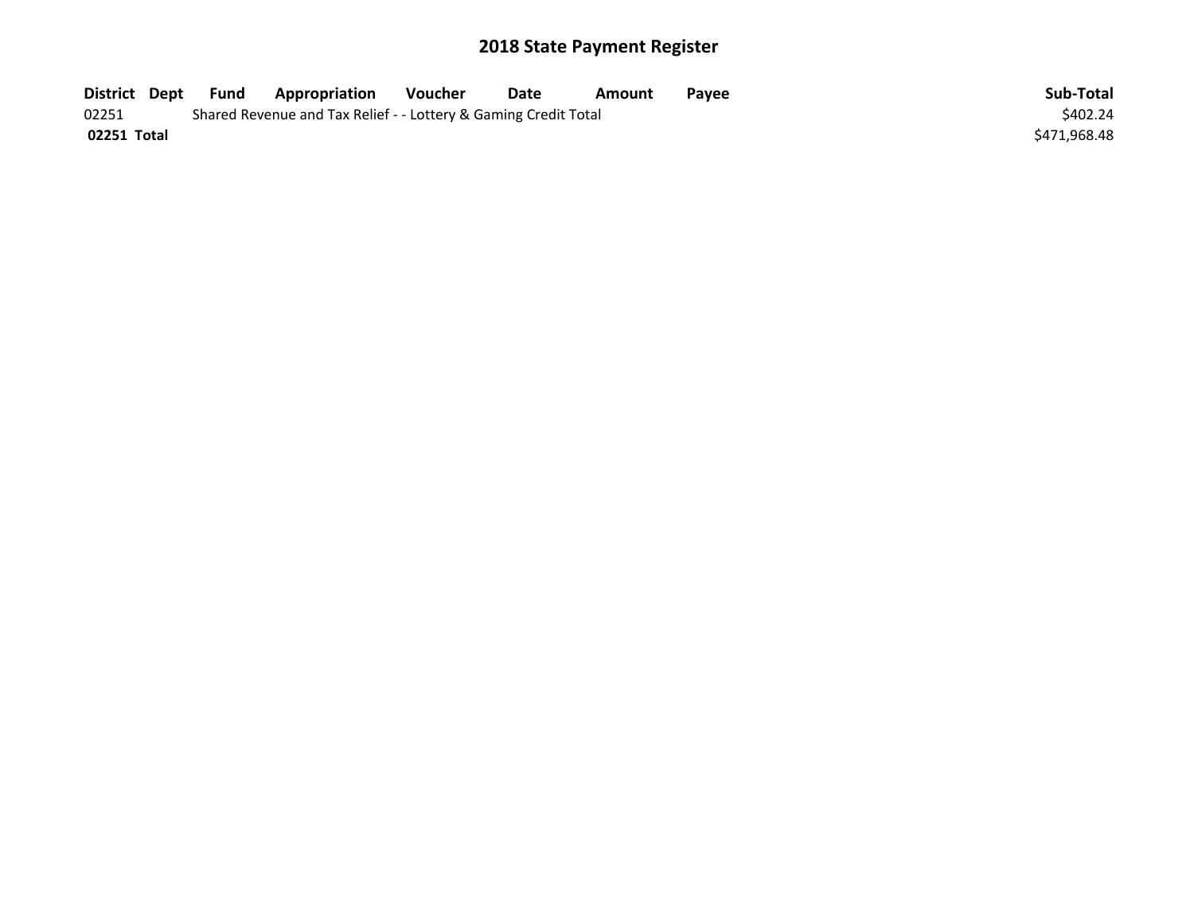# 2018 State Payment Register

| District | Dept | Fund | Appropriation | Voucher | Date | Amount | Payee | Sub-Total |
|---|---|---|---|---|---|---|---|---|
| 02251 | | Shared Revenue and Tax Relief - - Lottery & Gaming Credit Total | | | | | | $402.24 |
| **02251 Total** | | | | | | | | $471,968.48 |